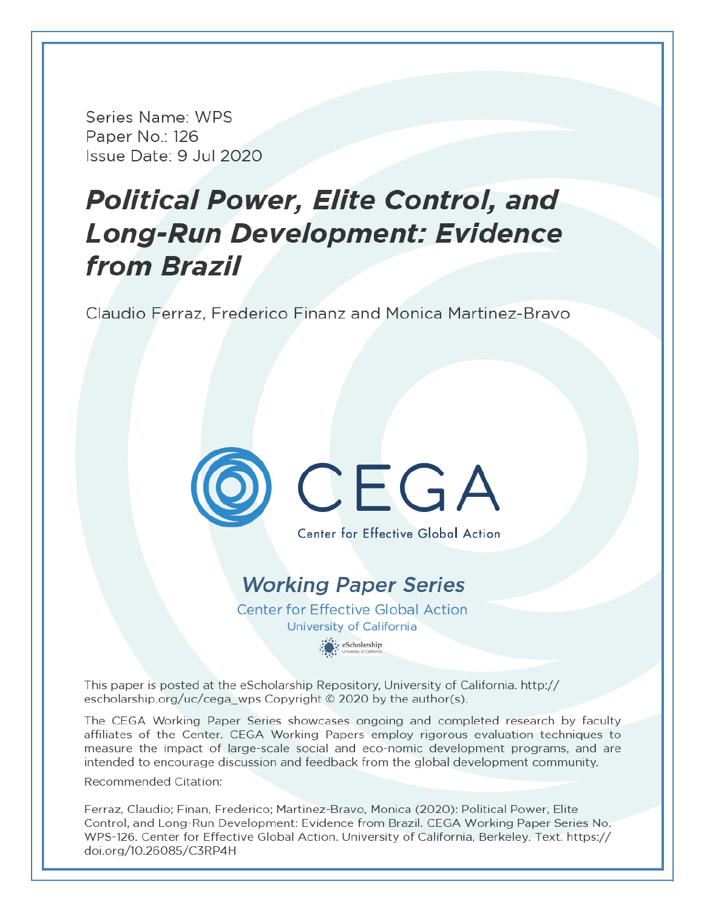Series Name: WPS
Paper No.: 126
Issue Date: 9 Jul 2020

# *Political Power, Elite Control, and Long-Run Development: Evidence from Brazil*

Claudio Ferraz, Frederico Finanz and Monica Martinez-Bravo

CEGA

Center for Effective Global Action

## *Working Paper Series*

Center for Effective Global Action
University of California

eScholarship
University of California

This paper is posted at the eScholarship Repository, University of California. http://escholarship.org/uc/cega_wps Copyright © 2020 by the author(s).

The CEGA Working Paper Series showcases ongoing and completed research by faculty affiliates of the Center. CEGA Working Papers employ rigorous evaluation techniques to measure the impact of large-scale social and eco-nomic development programs, and are intended to encourage discussion and feedback from the global development community.

Recommended Citation:

Ferraz, Claudio; Finan, Frederico; Martinez-Bravo, Monica (2020): Political Power, Elite Control, and Long-Run Development: Evidence from Brazil. CEGA Working Paper Series No. WPS-126. Center for Effective Global Action. University of California, Berkeley. Text. https://doi.org/10.26085/C3RP4H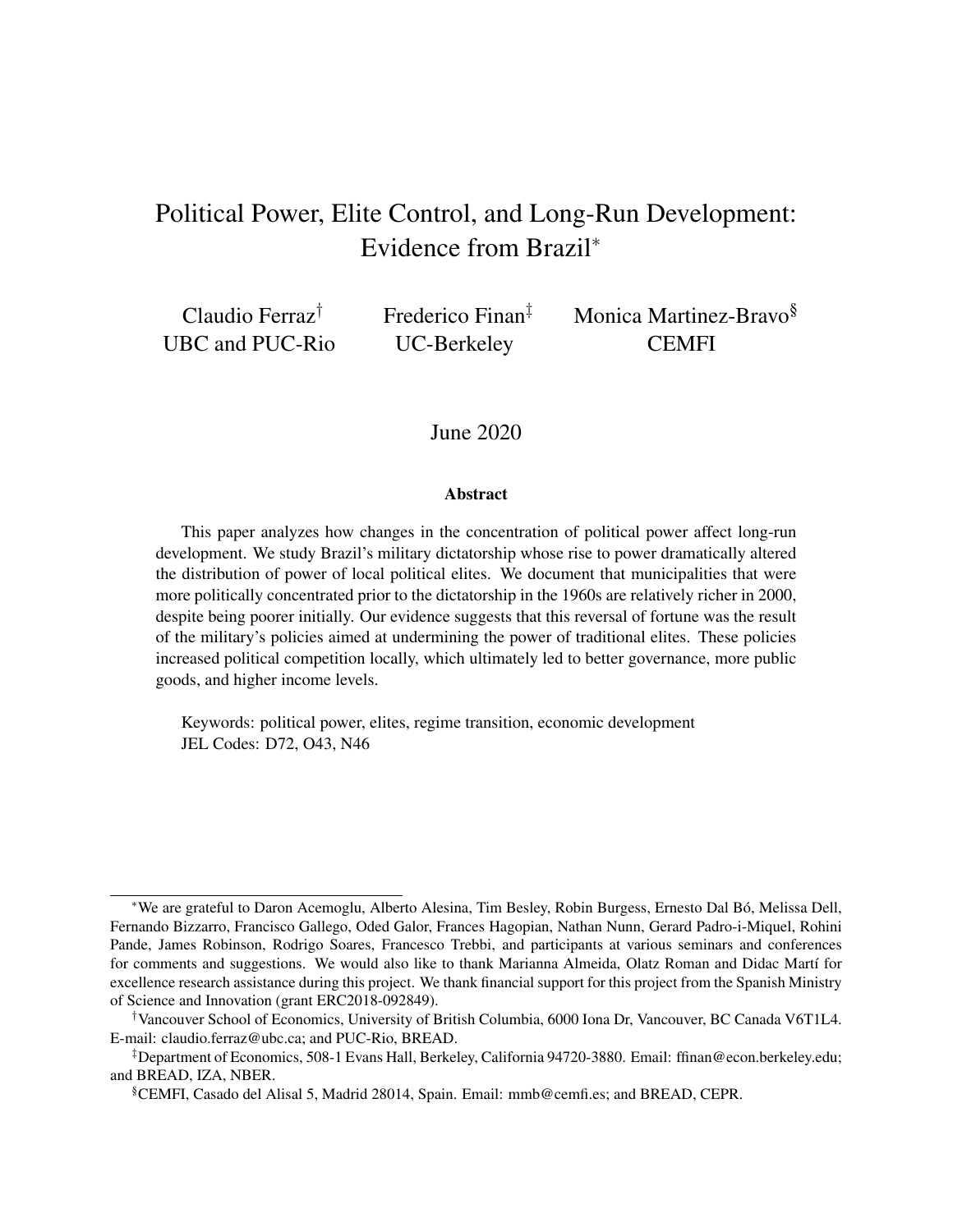# Political Power, Elite Control, and Long-Run Development: Evidence from Brazil*

Claudio Ferraz[†]
UBC and PUC-Rio

Frederico Finan[‡]
UC-Berkeley

Monica Martinez-Bravo[§]
CEMFI

June 2020

## Abstract

This paper analyzes how changes in the concentration of political power affect long-run development. We study Brazil's military dictatorship whose rise to power dramatically altered the distribution of power of local political elites. We document that municipalities that were more politically concentrated prior to the dictatorship in the 1960s are relatively richer in 2000, despite being poorer initially. Our evidence suggests that this reversal of fortune was the result of the military's policies aimed at undermining the power of traditional elites. These policies increased political competition locally, which ultimately led to better governance, more public goods, and higher income levels.

Keywords: political power, elites, regime transition, economic development
JEL Codes: D72, O43, N46

---

*We are grateful to Daron Acemoglu, Alberto Alesina, Tim Besley, Robin Burgess, Ernesto Dal Bó, Melissa Dell, Fernando Bizzarro, Francisco Gallego, Oded Galor, Frances Hagopian, Nathan Nunn, Gerard Padro-i-Miquel, Rohini Pande, James Robinson, Rodrigo Soares, Francesco Trebbi, and participants at various seminars and conferences for comments and suggestions. We would also like to thank Marianna Almeida, Olatz Roman and Didac Martí for excellence research assistance during this project. We thank financial support for this project from the Spanish Ministry of Science and Innovation (grant ERC2018-092849).

[†]Vancouver School of Economics, University of British Columbia, 6000 Iona Dr, Vancouver, BC Canada V6T1L4. E-mail: claudio.ferraz@ubc.ca; and PUC-Rio, BREAD.

[‡]Department of Economics, 508-1 Evans Hall, Berkeley, California 94720-3880. Email: ffinan@econ.berkeley.edu; and BREAD, IZA, NBER.

[§]CEMFI, Casado del Alisal 5, Madrid 28014, Spain. Email: mmb@cemfi.es; and BREAD, CEPR.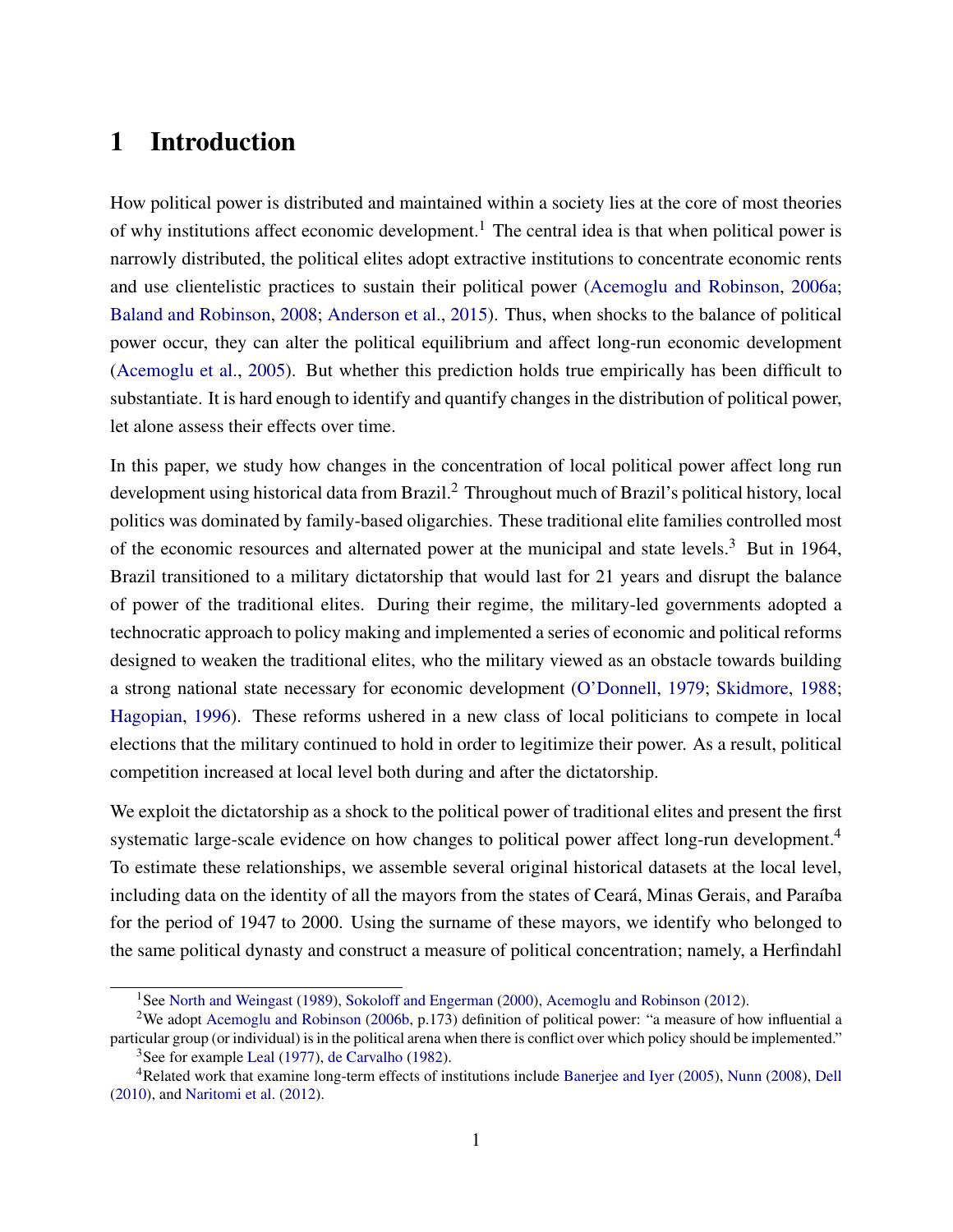# 1 Introduction

How political power is distributed and maintained within a society lies at the core of most theories of why institutions affect economic development.[1] The central idea is that when political power is narrowly distributed, the political elites adopt extractive institutions to concentrate economic rents and use clientelistic practices to sustain their political power (Acemoglu and Robinson, 2006a; Baland and Robinson, 2008; Anderson et al., 2015). Thus, when shocks to the balance of political power occur, they can alter the political equilibrium and affect long-run economic development (Acemoglu et al., 2005). But whether this prediction holds true empirically has been difficult to substantiate. It is hard enough to identify and quantify changes in the distribution of political power, let alone assess their effects over time.

In this paper, we study how changes in the concentration of local political power affect long run development using historical data from Brazil.[2] Throughout much of Brazil's political history, local politics was dominated by family-based oligarchies. These traditional elite families controlled most of the economic resources and alternated power at the municipal and state levels.[3] But in 1964, Brazil transitioned to a military dictatorship that would last for 21 years and disrupt the balance of power of the traditional elites. During their regime, the military-led governments adopted a technocratic approach to policy making and implemented a series of economic and political reforms designed to weaken the traditional elites, who the military viewed as an obstacle towards building a strong national state necessary for economic development (O'Donnell, 1979; Skidmore, 1988; Hagopian, 1996). These reforms ushered in a new class of local politicians to compete in local elections that the military continued to hold in order to legitimize their power. As a result, political competition increased at local level both during and after the dictatorship.

We exploit the dictatorship as a shock to the political power of traditional elites and present the first systematic large-scale evidence on how changes to political power affect long-run development.[4] To estimate these relationships, we assemble several original historical datasets at the local level, including data on the identity of all the mayors from the states of Ceará, Minas Gerais, and Paraíba for the period of 1947 to 2000. Using the surname of these mayors, we identify who belonged to the same political dynasty and construct a measure of political concentration; namely, a Herfindahl

[1] See North and Weingast (1989), Sokoloff and Engerman (2000), Acemoglu and Robinson (2012).

[2] We adopt Acemoglu and Robinson (2006b, p.173) definition of political power: "a measure of how influential a particular group (or individual) is in the political arena when there is conflict over which policy should be implemented."

[3] See for example Leal (1977), de Carvalho (1982).

[4] Related work that examine long-term effects of institutions include Banerjee and Iyer (2005), Nunn (2008), Dell (2010), and Naritomi et al. (2012).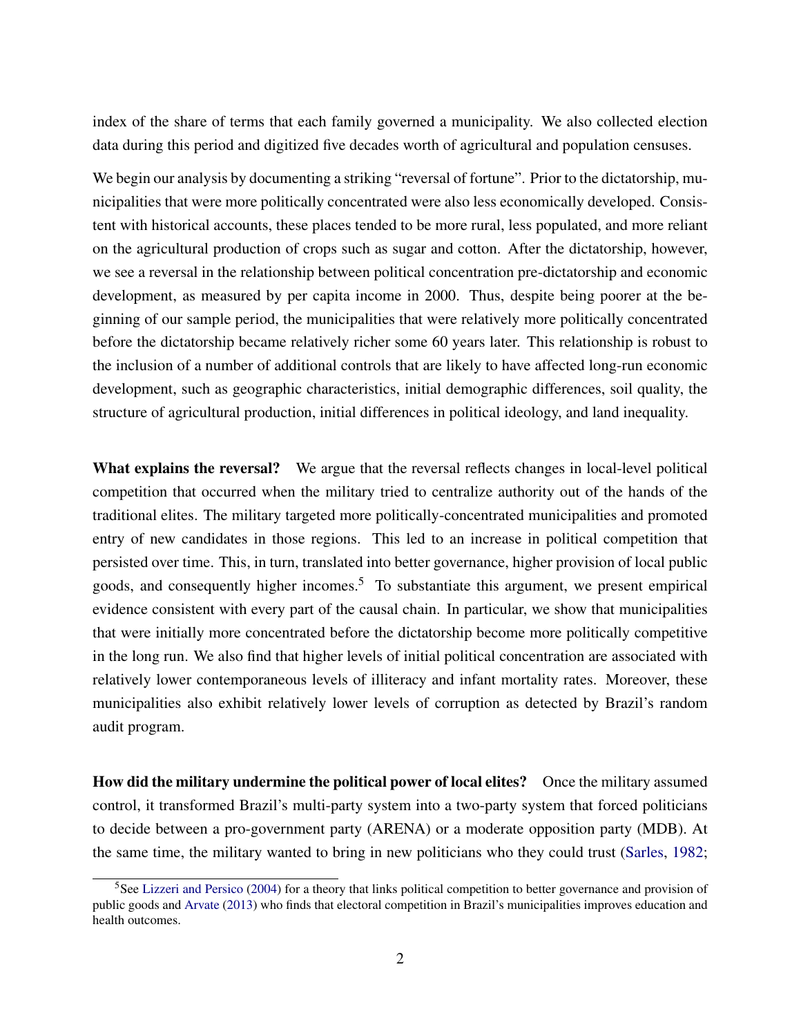index of the share of terms that each family governed a municipality. We also collected election data during this period and digitized five decades worth of agricultural and population censuses.

We begin our analysis by documenting a striking "reversal of fortune". Prior to the dictatorship, municipalities that were more politically concentrated were also less economically developed. Consistent with historical accounts, these places tended to be more rural, less populated, and more reliant on the agricultural production of crops such as sugar and cotton. After the dictatorship, however, we see a reversal in the relationship between political concentration pre-dictatorship and economic development, as measured by per capita income in 2000. Thus, despite being poorer at the beginning of our sample period, the municipalities that were relatively more politically concentrated before the dictatorship became relatively richer some 60 years later. This relationship is robust to the inclusion of a number of additional controls that are likely to have affected long-run economic development, such as geographic characteristics, initial demographic differences, soil quality, the structure of agricultural production, initial differences in political ideology, and land inequality.

**What explains the reversal?** We argue that the reversal reflects changes in local-level political competition that occurred when the military tried to centralize authority out of the hands of the traditional elites. The military targeted more politically-concentrated municipalities and promoted entry of new candidates in those regions. This led to an increase in political competition that persisted over time. This, in turn, translated into better governance, higher provision of local public goods, and consequently higher incomes.[5] To substantiate this argument, we present empirical evidence consistent with every part of the causal chain. In particular, we show that municipalities that were initially more concentrated before the dictatorship become more politically competitive in the long run. We also find that higher levels of initial political concentration are associated with relatively lower contemporaneous levels of illiteracy and infant mortality rates. Moreover, these municipalities also exhibit relatively lower levels of corruption as detected by Brazil's random audit program.

**How did the military undermine the political power of local elites?** Once the military assumed control, it transformed Brazil's multi-party system into a two-party system that forced politicians to decide between a pro-government party (ARENA) or a moderate opposition party (MDB). At the same time, the military wanted to bring in new politicians who they could trust (Sarles, 1982;

[5] See Lizzeri and Persico (2004) for a theory that links political competition to better governance and provision of public goods and Arvate (2013) who finds that electoral competition in Brazil's municipalities improves education and health outcomes.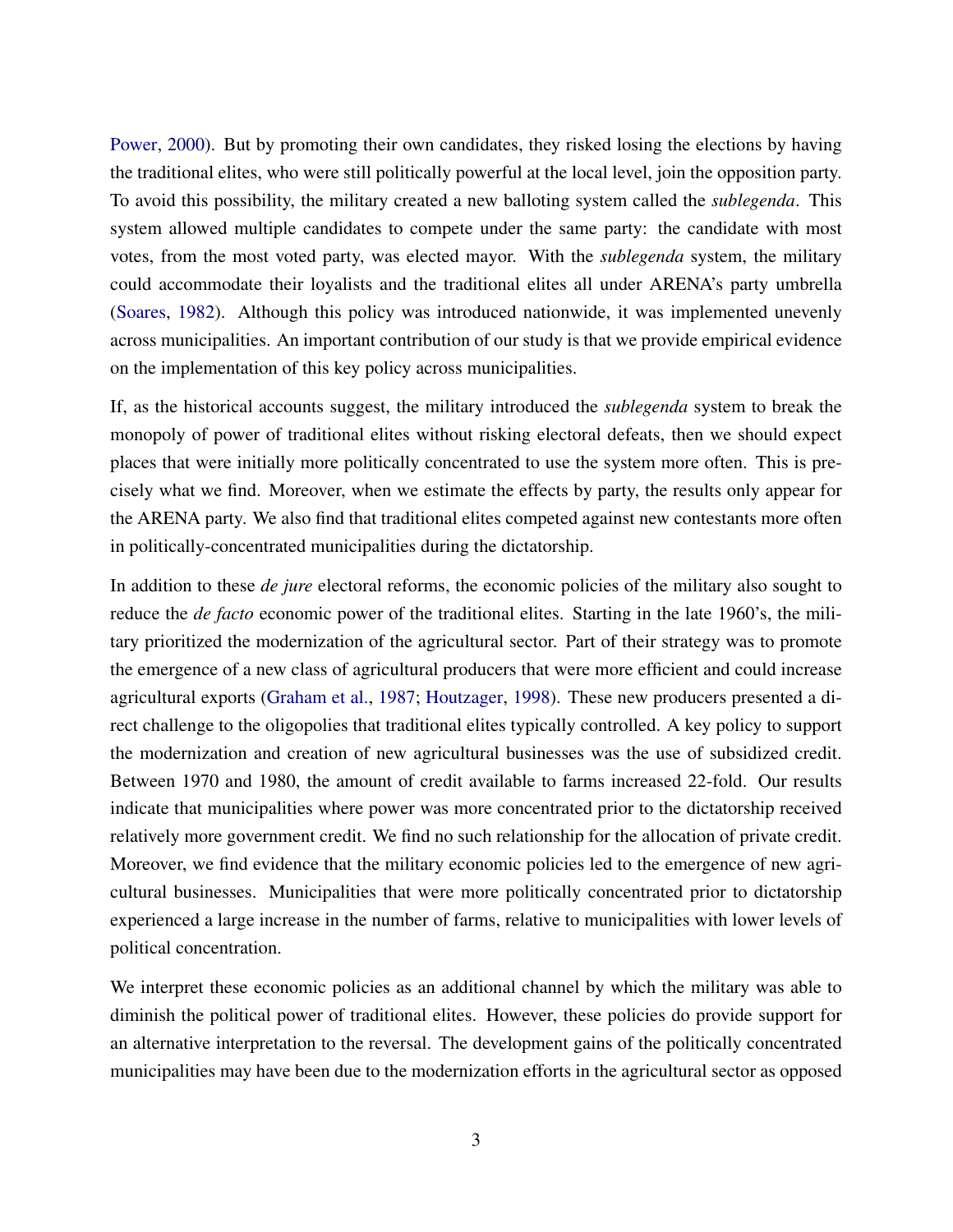Power, 2000). But by promoting their own candidates, they risked losing the elections by having the traditional elites, who were still politically powerful at the local level, join the opposition party. To avoid this possibility, the military created a new balloting system called the *sublegenda*. This system allowed multiple candidates to compete under the same party: the candidate with most votes, from the most voted party, was elected mayor. With the *sublegenda* system, the military could accommodate their loyalists and the traditional elites all under ARENA's party umbrella (Soares, 1982). Although this policy was introduced nationwide, it was implemented unevenly across municipalities. An important contribution of our study is that we provide empirical evidence on the implementation of this key policy across municipalities.

If, as the historical accounts suggest, the military introduced the *sublegenda* system to break the monopoly of power of traditional elites without risking electoral defeats, then we should expect places that were initially more politically concentrated to use the system more often. This is precisely what we find. Moreover, when we estimate the effects by party, the results only appear for the ARENA party. We also find that traditional elites competed against new contestants more often in politically-concentrated municipalities during the dictatorship.

In addition to these *de jure* electoral reforms, the economic policies of the military also sought to reduce the *de facto* economic power of the traditional elites. Starting in the late 1960's, the military prioritized the modernization of the agricultural sector. Part of their strategy was to promote the emergence of a new class of agricultural producers that were more efficient and could increase agricultural exports (Graham et al., 1987; Houtzager, 1998). These new producers presented a direct challenge to the oligopolies that traditional elites typically controlled. A key policy to support the modernization and creation of new agricultural businesses was the use of subsidized credit. Between 1970 and 1980, the amount of credit available to farms increased 22-fold. Our results indicate that municipalities where power was more concentrated prior to the dictatorship received relatively more government credit. We find no such relationship for the allocation of private credit. Moreover, we find evidence that the military economic policies led to the emergence of new agricultural businesses. Municipalities that were more politically concentrated prior to dictatorship experienced a large increase in the number of farms, relative to municipalities with lower levels of political concentration.

We interpret these economic policies as an additional channel by which the military was able to diminish the political power of traditional elites. However, these policies do provide support for an alternative interpretation to the reversal. The development gains of the politically concentrated municipalities may have been due to the modernization efforts in the agricultural sector as opposed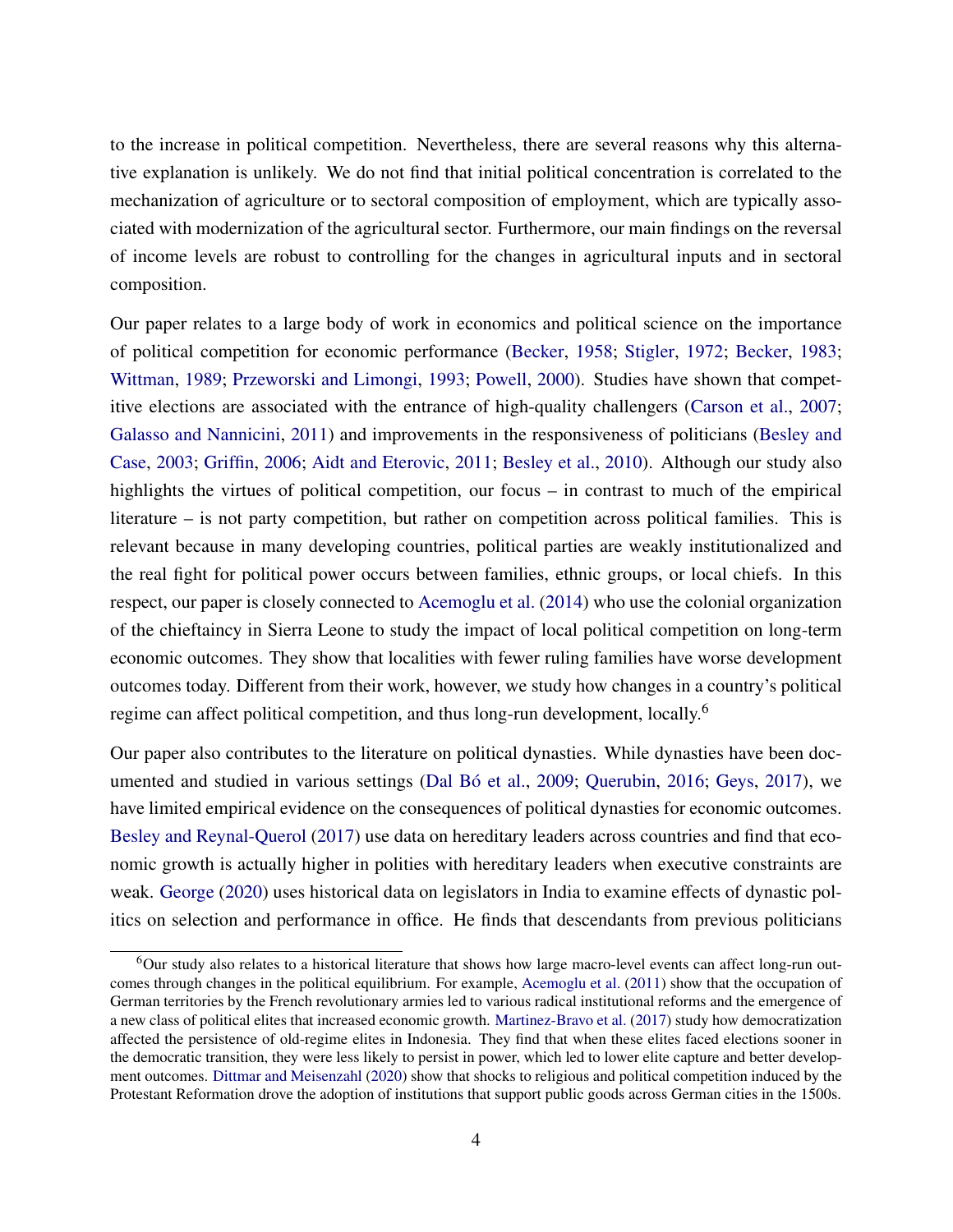to the increase in political competition. Nevertheless, there are several reasons why this alternative explanation is unlikely. We do not find that initial political concentration is correlated to the mechanization of agriculture or to sectoral composition of employment, which are typically associated with modernization of the agricultural sector. Furthermore, our main findings on the reversal of income levels are robust to controlling for the changes in agricultural inputs and in sectoral composition.

Our paper relates to a large body of work in economics and political science on the importance of political competition for economic performance (Becker, 1958; Stigler, 1972; Becker, 1983; Wittman, 1989; Przeworski and Limongi, 1993; Powell, 2000). Studies have shown that competitive elections are associated with the entrance of high-quality challengers (Carson et al., 2007; Galasso and Nannicini, 2011) and improvements in the responsiveness of politicians (Besley and Case, 2003; Griffin, 2006; Aidt and Eterovic, 2011; Besley et al., 2010). Although our study also highlights the virtues of political competition, our focus – in contrast to much of the empirical literature – is not party competition, but rather on competition across political families. This is relevant because in many developing countries, political parties are weakly institutionalized and the real fight for political power occurs between families, ethnic groups, or local chiefs. In this respect, our paper is closely connected to Acemoglu et al. (2014) who use the colonial organization of the chieftaincy in Sierra Leone to study the impact of local political competition on long-term economic outcomes. They show that localities with fewer ruling families have worse development outcomes today. Different from their work, however, we study how changes in a country's political regime can affect political competition, and thus long-run development, locally.[6]

Our paper also contributes to the literature on political dynasties. While dynasties have been documented and studied in various settings (Dal Bó et al., 2009; Querubin, 2016; Geys, 2017), we have limited empirical evidence on the consequences of political dynasties for economic outcomes. Besley and Reynal-Querol (2017) use data on hereditary leaders across countries and find that economic growth is actually higher in polities with hereditary leaders when executive constraints are weak. George (2020) uses historical data on legislators in India to examine effects of dynastic politics on selection and performance in office. He finds that descendants from previous politicians

[6] Our study also relates to a historical literature that shows how large macro-level events can affect long-run outcomes through changes in the political equilibrium. For example, Acemoglu et al. (2011) show that the occupation of German territories by the French revolutionary armies led to various radical institutional reforms and the emergence of a new class of political elites that increased economic growth. Martinez-Bravo et al. (2017) study how democratization affected the persistence of old-regime elites in Indonesia. They find that when these elites faced elections sooner in the democratic transition, they were less likely to persist in power, which led to lower elite capture and better development outcomes. Dittmar and Meisenzahl (2020) show that shocks to religious and political competition induced by the Protestant Reformation drove the adoption of institutions that support public goods across German cities in the 1500s.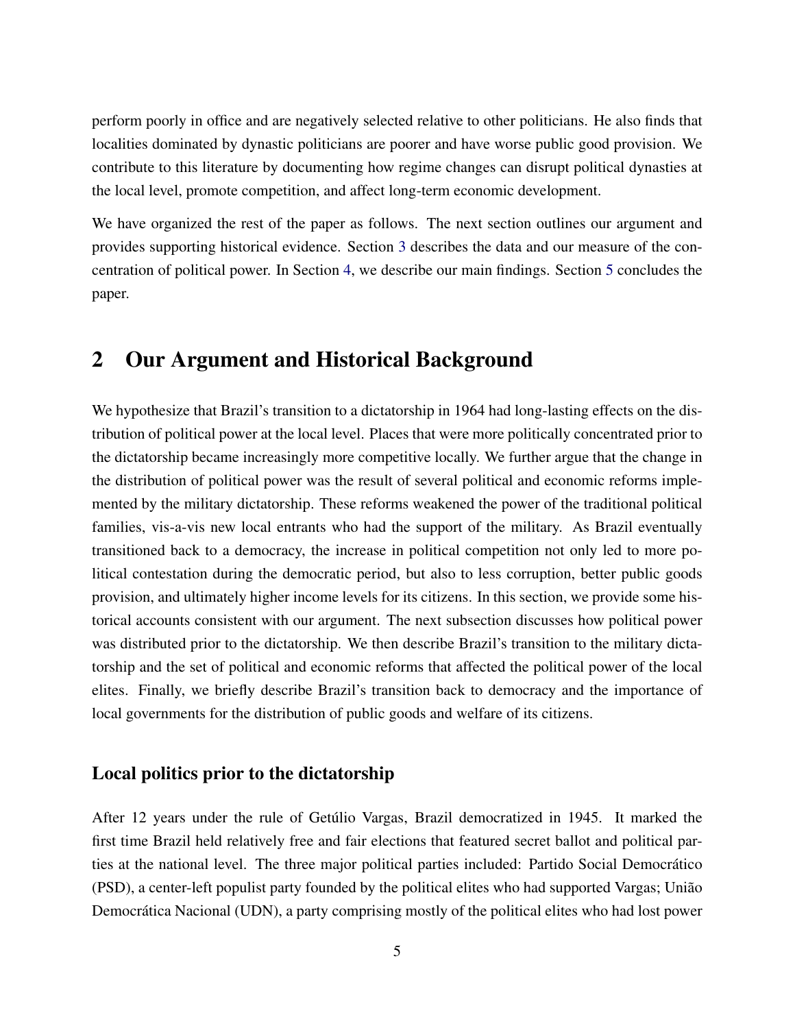perform poorly in office and are negatively selected relative to other politicians. He also finds that localities dominated by dynastic politicians are poorer and have worse public good provision. We contribute to this literature by documenting how regime changes can disrupt political dynasties at the local level, promote competition, and affect long-term economic development.

We have organized the rest of the paper as follows. The next section outlines our argument and provides supporting historical evidence. Section 3 describes the data and our measure of the concentration of political power. In Section 4, we describe our main findings. Section 5 concludes the paper.

## 2 Our Argument and Historical Background

We hypothesize that Brazil's transition to a dictatorship in 1964 had long-lasting effects on the distribution of political power at the local level. Places that were more politically concentrated prior to the dictatorship became increasingly more competitive locally. We further argue that the change in the distribution of political power was the result of several political and economic reforms implemented by the military dictatorship. These reforms weakened the power of the traditional political families, vis-a-vis new local entrants who had the support of the military. As Brazil eventually transitioned back to a democracy, the increase in political competition not only led to more political contestation during the democratic period, but also to less corruption, better public goods provision, and ultimately higher income levels for its citizens. In this section, we provide some historical accounts consistent with our argument. The next subsection discusses how political power was distributed prior to the dictatorship. We then describe Brazil's transition to the military dictatorship and the set of political and economic reforms that affected the political power of the local elites. Finally, we briefly describe Brazil's transition back to democracy and the importance of local governments for the distribution of public goods and welfare of its citizens.

### Local politics prior to the dictatorship

After 12 years under the rule of Getúlio Vargas, Brazil democratized in 1945. It marked the first time Brazil held relatively free and fair elections that featured secret ballot and political parties at the national level. The three major political parties included: Partido Social Democrático (PSD), a center-left populist party founded by the political elites who had supported Vargas; União Democrática Nacional (UDN), a party comprising mostly of the political elites who had lost power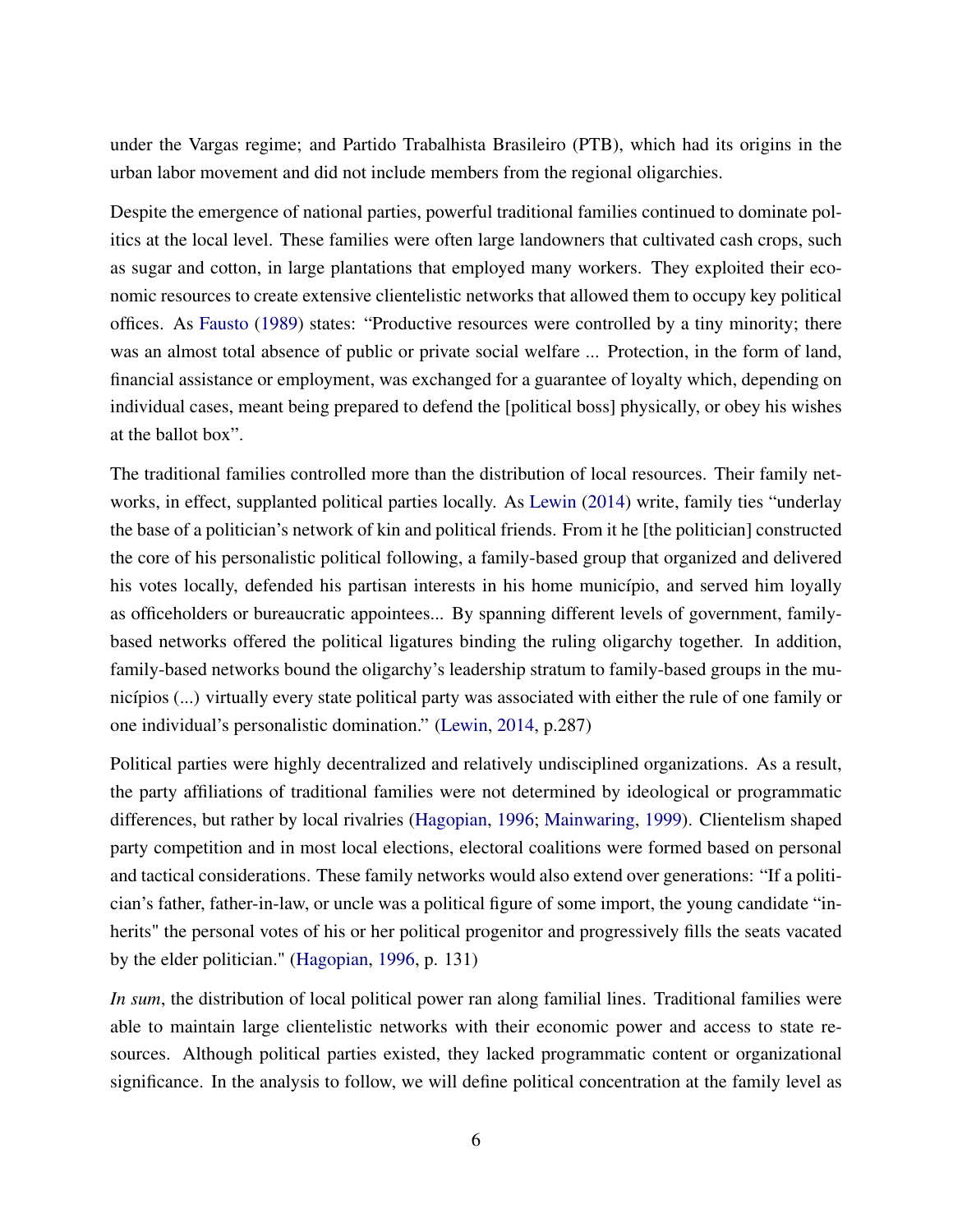under the Vargas regime; and Partido Trabalhista Brasileiro (PTB), which had its origins in the urban labor movement and did not include members from the regional oligarchies.

Despite the emergence of national parties, powerful traditional families continued to dominate politics at the local level. These families were often large landowners that cultivated cash crops, such as sugar and cotton, in large plantations that employed many workers. They exploited their economic resources to create extensive clientelistic networks that allowed them to occupy key political offices. As Fausto (1989) states: "Productive resources were controlled by a tiny minority; there was an almost total absence of public or private social welfare ... Protection, in the form of land, financial assistance or employment, was exchanged for a guarantee of loyalty which, depending on individual cases, meant being prepared to defend the [political boss] physically, or obey his wishes at the ballot box".

The traditional families controlled more than the distribution of local resources. Their family networks, in effect, supplanted political parties locally. As Lewin (2014) write, family ties "underlay the base of a politician's network of kin and political friends. From it he [the politician] constructed the core of his personalistic political following, a family-based group that organized and delivered his votes locally, defended his partisan interests in his home município, and served him loyally as officeholders or bureaucratic appointees... By spanning different levels of government, family-based networks offered the political ligatures binding the ruling oligarchy together. In addition, family-based networks bound the oligarchy's leadership stratum to family-based groups in the municípios (...) virtually every state political party was associated with either the rule of one family or one individual's personalistic domination." (Lewin, 2014, p.287)

Political parties were highly decentralized and relatively undisciplined organizations. As a result, the party affiliations of traditional families were not determined by ideological or programmatic differences, but rather by local rivalries (Hagopian, 1996; Mainwaring, 1999). Clientelism shaped party competition and in most local elections, electoral coalitions were formed based on personal and tactical considerations. These family networks would also extend over generations: "If a politician's father, father-in-law, or uncle was a political figure of some import, the young candidate "inherits" the personal votes of his or her political progenitor and progressively fills the seats vacated by the elder politician." (Hagopian, 1996, p. 131)

*In sum*, the distribution of local political power ran along familial lines. Traditional families were able to maintain large clientelistic networks with their economic power and access to state resources. Although political parties existed, they lacked programmatic content or organizational significance. In the analysis to follow, we will define political concentration at the family level as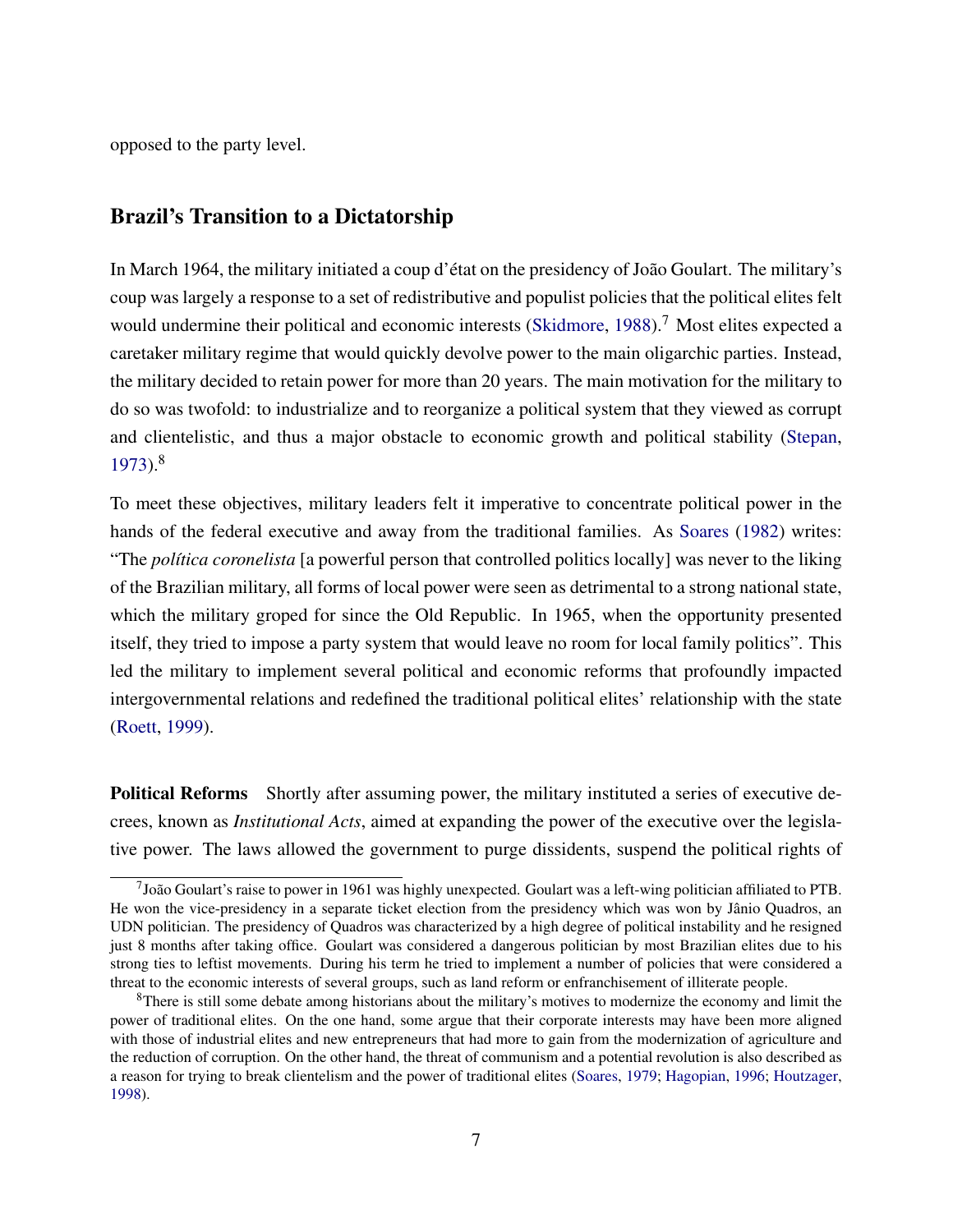opposed to the party level.

## Brazil's Transition to a Dictatorship

In March 1964, the military initiated a coup d'état on the presidency of João Goulart. The military's coup was largely a response to a set of redistributive and populist policies that the political elites felt would undermine their political and economic interests (Skidmore, 1988).[7] Most elites expected a caretaker military regime that would quickly devolve power to the main oligarchic parties. Instead, the military decided to retain power for more than 20 years. The main motivation for the military to do so was twofold: to industrialize and to reorganize a political system that they viewed as corrupt and clientelistic, and thus a major obstacle to economic growth and political stability (Stepan, 1973).[8]

To meet these objectives, military leaders felt it imperative to concentrate political power in the hands of the federal executive and away from the traditional families. As Soares (1982) writes: "The *política coronelista* [a powerful person that controlled politics locally] was never to the liking of the Brazilian military, all forms of local power were seen as detrimental to a strong national state, which the military groped for since the Old Republic. In 1965, when the opportunity presented itself, they tried to impose a party system that would leave no room for local family politics". This led the military to implement several political and economic reforms that profoundly impacted intergovernmental relations and redefined the traditional political elites' relationship with the state (Roett, 1999).

**Political Reforms** Shortly after assuming power, the military instituted a series of executive decrees, known as *Institutional Acts*, aimed at expanding the power of the executive over the legislative power. The laws allowed the government to purge dissidents, suspend the political rights of

[7] João Goulart's raise to power in 1961 was highly unexpected. Goulart was a left-wing politician affiliated to PTB. He won the vice-presidency in a separate ticket election from the presidency which was won by Jânio Quadros, an UDN politician. The presidency of Quadros was characterized by a high degree of political instability and he resigned just 8 months after taking office. Goulart was considered a dangerous politician by most Brazilian elites due to his strong ties to leftist movements. During his term he tried to implement a number of policies that were considered a threat to the economic interests of several groups, such as land reform or enfranchisement of illiterate people.

[8] There is still some debate among historians about the military's motives to modernize the economy and limit the power of traditional elites. On the one hand, some argue that their corporate interests may have been more aligned with those of industrial elites and new entrepreneurs that had more to gain from the modernization of agriculture and the reduction of corruption. On the other hand, the threat of communism and a potential revolution is also described as a reason for trying to break clientelism and the power of traditional elites (Soares, 1979; Hagopian, 1996; Houtzager, 1998).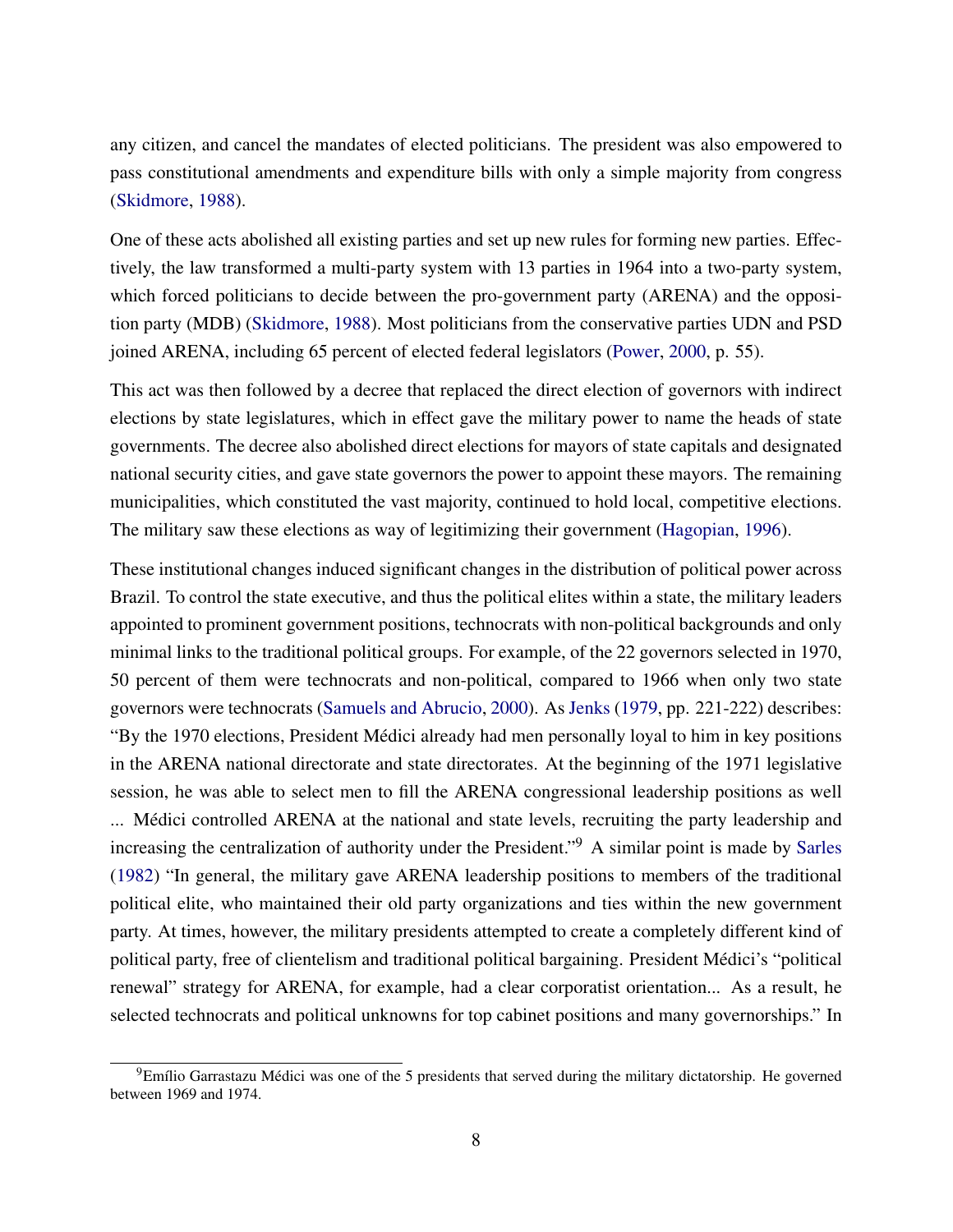any citizen, and cancel the mandates of elected politicians. The president was also empowered to pass constitutional amendments and expenditure bills with only a simple majority from congress (Skidmore, 1988).

One of these acts abolished all existing parties and set up new rules for forming new parties. Effectively, the law transformed a multi-party system with 13 parties in 1964 into a two-party system, which forced politicians to decide between the pro-government party (ARENA) and the opposition party (MDB) (Skidmore, 1988). Most politicians from the conservative parties UDN and PSD joined ARENA, including 65 percent of elected federal legislators (Power, 2000, p. 55).

This act was then followed by a decree that replaced the direct election of governors with indirect elections by state legislatures, which in effect gave the military power to name the heads of state governments. The decree also abolished direct elections for mayors of state capitals and designated national security cities, and gave state governors the power to appoint these mayors. The remaining municipalities, which constituted the vast majority, continued to hold local, competitive elections. The military saw these elections as way of legitimizing their government (Hagopian, 1996).

These institutional changes induced significant changes in the distribution of political power across Brazil. To control the state executive, and thus the political elites within a state, the military leaders appointed to prominent government positions, technocrats with non-political backgrounds and only minimal links to the traditional political groups. For example, of the 22 governors selected in 1970, 50 percent of them were technocrats and non-political, compared to 1966 when only two state governors were technocrats (Samuels and Abrucio, 2000). As Jenks (1979, pp. 221-222) describes: "By the 1970 elections, President Médici already had men personally loyal to him in key positions in the ARENA national directorate and state directorates. At the beginning of the 1971 legislative session, he was able to select men to fill the ARENA congressional leadership positions as well ... Médici controlled ARENA at the national and state levels, recruiting the party leadership and increasing the centralization of authority under the President."[9] A similar point is made by Sarles (1982) "In general, the military gave ARENA leadership positions to members of the traditional political elite, who maintained their old party organizations and ties within the new government party. At times, however, the military presidents attempted to create a completely different kind of political party, free of clientelism and traditional political bargaining. President Médici's "political renewal" strategy for ARENA, for example, had a clear corporatist orientation... As a result, he selected technocrats and political unknowns for top cabinet positions and many governorships." In

[9] Emílio Garrastazu Médici was one of the 5 presidents that served during the military dictatorship. He governed between 1969 and 1974.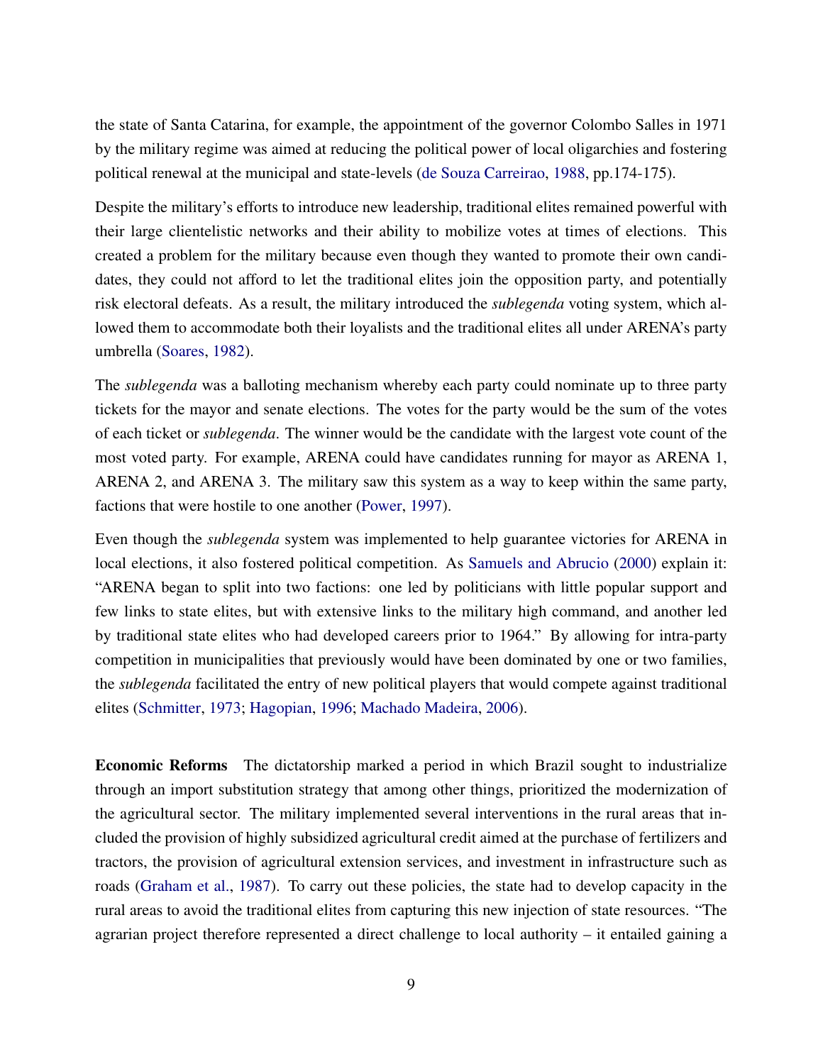the state of Santa Catarina, for example, the appointment of the governor Colombo Salles in 1971 by the military regime was aimed at reducing the political power of local oligarchies and fostering political renewal at the municipal and state-levels (de Souza Carreirao, 1988, pp.174-175).

Despite the military's efforts to introduce new leadership, traditional elites remained powerful with their large clientelistic networks and their ability to mobilize votes at times of elections. This created a problem for the military because even though they wanted to promote their own candidates, they could not afford to let the traditional elites join the opposition party, and potentially risk electoral defeats. As a result, the military introduced the *sublegenda* voting system, which allowed them to accommodate both their loyalists and the traditional elites all under ARENA's party umbrella (Soares, 1982).

The *sublegenda* was a balloting mechanism whereby each party could nominate up to three party tickets for the mayor and senate elections. The votes for the party would be the sum of the votes of each ticket or *sublegenda*. The winner would be the candidate with the largest vote count of the most voted party. For example, ARENA could have candidates running for mayor as ARENA 1, ARENA 2, and ARENA 3. The military saw this system as a way to keep within the same party, factions that were hostile to one another (Power, 1997).

Even though the *sublegenda* system was implemented to help guarantee victories for ARENA in local elections, it also fostered political competition. As Samuels and Abrucio (2000) explain it: "ARENA began to split into two factions: one led by politicians with little popular support and few links to state elites, but with extensive links to the military high command, and another led by traditional state elites who had developed careers prior to 1964." By allowing for intra-party competition in municipalities that previously would have been dominated by one or two families, the *sublegenda* facilitated the entry of new political players that would compete against traditional elites (Schmitter, 1973; Hagopian, 1996; Machado Madeira, 2006).

**Economic Reforms** The dictatorship marked a period in which Brazil sought to industrialize through an import substitution strategy that among other things, prioritized the modernization of the agricultural sector. The military implemented several interventions in the rural areas that included the provision of highly subsidized agricultural credit aimed at the purchase of fertilizers and tractors, the provision of agricultural extension services, and investment in infrastructure such as roads (Graham et al., 1987). To carry out these policies, the state had to develop capacity in the rural areas to avoid the traditional elites from capturing this new injection of state resources. "The agrarian project therefore represented a direct challenge to local authority – it entailed gaining a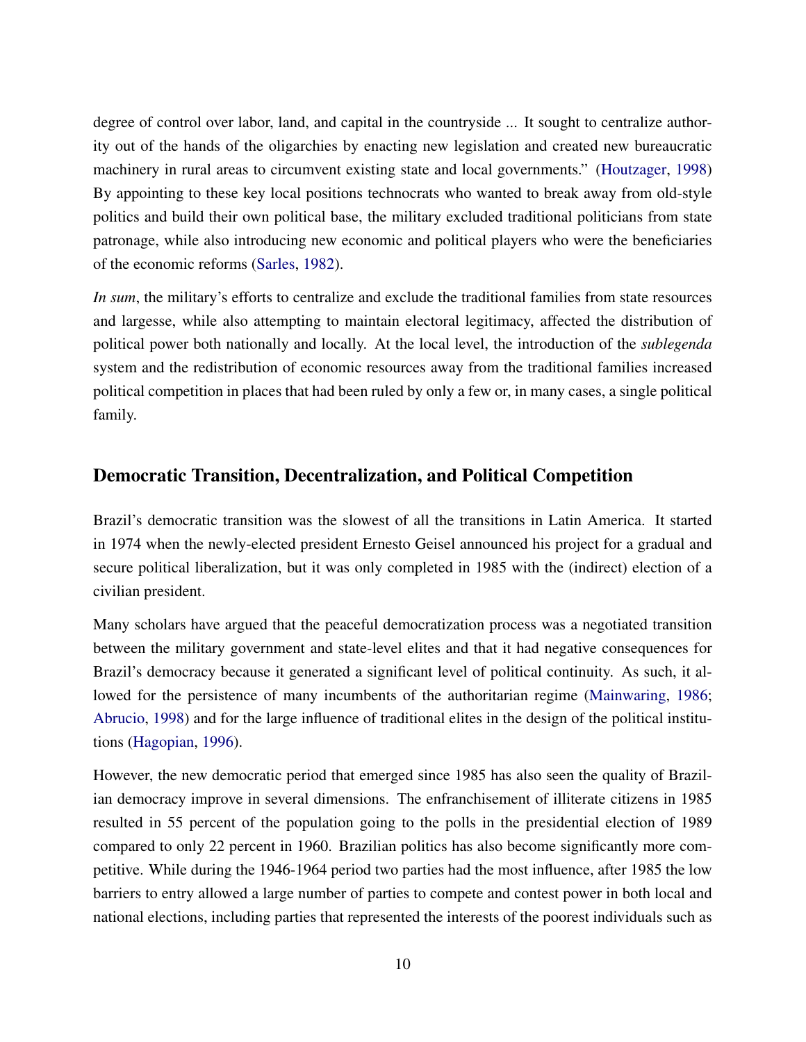degree of control over labor, land, and capital in the countryside ... It sought to centralize authority out of the hands of the oligarchies by enacting new legislation and created new bureaucratic machinery in rural areas to circumvent existing state and local governments." (Houtzager, 1998) By appointing to these key local positions technocrats who wanted to break away from old-style politics and build their own political base, the military excluded traditional politicians from state patronage, while also introducing new economic and political players who were the beneficiaries of the economic reforms (Sarles, 1982).

*In sum*, the military's efforts to centralize and exclude the traditional families from state resources and largesse, while also attempting to maintain electoral legitimacy, affected the distribution of political power both nationally and locally. At the local level, the introduction of the *sublegenda* system and the redistribution of economic resources away from the traditional families increased political competition in places that had been ruled by only a few or, in many cases, a single political family.

## Democratic Transition, Decentralization, and Political Competition

Brazil's democratic transition was the slowest of all the transitions in Latin America. It started in 1974 when the newly-elected president Ernesto Geisel announced his project for a gradual and secure political liberalization, but it was only completed in 1985 with the (indirect) election of a civilian president.

Many scholars have argued that the peaceful democratization process was a negotiated transition between the military government and state-level elites and that it had negative consequences for Brazil's democracy because it generated a significant level of political continuity. As such, it allowed for the persistence of many incumbents of the authoritarian regime (Mainwaring, 1986; Abrucio, 1998) and for the large influence of traditional elites in the design of the political institutions (Hagopian, 1996).

However, the new democratic period that emerged since 1985 has also seen the quality of Brazilian democracy improve in several dimensions. The enfranchisement of illiterate citizens in 1985 resulted in 55 percent of the population going to the polls in the presidential election of 1989 compared to only 22 percent in 1960. Brazilian politics has also become significantly more competitive. While during the 1946-1964 period two parties had the most influence, after 1985 the low barriers to entry allowed a large number of parties to compete and contest power in both local and national elections, including parties that represented the interests of the poorest individuals such as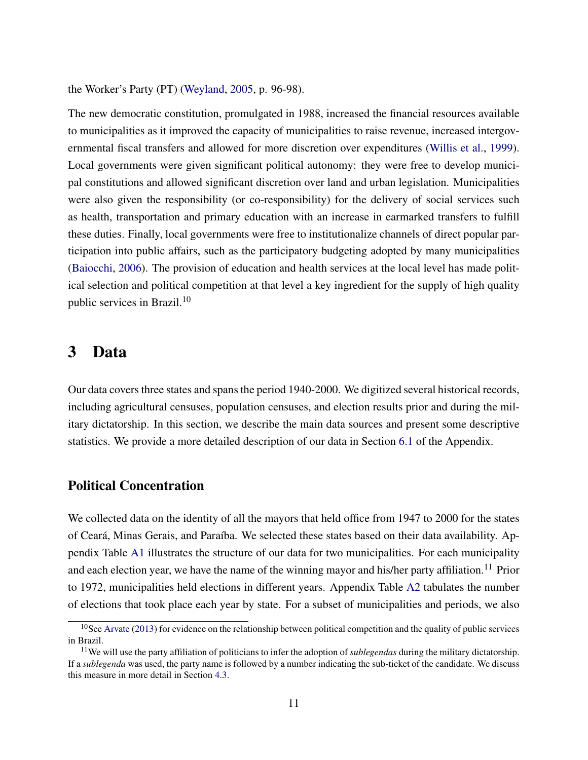the Worker's Party (PT) (Weyland, 2005, p. 96-98).

The new democratic constitution, promulgated in 1988, increased the financial resources available to municipalities as it improved the capacity of municipalities to raise revenue, increased intergovernmental fiscal transfers and allowed for more discretion over expenditures (Willis et al., 1999). Local governments were given significant political autonomy: they were free to develop municipal constitutions and allowed significant discretion over land and urban legislation. Municipalities were also given the responsibility (or co-responsibility) for the delivery of social services such as health, transportation and primary education with an increase in earmarked transfers to fulfill these duties. Finally, local governments were free to institutionalize channels of direct popular participation into public affairs, such as the participatory budgeting adopted by many municipalities (Baiocchi, 2006). The provision of education and health services at the local level has made political selection and political competition at that level a key ingredient for the supply of high quality public services in Brazil.[10]

# 3 Data

Our data covers three states and spans the period 1940-2000. We digitized several historical records, including agricultural censuses, population censuses, and election results prior and during the military dictatorship. In this section, we describe the main data sources and present some descriptive statistics. We provide a more detailed description of our data in Section 6.1 of the Appendix.

## Political Concentration

We collected data on the identity of all the mayors that held office from 1947 to 2000 for the states of Ceará, Minas Gerais, and Paraíba. We selected these states based on their data availability. Appendix Table A1 illustrates the structure of our data for two municipalities. For each municipality and each election year, we have the name of the winning mayor and his/her party affiliation.[11] Prior to 1972, municipalities held elections in different years. Appendix Table A2 tabulates the number of elections that took place each year by state. For a subset of municipalities and periods, we also

[10] See Arvate (2013) for evidence on the relationship between political competition and the quality of public services in Brazil.

[11] We will use the party affiliation of politicians to infer the adoption of *sublegendas* during the military dictatorship. If a *sublegenda* was used, the party name is followed by a number indicating the sub-ticket of the candidate. We discuss this measure in more detail in Section 4.3.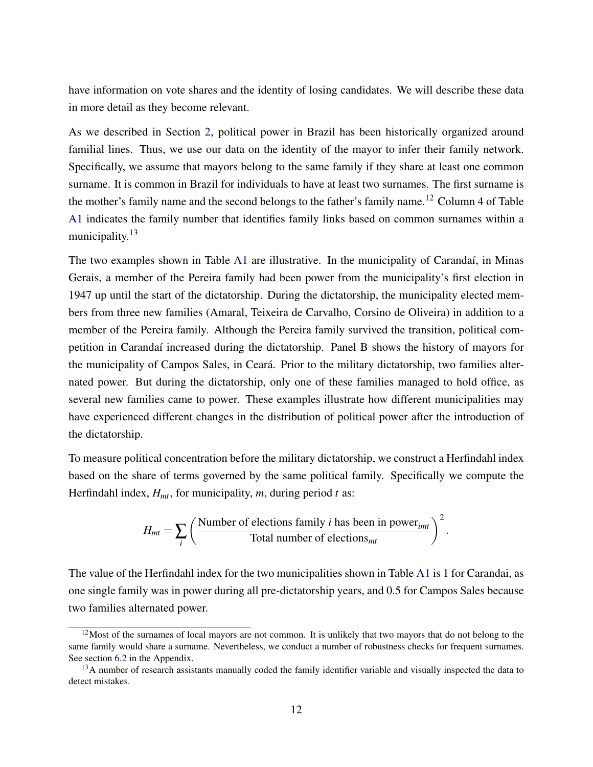have information on vote shares and the identity of losing candidates. We will describe these data in more detail as they become relevant.

As we described in Section 2, political power in Brazil has been historically organized around familial lines. Thus, we use our data on the identity of the mayor to infer their family network. Specifically, we assume that mayors belong to the same family if they share at least one common surname. It is common in Brazil for individuals to have at least two surnames. The first surname is the mother's family name and the second belongs to the father's family name.[12] Column 4 of Table A1 indicates the family number that identifies family links based on common surnames within a municipality.[13]

The two examples shown in Table A1 are illustrative. In the municipality of Carandaí, in Minas Gerais, a member of the Pereira family had been power from the municipality's first election in 1947 up until the start of the dictatorship. During the dictatorship, the municipality elected members from three new families (Amaral, Teixeira de Carvalho, Corsino de Oliveira) in addition to a member of the Pereira family. Although the Pereira family survived the transition, political competition in Carandaí increased during the dictatorship. Panel B shows the history of mayors for the municipality of Campos Sales, in Ceará. Prior to the military dictatorship, two families alternated power. But during the dictatorship, only one of these families managed to hold office, as several new families came to power. These examples illustrate how different municipalities may have experienced different changes in the distribution of political power after the introduction of the dictatorship.

To measure political concentration before the military dictatorship, we construct a Herfindahl index based on the share of terms governed by the same political family. Specifically we compute the Herfindahl index, $H_{mt}$, for municipality, $m$, during period $t$ as:

$$H_{mt} = \sum_{i} \left( \frac{\text{Number of elections family } i \text{ has been in power}_{imt}}{\text{Total number of elections}_{mt}} \right)^2 .$$

The value of the Herfindahl index for the two municipalities shown in Table A1 is 1 for Carandai, as one single family was in power during all pre-dictatorship years, and 0.5 for Campos Sales because two families alternated power.

[12] Most of the surnames of local mayors are not common. It is unlikely that two mayors that do not belong to the same family would share a surname. Nevertheless, we conduct a number of robustness checks for frequent surnames. See section 6.2 in the Appendix.

[13] A number of research assistants manually coded the family identifier variable and visually inspected the data to detect mistakes.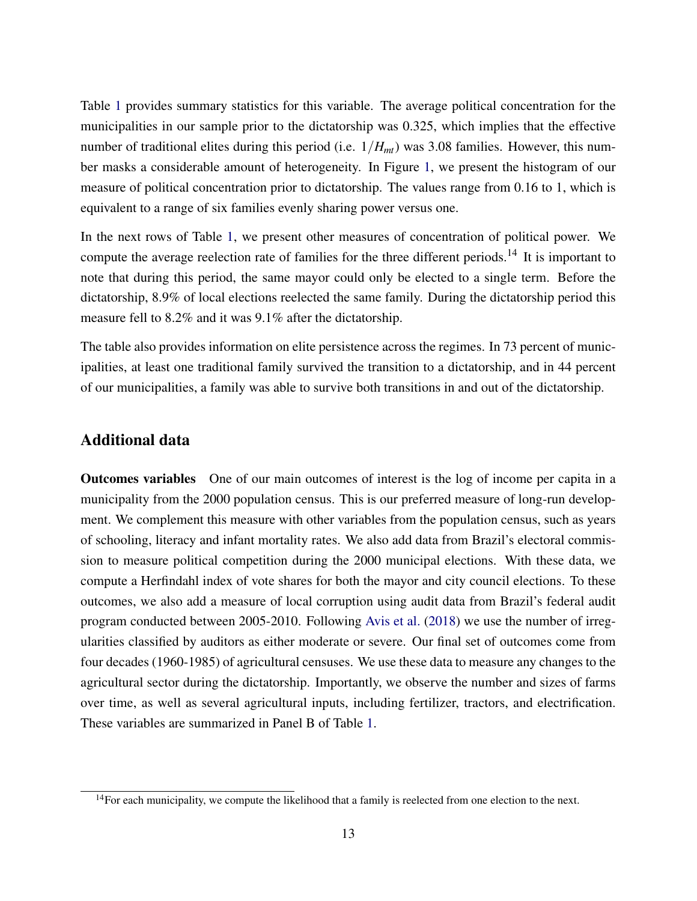Table 1 provides summary statistics for this variable. The average political concentration for the municipalities in our sample prior to the dictatorship was 0.325, which implies that the effective number of traditional elites during this period (i.e. $1/H_{mt}$) was 3.08 families. However, this number masks a considerable amount of heterogeneity. In Figure 1, we present the histogram of our measure of political concentration prior to dictatorship. The values range from 0.16 to 1, which is equivalent to a range of six families evenly sharing power versus one.

In the next rows of Table 1, we present other measures of concentration of political power. We compute the average reelection rate of families for the three different periods.[14] It is important to note that during this period, the same mayor could only be elected to a single term. Before the dictatorship, 8.9% of local elections reelected the same family. During the dictatorship period this measure fell to 8.2% and it was 9.1% after the dictatorship.

The table also provides information on elite persistence across the regimes. In 73 percent of municipalities, at least one traditional family survived the transition to a dictatorship, and in 44 percent of our municipalities, a family was able to survive both transitions in and out of the dictatorship.

## Additional data

**Outcomes variables** One of our main outcomes of interest is the log of income per capita in a municipality from the 2000 population census. This is our preferred measure of long-run development. We complement this measure with other variables from the population census, such as years of schooling, literacy and infant mortality rates. We also add data from Brazil's electoral commission to measure political competition during the 2000 municipal elections. With these data, we compute a Herfindahl index of vote shares for both the mayor and city council elections. To these outcomes, we also add a measure of local corruption using audit data from Brazil's federal audit program conducted between 2005-2010. Following Avis et al. (2018) we use the number of irregularities classified by auditors as either moderate or severe. Our final set of outcomes come from four decades (1960-1985) of agricultural censuses. We use these data to measure any changes to the agricultural sector during the dictatorship. Importantly, we observe the number and sizes of farms over time, as well as several agricultural inputs, including fertilizer, tractors, and electrification. These variables are summarized in Panel B of Table 1.

[14] For each municipality, we compute the likelihood that a family is reelected from one election to the next.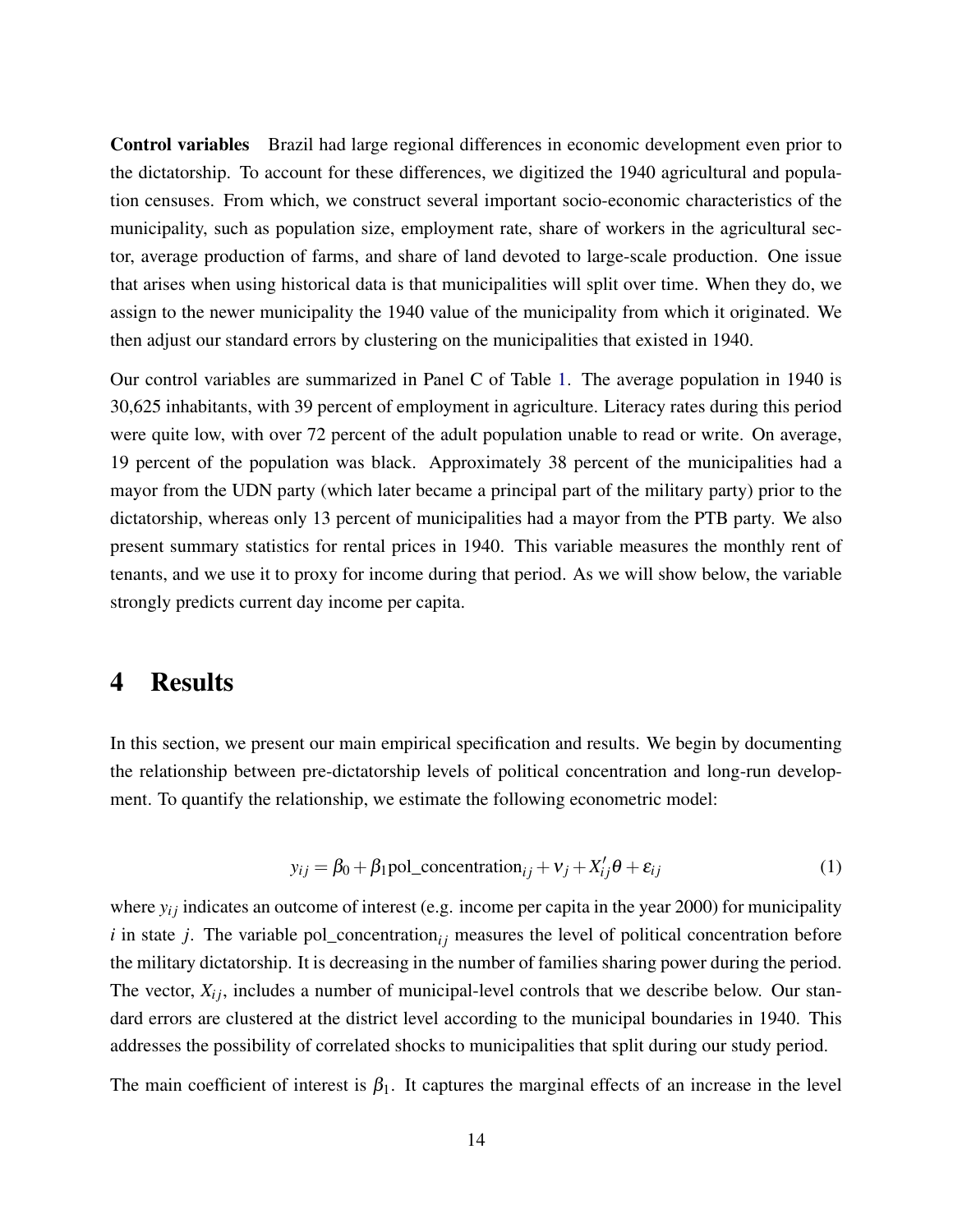**Control variables** Brazil had large regional differences in economic development even prior to the dictatorship. To account for these differences, we digitized the 1940 agricultural and population censuses. From which, we construct several important socio-economic characteristics of the municipality, such as population size, employment rate, share of workers in the agricultural sector, average production of farms, and share of land devoted to large-scale production. One issue that arises when using historical data is that municipalities will split over time. When they do, we assign to the newer municipality the 1940 value of the municipality from which it originated. We then adjust our standard errors by clustering on the municipalities that existed in 1940.

Our control variables are summarized in Panel C of Table 1. The average population in 1940 is 30,625 inhabitants, with 39 percent of employment in agriculture. Literacy rates during this period were quite low, with over 72 percent of the adult population unable to read or write. On average, 19 percent of the population was black. Approximately 38 percent of the municipalities had a mayor from the UDN party (which later became a principal part of the military party) prior to the dictatorship, whereas only 13 percent of municipalities had a mayor from the PTB party. We also present summary statistics for rental prices in 1940. This variable measures the monthly rent of tenants, and we use it to proxy for income during that period. As we will show below, the variable strongly predicts current day income per capita.

# 4 Results

In this section, we present our main empirical specification and results. We begin by documenting the relationship between pre-dictatorship levels of political concentration and long-run development. To quantify the relationship, we estimate the following econometric model:

$$y_{ij} = \beta_0 + \beta_1 \text{pol\_concentration}_{ij} + \nu_j + X_{ij}'\theta + \varepsilon_{ij} \tag{1}$$

where $y_{ij}$ indicates an outcome of interest (e.g. income per capita in the year 2000) for municipality $i$ in state $j$. The variable $\text{pol\_concentration}_{ij}$ measures the level of political concentration before the military dictatorship. It is decreasing in the number of families sharing power during the period. The vector, $X_{ij}$, includes a number of municipal-level controls that we describe below. Our standard errors are clustered at the district level according to the municipal boundaries in 1940. This addresses the possibility of correlated shocks to municipalities that split during our study period.

The main coefficient of interest is $\beta_1$. It captures the marginal effects of an increase in the level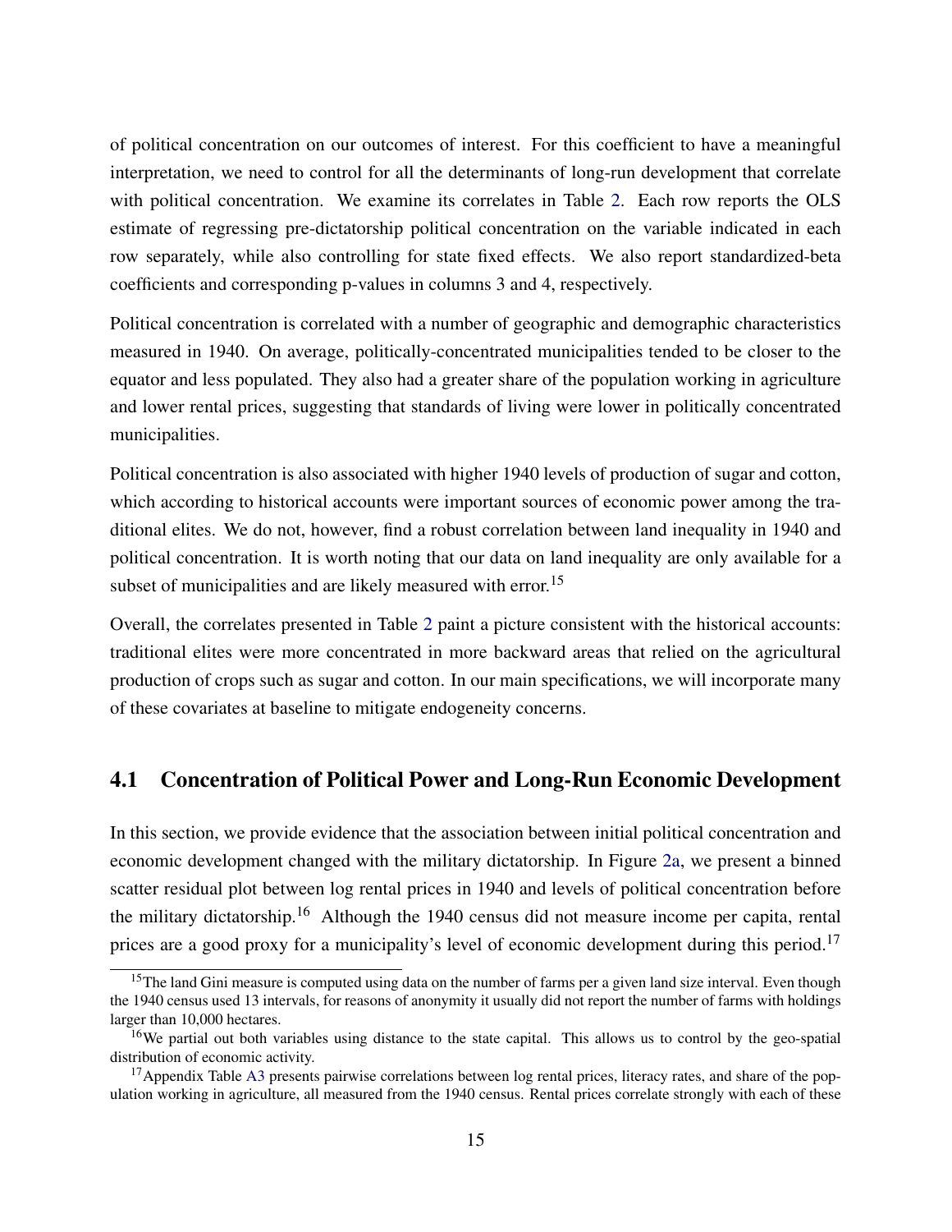of political concentration on our outcomes of interest. For this coefficient to have a meaningful interpretation, we need to control for all the determinants of long-run development that correlate with political concentration. We examine its correlates in Table 2. Each row reports the OLS estimate of regressing pre-dictatorship political concentration on the variable indicated in each row separately, while also controlling for state fixed effects. We also report standardized-beta coefficients and corresponding p-values in columns 3 and 4, respectively.

Political concentration is correlated with a number of geographic and demographic characteristics measured in 1940. On average, politically-concentrated municipalities tended to be closer to the equator and less populated. They also had a greater share of the population working in agriculture and lower rental prices, suggesting that standards of living were lower in politically concentrated municipalities.

Political concentration is also associated with higher 1940 levels of production of sugar and cotton, which according to historical accounts were important sources of economic power among the traditional elites. We do not, however, find a robust correlation between land inequality in 1940 and political concentration. It is worth noting that our data on land inequality are only available for a subset of municipalities and are likely measured with error.[15]

Overall, the correlates presented in Table 2 paint a picture consistent with the historical accounts: traditional elites were more concentrated in more backward areas that relied on the agricultural production of crops such as sugar and cotton. In our main specifications, we will incorporate many of these covariates at baseline to mitigate endogeneity concerns.

## 4.1 Concentration of Political Power and Long-Run Economic Development

In this section, we provide evidence that the association between initial political concentration and economic development changed with the military dictatorship. In Figure 2a, we present a binned scatter residual plot between log rental prices in 1940 and levels of political concentration before the military dictatorship.[16] Although the 1940 census did not measure income per capita, rental prices are a good proxy for a municipality's level of economic development during this period.[17]

[15] The land Gini measure is computed using data on the number of farms per a given land size interval. Even though the 1940 census used 13 intervals, for reasons of anonymity it usually did not report the number of farms with holdings larger than 10,000 hectares.

[16] We partial out both variables using distance to the state capital. This allows us to control by the geo-spatial distribution of economic activity.

[17] Appendix Table A3 presents pairwise correlations between log rental prices, literacy rates, and share of the population working in agriculture, all measured from the 1940 census. Rental prices correlate strongly with each of these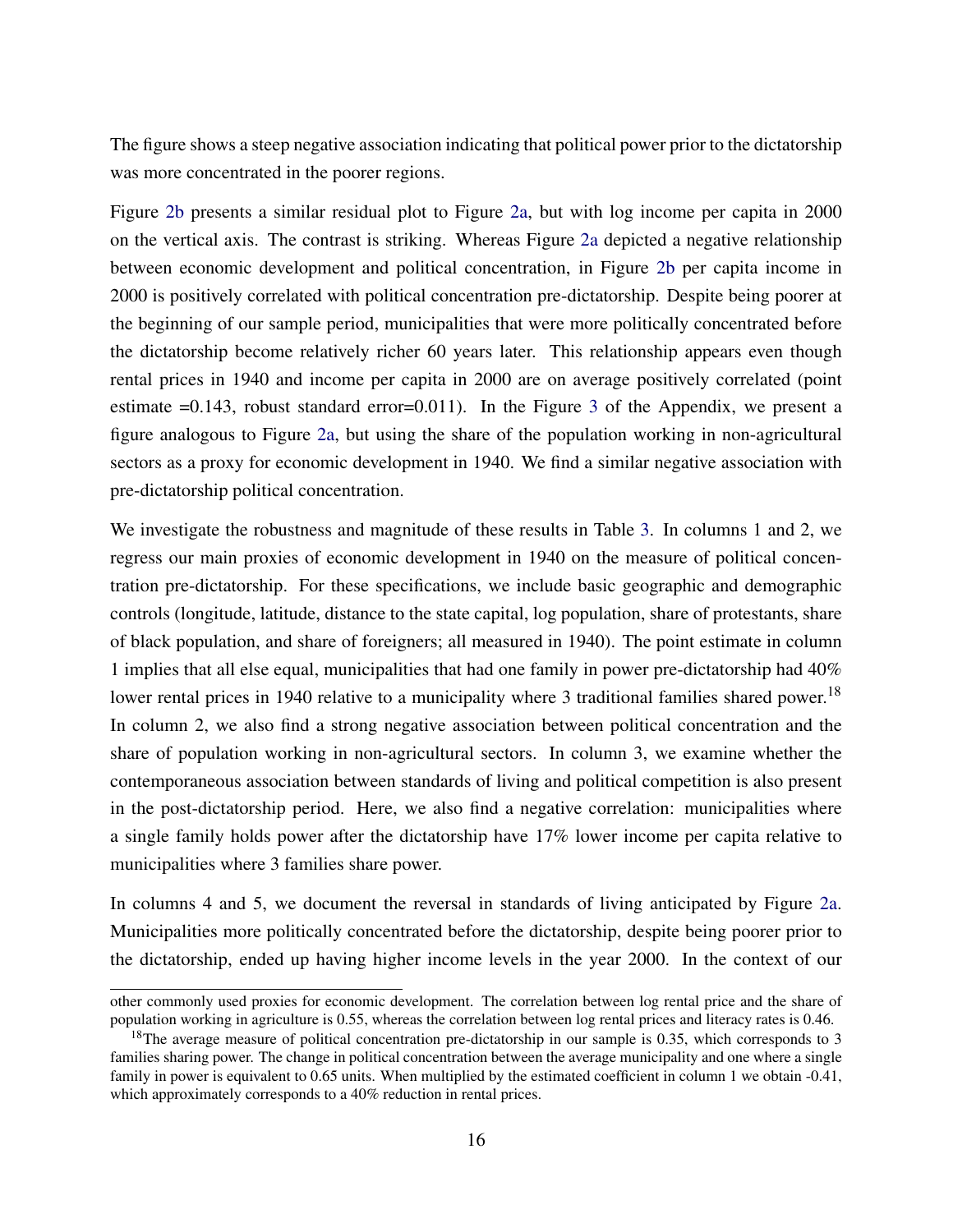The figure shows a steep negative association indicating that political power prior to the dictatorship was more concentrated in the poorer regions.

Figure 2b presents a similar residual plot to Figure 2a, but with log income per capita in 2000 on the vertical axis. The contrast is striking. Whereas Figure 2a depicted a negative relationship between economic development and political concentration, in Figure 2b per capita income in 2000 is positively correlated with political concentration pre-dictatorship. Despite being poorer at the beginning of our sample period, municipalities that were more politically concentrated before the dictatorship become relatively richer 60 years later. This relationship appears even though rental prices in 1940 and income per capita in 2000 are on average positively correlated (point estimate =0.143, robust standard error=0.011). In the Figure 3 of the Appendix, we present a figure analogous to Figure 2a, but using the share of the population working in non-agricultural sectors as a proxy for economic development in 1940. We find a similar negative association with pre-dictatorship political concentration.

We investigate the robustness and magnitude of these results in Table 3. In columns 1 and 2, we regress our main proxies of economic development in 1940 on the measure of political concentration pre-dictatorship. For these specifications, we include basic geographic and demographic controls (longitude, latitude, distance to the state capital, log population, share of protestants, share of black population, and share of foreigners; all measured in 1940). The point estimate in column 1 implies that all else equal, municipalities that had one family in power pre-dictatorship had 40% lower rental prices in 1940 relative to a municipality where 3 traditional families shared power.[18] In column 2, we also find a strong negative association between political concentration and the share of population working in non-agricultural sectors. In column 3, we examine whether the contemporaneous association between standards of living and political competition is also present in the post-dictatorship period. Here, we also find a negative correlation: municipalities where a single family holds power after the dictatorship have 17% lower income per capita relative to municipalities where 3 families share power.

In columns 4 and 5, we document the reversal in standards of living anticipated by Figure 2a. Municipalities more politically concentrated before the dictatorship, despite being poorer prior to the dictatorship, ended up having higher income levels in the year 2000. In the context of our

---

other commonly used proxies for economic development. The correlation between log rental price and the share of population working in agriculture is 0.55, whereas the correlation between log rental prices and literacy rates is 0.46.

[18] The average measure of political concentration pre-dictatorship in our sample is 0.35, which corresponds to 3 families sharing power. The change in political concentration between the average municipality and one where a single family in power is equivalent to 0.65 units. When multiplied by the estimated coefficient in column 1 we obtain -0.41, which approximately corresponds to a 40% reduction in rental prices.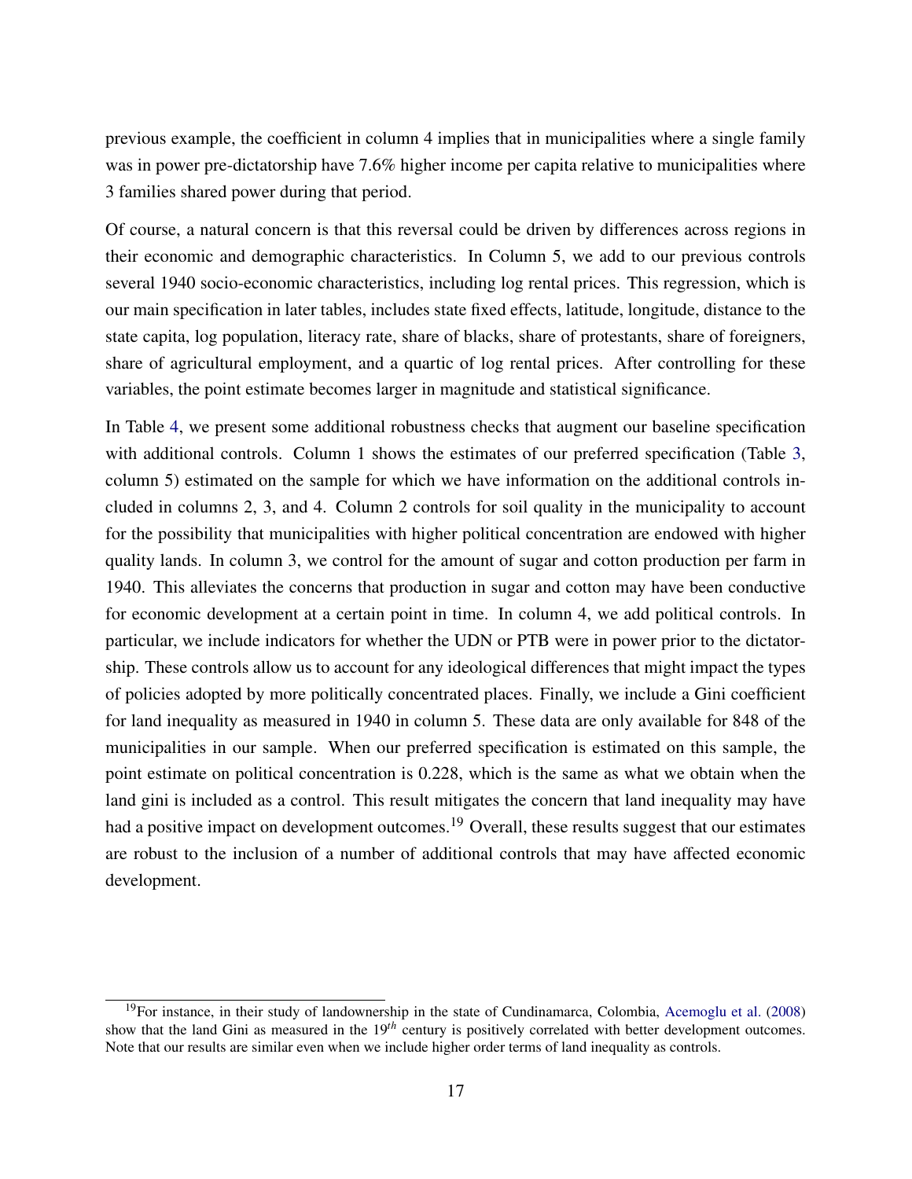previous example, the coefficient in column 4 implies that in municipalities where a single family was in power pre-dictatorship have 7.6% higher income per capita relative to municipalities where 3 families shared power during that period.

Of course, a natural concern is that this reversal could be driven by differences across regions in their economic and demographic characteristics. In Column 5, we add to our previous controls several 1940 socio-economic characteristics, including log rental prices. This regression, which is our main specification in later tables, includes state fixed effects, latitude, longitude, distance to the state capita, log population, literacy rate, share of blacks, share of protestants, share of foreigners, share of agricultural employment, and a quartic of log rental prices. After controlling for these variables, the point estimate becomes larger in magnitude and statistical significance.

In Table 4, we present some additional robustness checks that augment our baseline specification with additional controls. Column 1 shows the estimates of our preferred specification (Table 3, column 5) estimated on the sample for which we have information on the additional controls included in columns 2, 3, and 4. Column 2 controls for soil quality in the municipality to account for the possibility that municipalities with higher political concentration are endowed with higher quality lands. In column 3, we control for the amount of sugar and cotton production per farm in 1940. This alleviates the concerns that production in sugar and cotton may have been conductive for economic development at a certain point in time. In column 4, we add political controls. In particular, we include indicators for whether the UDN or PTB were in power prior to the dictatorship. These controls allow us to account for any ideological differences that might impact the types of policies adopted by more politically concentrated places. Finally, we include a Gini coefficient for land inequality as measured in 1940 in column 5. These data are only available for 848 of the municipalities in our sample. When our preferred specification is estimated on this sample, the point estimate on political concentration is 0.228, which is the same as what we obtain when the land gini is included as a control. This result mitigates the concern that land inequality may have had a positive impact on development outcomes.[19] Overall, these results suggest that our estimates are robust to the inclusion of a number of additional controls that may have affected economic development.

[19]For instance, in their study of landownership in the state of Cundinamarca, Colombia, Acemoglu et al. (2008) show that the land Gini as measured in the $19^{th}$ century is positively correlated with better development outcomes. Note that our results are similar even when we include higher order terms of land inequality as controls.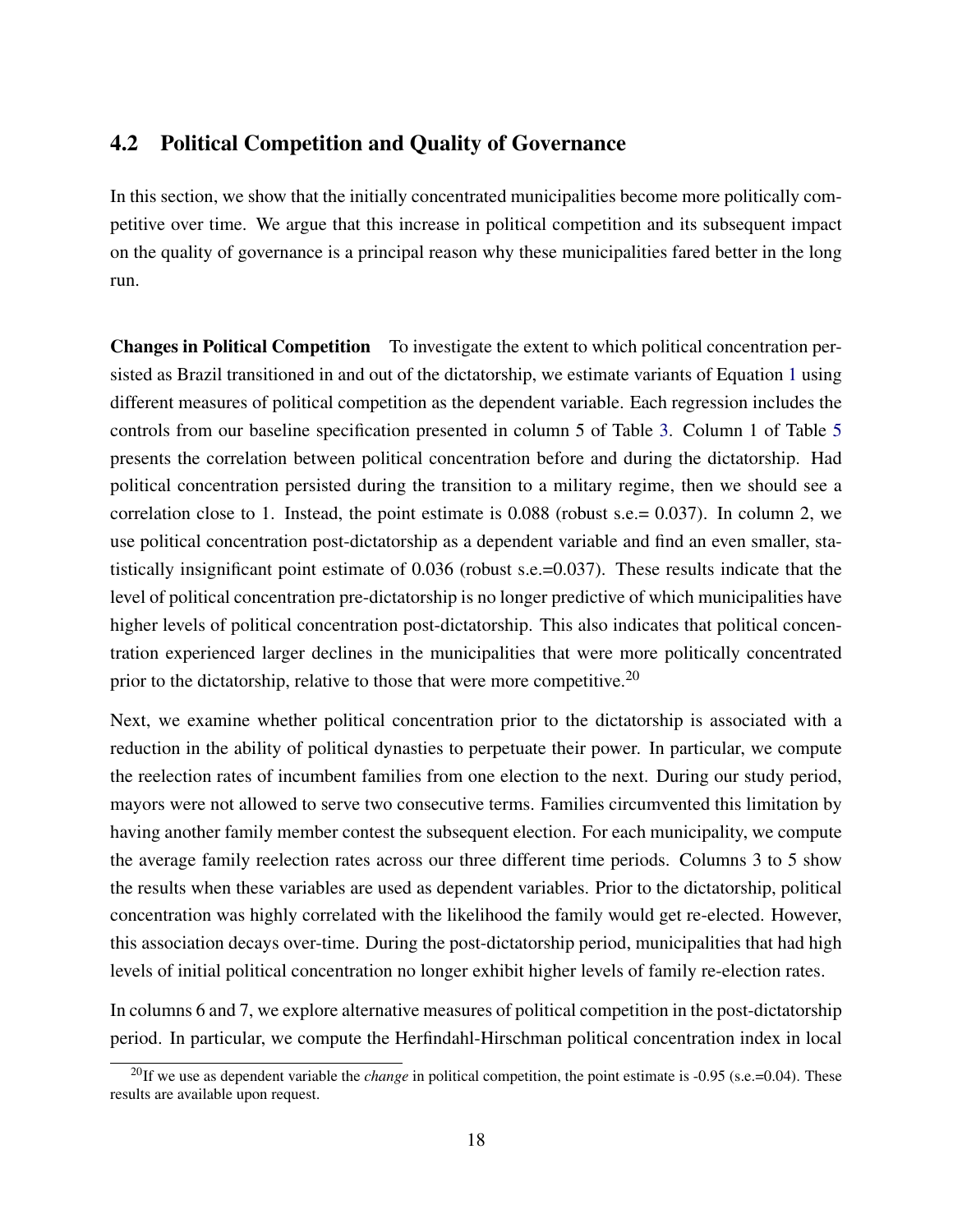## 4.2 Political Competition and Quality of Governance

In this section, we show that the initially concentrated municipalities become more politically competitive over time. We argue that this increase in political competition and its subsequent impact on the quality of governance is a principal reason why these municipalities fared better in the long run.

**Changes in Political Competition** To investigate the extent to which political concentration persisted as Brazil transitioned in and out of the dictatorship, we estimate variants of Equation 1 using different measures of political competition as the dependent variable. Each regression includes the controls from our baseline specification presented in column 5 of Table 3. Column 1 of Table 5 presents the correlation between political concentration before and during the dictatorship. Had political concentration persisted during the transition to a military regime, then we should see a correlation close to 1. Instead, the point estimate is 0.088 (robust s.e.= 0.037). In column 2, we use political concentration post-dictatorship as a dependent variable and find an even smaller, statistically insignificant point estimate of 0.036 (robust s.e.=0.037). These results indicate that the level of political concentration pre-dictatorship is no longer predictive of which municipalities have higher levels of political concentration post-dictatorship. This also indicates that political concentration experienced larger declines in the municipalities that were more politically concentrated prior to the dictatorship, relative to those that were more competitive.[20]

Next, we examine whether political concentration prior to the dictatorship is associated with a reduction in the ability of political dynasties to perpetuate their power. In particular, we compute the reelection rates of incumbent families from one election to the next. During our study period, mayors were not allowed to serve two consecutive terms. Families circumvented this limitation by having another family member contest the subsequent election. For each municipality, we compute the average family reelection rates across our three different time periods. Columns 3 to 5 show the results when these variables are used as dependent variables. Prior to the dictatorship, political concentration was highly correlated with the likelihood the family would get re-elected. However, this association decays over-time. During the post-dictatorship period, municipalities that had high levels of initial political concentration no longer exhibit higher levels of family re-election rates.

In columns 6 and 7, we explore alternative measures of political competition in the post-dictatorship period. In particular, we compute the Herfindahl-Hirschman political concentration index in local

[20] If we use as dependent variable the *change* in political competition, the point estimate is -0.95 (s.e.=0.04). These results are available upon request.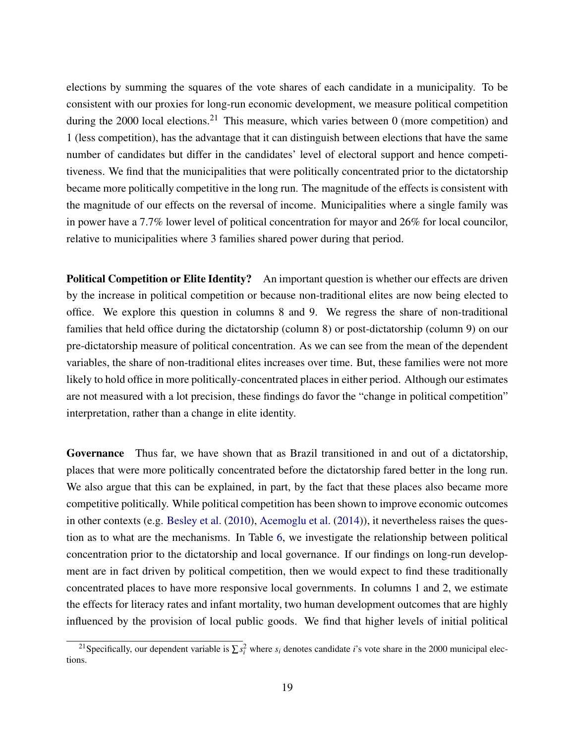elections by summing the squares of the vote shares of each candidate in a municipality. To be consistent with our proxies for long-run economic development, we measure political competition during the 2000 local elections.[21] This measure, which varies between 0 (more competition) and 1 (less competition), has the advantage that it can distinguish between elections that have the same number of candidates but differ in the candidates' level of electoral support and hence competitiveness. We find that the municipalities that were politically concentrated prior to the dictatorship became more politically competitive in the long run. The magnitude of the effects is consistent with the magnitude of our effects on the reversal of income. Municipalities where a single family was in power have a 7.7% lower level of political concentration for mayor and 26% for local councilor, relative to municipalities where 3 families shared power during that period.

**Political Competition or Elite Identity?** An important question is whether our effects are driven by the increase in political competition or because non-traditional elites are now being elected to office. We explore this question in columns 8 and 9. We regress the share of non-traditional families that held office during the dictatorship (column 8) or post-dictatorship (column 9) on our pre-dictatorship measure of political concentration. As we can see from the mean of the dependent variables, the share of non-traditional elites increases over time. But, these families were not more likely to hold office in more politically-concentrated places in either period. Although our estimates are not measured with a lot precision, these findings do favor the "change in political competition" interpretation, rather than a change in elite identity.

**Governance** Thus far, we have shown that as Brazil transitioned in and out of a dictatorship, places that were more politically concentrated before the dictatorship fared better in the long run. We also argue that this can be explained, in part, by the fact that these places also became more competitive politically. While political competition has been shown to improve economic outcomes in other contexts (e.g. Besley et al. (2010), Acemoglu et al. (2014)), it nevertheless raises the question as to what are the mechanisms. In Table 6, we investigate the relationship between political concentration prior to the dictatorship and local governance. If our findings on long-run development are in fact driven by political competition, then we would expect to find these traditionally concentrated places to have more responsive local governments. In columns 1 and 2, we estimate the effects for literacy rates and infant mortality, two human development outcomes that are highly influenced by the provision of local public goods. We find that higher levels of initial political

[21] Specifically, our dependent variable is $\sum s_i^2$ where $s_i$ denotes candidate $i$'s vote share in the 2000 municipal elections.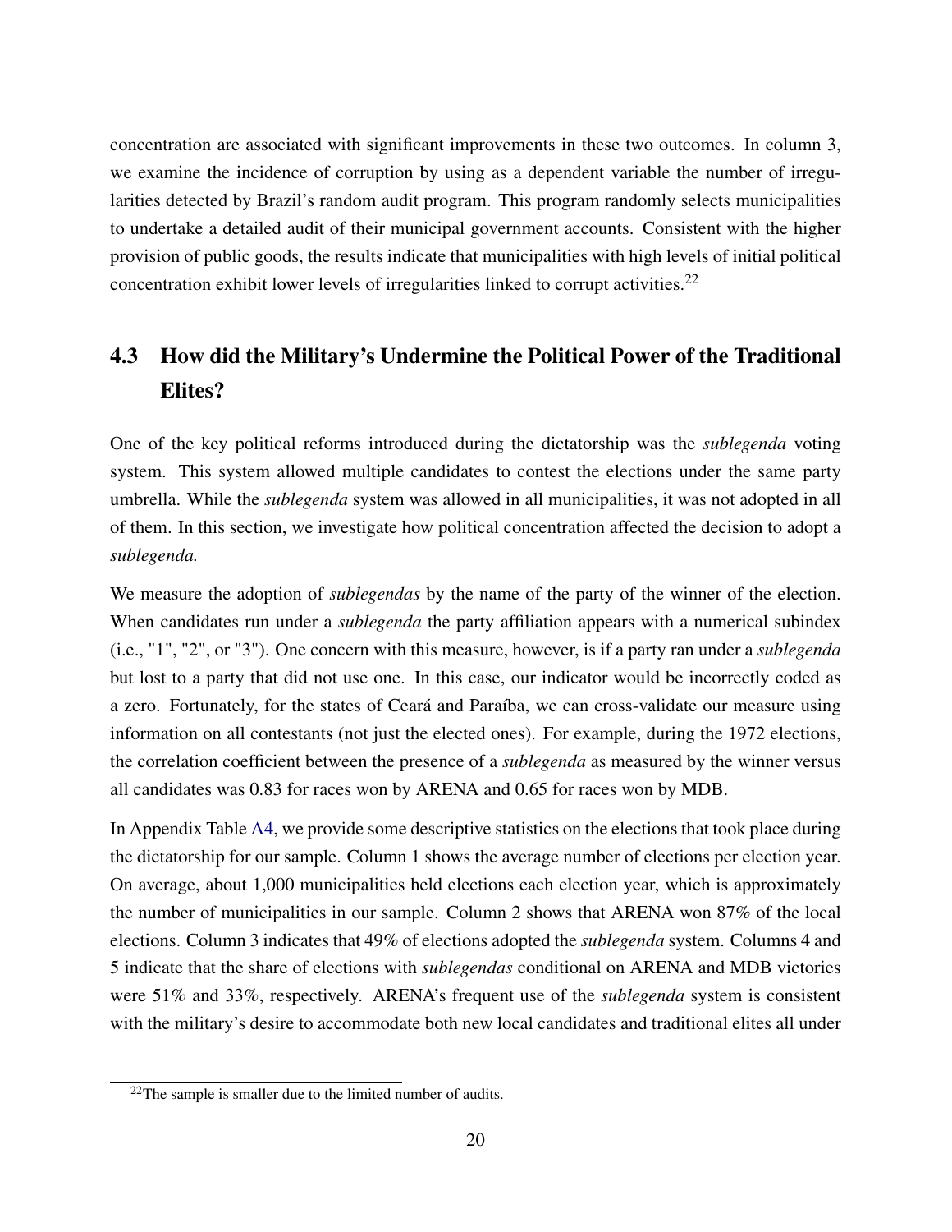concentration are associated with significant improvements in these two outcomes. In column 3, we examine the incidence of corruption by using as a dependent variable the number of irregularities detected by Brazil's random audit program. This program randomly selects municipalities to undertake a detailed audit of their municipal government accounts. Consistent with the higher provision of public goods, the results indicate that municipalities with high levels of initial political concentration exhibit lower levels of irregularities linked to corrupt activities.[22]

## 4.3 How did the Military's Undermine the Political Power of the Traditional Elites?

One of the key political reforms introduced during the dictatorship was the *sublegenda* voting system. This system allowed multiple candidates to contest the elections under the same party umbrella. While the *sublegenda* system was allowed in all municipalities, it was not adopted in all of them. In this section, we investigate how political concentration affected the decision to adopt a *sublegenda.*

We measure the adoption of *sublegendas* by the name of the party of the winner of the election. When candidates run under a *sublegenda* the party affiliation appears with a numerical subindex (i.e., "1", "2", or "3"). One concern with this measure, however, is if a party ran under a *sublegenda* but lost to a party that did not use one. In this case, our indicator would be incorrectly coded as a zero. Fortunately, for the states of Ceará and Paraíba, we can cross-validate our measure using information on all contestants (not just the elected ones). For example, during the 1972 elections, the correlation coefficient between the presence of a *sublegenda* as measured by the winner versus all candidates was 0.83 for races won by ARENA and 0.65 for races won by MDB.

In Appendix Table A4, we provide some descriptive statistics on the elections that took place during the dictatorship for our sample. Column 1 shows the average number of elections per election year. On average, about 1,000 municipalities held elections each election year, which is approximately the number of municipalities in our sample. Column 2 shows that ARENA won 87% of the local elections. Column 3 indicates that 49% of elections adopted the *sublegenda* system. Columns 4 and 5 indicate that the share of elections with *sublegendas* conditional on ARENA and MDB victories were 51% and 33%, respectively. ARENA's frequent use of the *sublegenda* system is consistent with the military's desire to accommodate both new local candidates and traditional elites all under

[22]The sample is smaller due to the limited number of audits.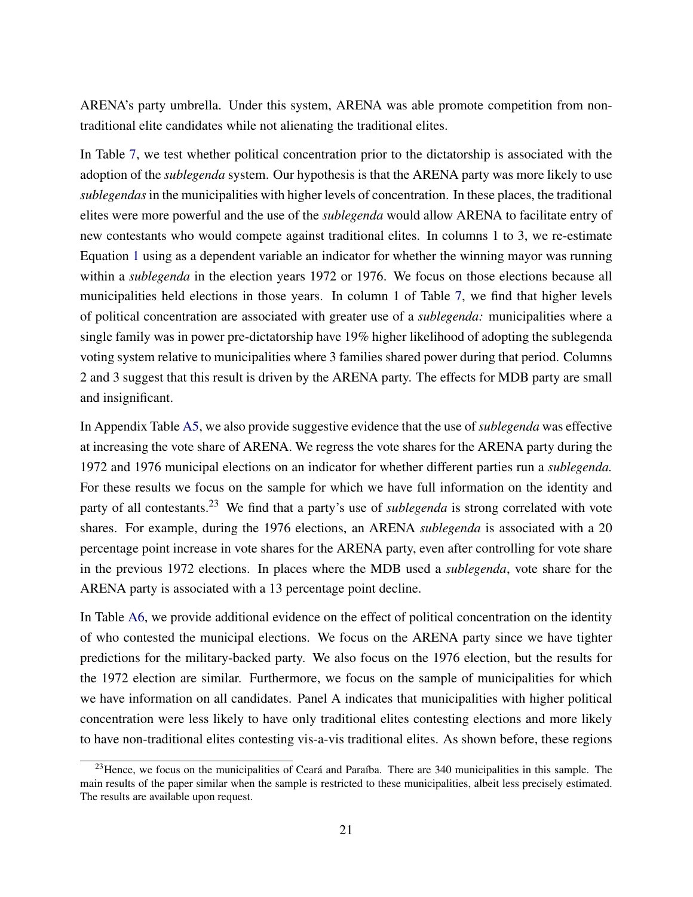ARENA's party umbrella. Under this system, ARENA was able promote competition from non-traditional elite candidates while not alienating the traditional elites.

In Table 7, we test whether political concentration prior to the dictatorship is associated with the adoption of the *sublegenda* system. Our hypothesis is that the ARENA party was more likely to use *sublegendas* in the municipalities with higher levels of concentration. In these places, the traditional elites were more powerful and the use of the *sublegenda* would allow ARENA to facilitate entry of new contestants who would compete against traditional elites. In columns 1 to 3, we re-estimate Equation 1 using as a dependent variable an indicator for whether the winning mayor was running within a *sublegenda* in the election years 1972 or 1976. We focus on those elections because all municipalities held elections in those years. In column 1 of Table 7, we find that higher levels of political concentration are associated with greater use of a *sublegenda:* municipalities where a single family was in power pre-dictatorship have 19% higher likelihood of adopting the sublegenda voting system relative to municipalities where 3 families shared power during that period. Columns 2 and 3 suggest that this result is driven by the ARENA party. The effects for MDB party are small and insignificant.

In Appendix Table A5, we also provide suggestive evidence that the use of *sublegenda* was effective at increasing the vote share of ARENA. We regress the vote shares for the ARENA party during the 1972 and 1976 municipal elections on an indicator for whether different parties run a *sublegenda.* For these results we focus on the sample for which we have full information on the identity and party of all contestants.[23] We find that a party's use of *sublegenda* is strong correlated with vote shares. For example, during the 1976 elections, an ARENA *sublegenda* is associated with a 20 percentage point increase in vote shares for the ARENA party, even after controlling for vote share in the previous 1972 elections. In places where the MDB used a *sublegenda*, vote share for the ARENA party is associated with a 13 percentage point decline.

In Table A6, we provide additional evidence on the effect of political concentration on the identity of who contested the municipal elections. We focus on the ARENA party since we have tighter predictions for the military-backed party. We also focus on the 1976 election, but the results for the 1972 election are similar. Furthermore, we focus on the sample of municipalities for which we have information on all candidates. Panel A indicates that municipalities with higher political concentration were less likely to have only traditional elites contesting elections and more likely to have non-traditional elites contesting vis-a-vis traditional elites. As shown before, these regions

[23]Hence, we focus on the municipalities of Ceará and Paraíba. There are 340 municipalities in this sample. The main results of the paper similar when the sample is restricted to these municipalities, albeit less precisely estimated. The results are available upon request.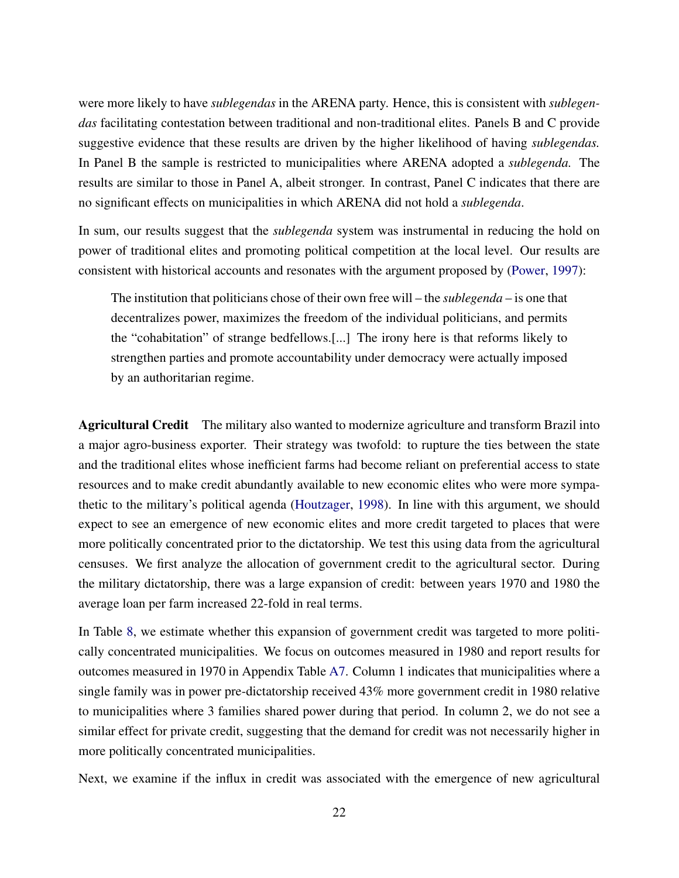were more likely to have *sublegendas* in the ARENA party. Hence, this is consistent with *sublegendas* facilitating contestation between traditional and non-traditional elites. Panels B and C provide suggestive evidence that these results are driven by the higher likelihood of having *sublegendas.* In Panel B the sample is restricted to municipalities where ARENA adopted a *sublegenda.* The results are similar to those in Panel A, albeit stronger. In contrast, Panel C indicates that there are no significant effects on municipalities in which ARENA did not hold a *sublegenda*.

In sum, our results suggest that the *sublegenda* system was instrumental in reducing the hold on power of traditional elites and promoting political competition at the local level. Our results are consistent with historical accounts and resonates with the argument proposed by (Power, 1997):

> The institution that politicians chose of their own free will – the *sublegenda* – is one that decentralizes power, maximizes the freedom of the individual politicians, and permits the "cohabitation" of strange bedfellows.[...] The irony here is that reforms likely to strengthen parties and promote accountability under democracy were actually imposed by an authoritarian regime.

**Agricultural Credit** The military also wanted to modernize agriculture and transform Brazil into a major agro-business exporter. Their strategy was twofold: to rupture the ties between the state and the traditional elites whose inefficient farms had become reliant on preferential access to state resources and to make credit abundantly available to new economic elites who were more sympathetic to the military's political agenda (Houtzager, 1998). In line with this argument, we should expect to see an emergence of new economic elites and more credit targeted to places that were more politically concentrated prior to the dictatorship. We test this using data from the agricultural censuses. We first analyze the allocation of government credit to the agricultural sector. During the military dictatorship, there was a large expansion of credit: between years 1970 and 1980 the average loan per farm increased 22-fold in real terms.

In Table 8, we estimate whether this expansion of government credit was targeted to more politically concentrated municipalities. We focus on outcomes measured in 1980 and report results for outcomes measured in 1970 in Appendix Table A7. Column 1 indicates that municipalities where a single family was in power pre-dictatorship received 43% more government credit in 1980 relative to municipalities where 3 families shared power during that period. In column 2, we do not see a similar effect for private credit, suggesting that the demand for credit was not necessarily higher in more politically concentrated municipalities.

Next, we examine if the influx in credit was associated with the emergence of new agricultural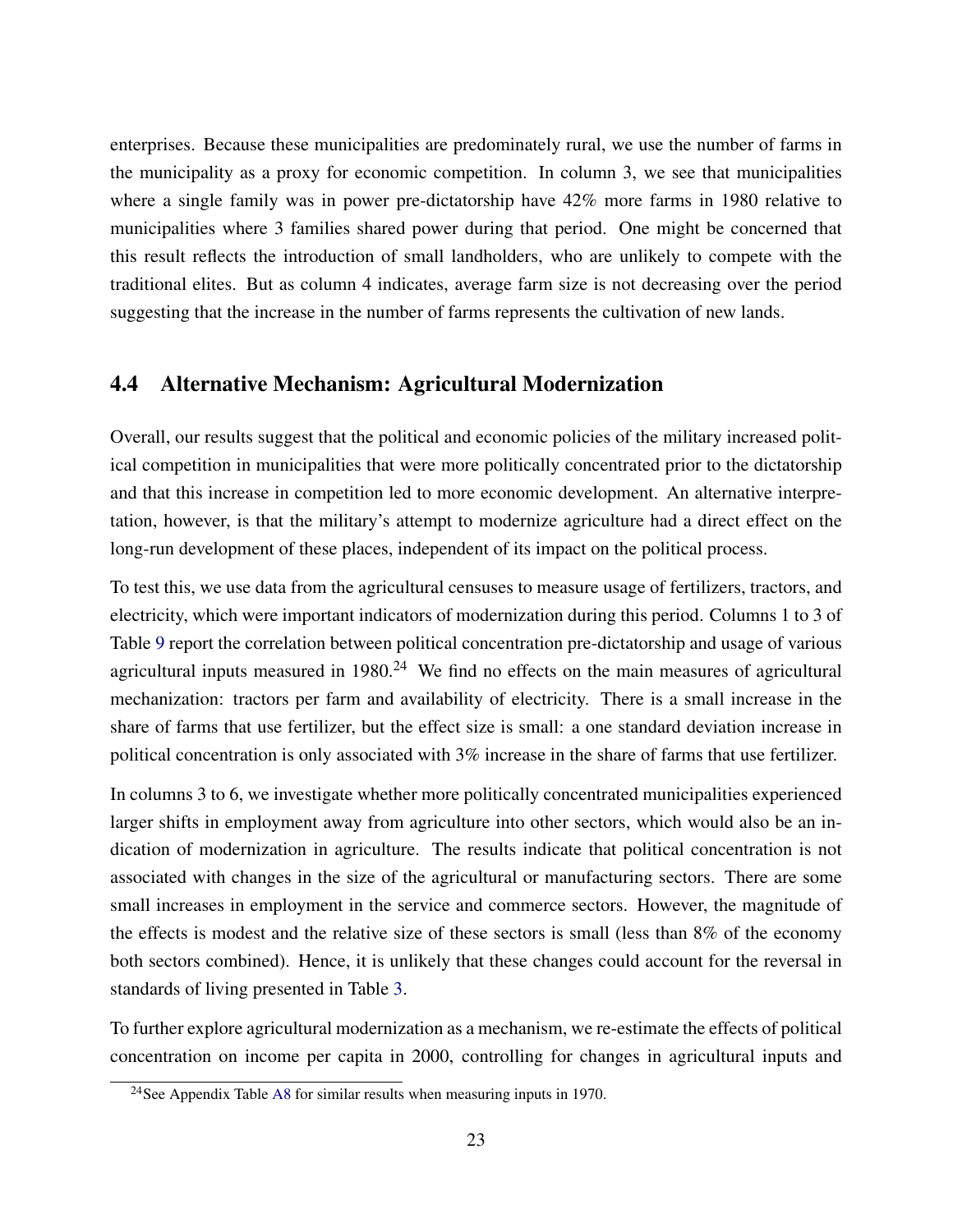enterprises. Because these municipalities are predominately rural, we use the number of farms in the municipality as a proxy for economic competition. In column 3, we see that municipalities where a single family was in power pre-dictatorship have 42% more farms in 1980 relative to municipalities where 3 families shared power during that period. One might be concerned that this result reflects the introduction of small landholders, who are unlikely to compete with the traditional elites. But as column 4 indicates, average farm size is not decreasing over the period suggesting that the increase in the number of farms represents the cultivation of new lands.

## 4.4 Alternative Mechanism: Agricultural Modernization

Overall, our results suggest that the political and economic policies of the military increased political competition in municipalities that were more politically concentrated prior to the dictatorship and that this increase in competition led to more economic development. An alternative interpretation, however, is that the military's attempt to modernize agriculture had a direct effect on the long-run development of these places, independent of its impact on the political process.

To test this, we use data from the agricultural censuses to measure usage of fertilizers, tractors, and electricity, which were important indicators of modernization during this period. Columns 1 to 3 of Table 9 report the correlation between political concentration pre-dictatorship and usage of various agricultural inputs measured in 1980.[24] We find no effects on the main measures of agricultural mechanization: tractors per farm and availability of electricity. There is a small increase in the share of farms that use fertilizer, but the effect size is small: a one standard deviation increase in political concentration is only associated with 3% increase in the share of farms that use fertilizer.

In columns 3 to 6, we investigate whether more politically concentrated municipalities experienced larger shifts in employment away from agriculture into other sectors, which would also be an indication of modernization in agriculture. The results indicate that political concentration is not associated with changes in the size of the agricultural or manufacturing sectors. There are some small increases in employment in the service and commerce sectors. However, the magnitude of the effects is modest and the relative size of these sectors is small (less than 8% of the economy both sectors combined). Hence, it is unlikely that these changes could account for the reversal in standards of living presented in Table 3.

To further explore agricultural modernization as a mechanism, we re-estimate the effects of political concentration on income per capita in 2000, controlling for changes in agricultural inputs and

[24] See Appendix Table A8 for similar results when measuring inputs in 1970.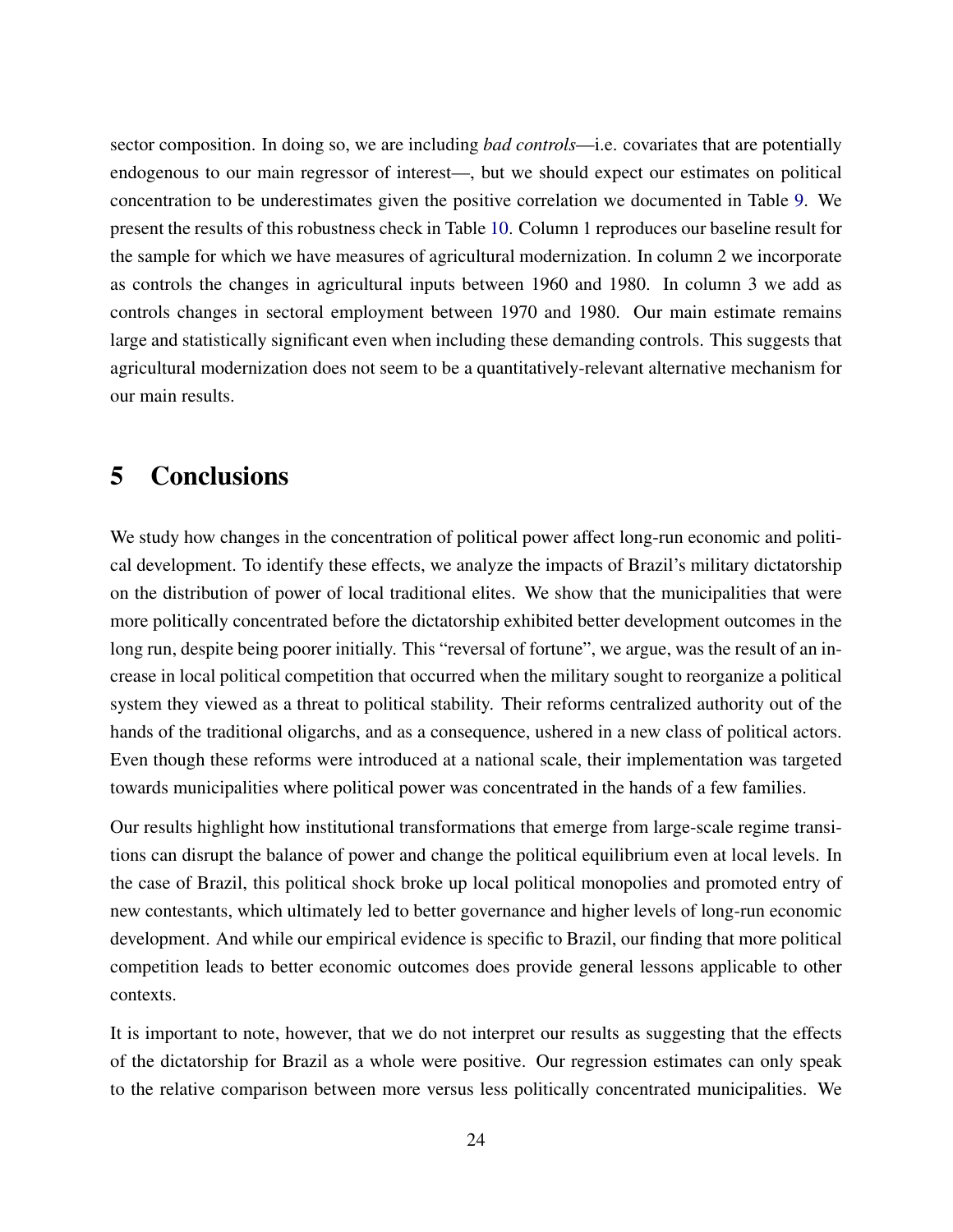sector composition. In doing so, we are including *bad controls*—i.e. covariates that are potentially endogenous to our main regressor of interest—, but we should expect our estimates on political concentration to be underestimates given the positive correlation we documented in Table 9. We present the results of this robustness check in Table 10. Column 1 reproduces our baseline result for the sample for which we have measures of agricultural modernization. In column 2 we incorporate as controls the changes in agricultural inputs between 1960 and 1980. In column 3 we add as controls changes in sectoral employment between 1970 and 1980. Our main estimate remains large and statistically significant even when including these demanding controls. This suggests that agricultural modernization does not seem to be a quantitatively-relevant alternative mechanism for our main results.

# 5 Conclusions

We study how changes in the concentration of political power affect long-run economic and political development. To identify these effects, we analyze the impacts of Brazil's military dictatorship on the distribution of power of local traditional elites. We show that the municipalities that were more politically concentrated before the dictatorship exhibited better development outcomes in the long run, despite being poorer initially. This "reversal of fortune", we argue, was the result of an increase in local political competition that occurred when the military sought to reorganize a political system they viewed as a threat to political stability. Their reforms centralized authority out of the hands of the traditional oligarchs, and as a consequence, ushered in a new class of political actors. Even though these reforms were introduced at a national scale, their implementation was targeted towards municipalities where political power was concentrated in the hands of a few families.

Our results highlight how institutional transformations that emerge from large-scale regime transitions can disrupt the balance of power and change the political equilibrium even at local levels. In the case of Brazil, this political shock broke up local political monopolies and promoted entry of new contestants, which ultimately led to better governance and higher levels of long-run economic development. And while our empirical evidence is specific to Brazil, our finding that more political competition leads to better economic outcomes does provide general lessons applicable to other contexts.

It is important to note, however, that we do not interpret our results as suggesting that the effects of the dictatorship for Brazil as a whole were positive. Our regression estimates can only speak to the relative comparison between more versus less politically concentrated municipalities. We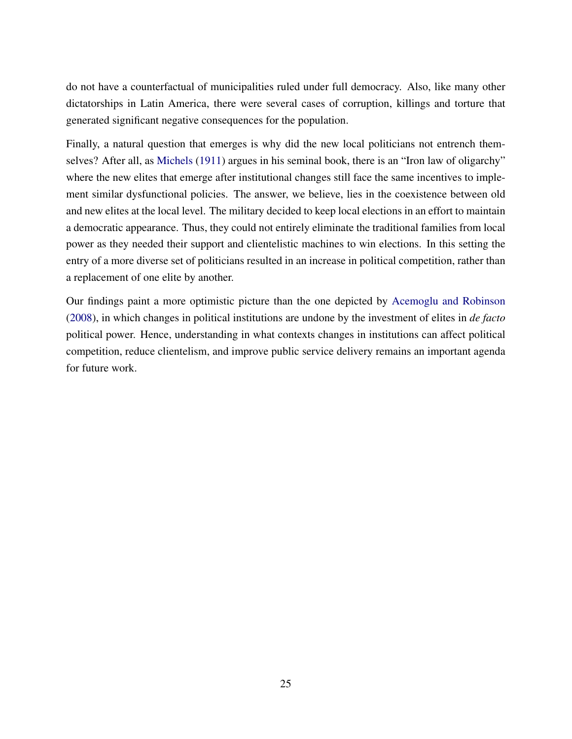do not have a counterfactual of municipalities ruled under full democracy. Also, like many other dictatorships in Latin America, there were several cases of corruption, killings and torture that generated significant negative consequences for the population.

Finally, a natural question that emerges is why did the new local politicians not entrench themselves? After all, as Michels (1911) argues in his seminal book, there is an "Iron law of oligarchy" where the new elites that emerge after institutional changes still face the same incentives to implement similar dysfunctional policies. The answer, we believe, lies in the coexistence between old and new elites at the local level. The military decided to keep local elections in an effort to maintain a democratic appearance. Thus, they could not entirely eliminate the traditional families from local power as they needed their support and clientelistic machines to win elections. In this setting the entry of a more diverse set of politicians resulted in an increase in political competition, rather than a replacement of one elite by another.

Our findings paint a more optimistic picture than the one depicted by Acemoglu and Robinson (2008), in which changes in political institutions are undone by the investment of elites in *de facto* political power. Hence, understanding in what contexts changes in institutions can affect political competition, reduce clientelism, and improve public service delivery remains an important agenda for future work.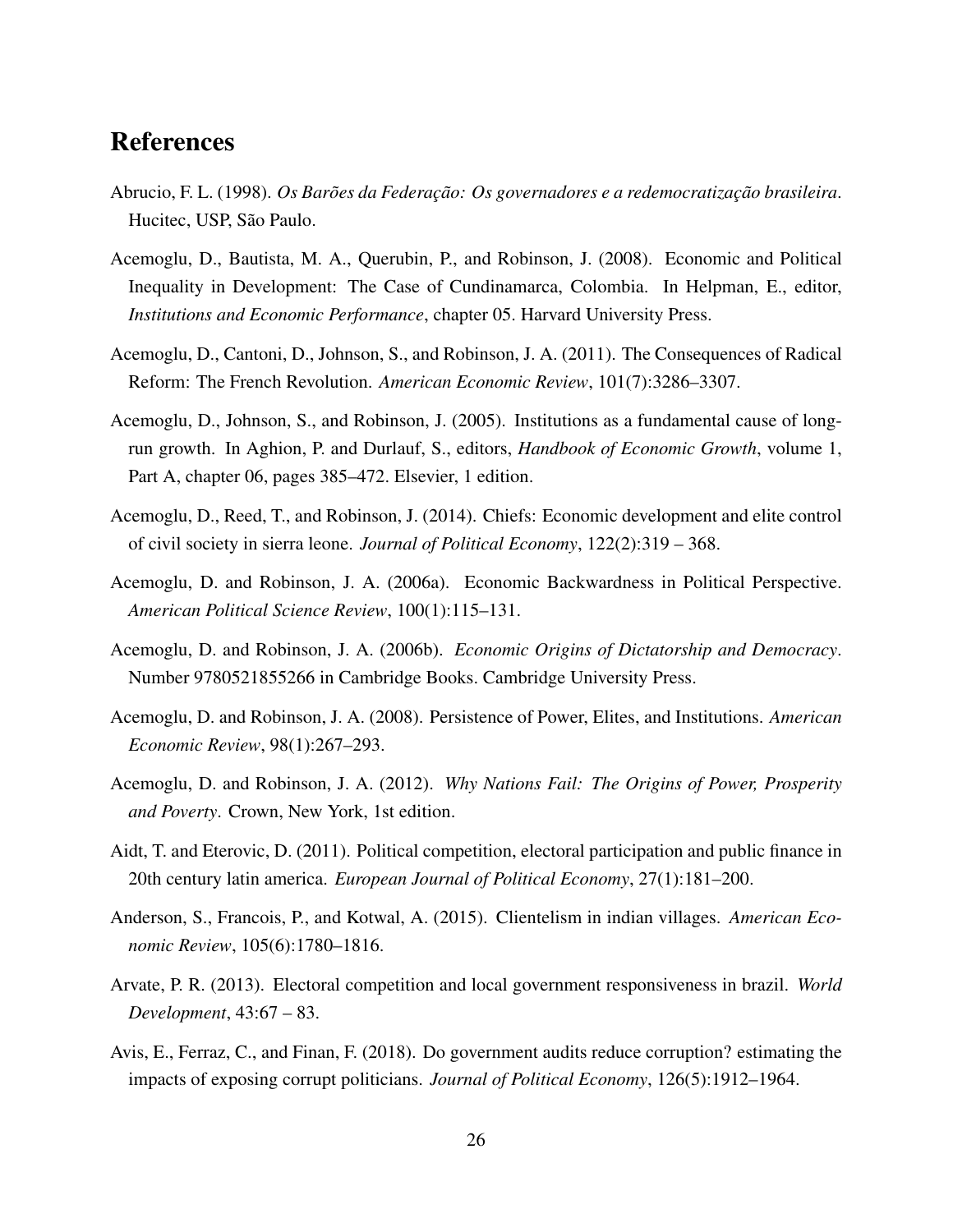# References

Abrucio, F. L. (1998). *Os Barões da Federação: Os governadores e a redemocratização brasileira*. Hucitec, USP, São Paulo.

Acemoglu, D., Bautista, M. A., Querubin, P., and Robinson, J. (2008). Economic and Political Inequality in Development: The Case of Cundinamarca, Colombia. In Helpman, E., editor, *Institutions and Economic Performance*, chapter 05. Harvard University Press.

Acemoglu, D., Cantoni, D., Johnson, S., and Robinson, J. A. (2011). The Consequences of Radical Reform: The French Revolution. *American Economic Review*, 101(7):3286–3307.

Acemoglu, D., Johnson, S., and Robinson, J. (2005). Institutions as a fundamental cause of long-run growth. In Aghion, P. and Durlauf, S., editors, *Handbook of Economic Growth*, volume 1, Part A, chapter 06, pages 385–472. Elsevier, 1 edition.

Acemoglu, D., Reed, T., and Robinson, J. (2014). Chiefs: Economic development and elite control of civil society in sierra leone. *Journal of Political Economy*, 122(2):319 – 368.

Acemoglu, D. and Robinson, J. A. (2006a). Economic Backwardness in Political Perspective. *American Political Science Review*, 100(1):115–131.

Acemoglu, D. and Robinson, J. A. (2006b). *Economic Origins of Dictatorship and Democracy*. Number 9780521855266 in Cambridge Books. Cambridge University Press.

Acemoglu, D. and Robinson, J. A. (2008). Persistence of Power, Elites, and Institutions. *American Economic Review*, 98(1):267–293.

Acemoglu, D. and Robinson, J. A. (2012). *Why Nations Fail: The Origins of Power, Prosperity and Poverty*. Crown, New York, 1st edition.

Aidt, T. and Eterovic, D. (2011). Political competition, electoral participation and public finance in 20th century latin america. *European Journal of Political Economy*, 27(1):181–200.

Anderson, S., Francois, P., and Kotwal, A. (2015). Clientelism in indian villages. *American Economic Review*, 105(6):1780–1816.

Arvate, P. R. (2013). Electoral competition and local government responsiveness in brazil. *World Development*, 43:67 – 83.

Avis, E., Ferraz, C., and Finan, F. (2018). Do government audits reduce corruption? estimating the impacts of exposing corrupt politicians. *Journal of Political Economy*, 126(5):1912–1964.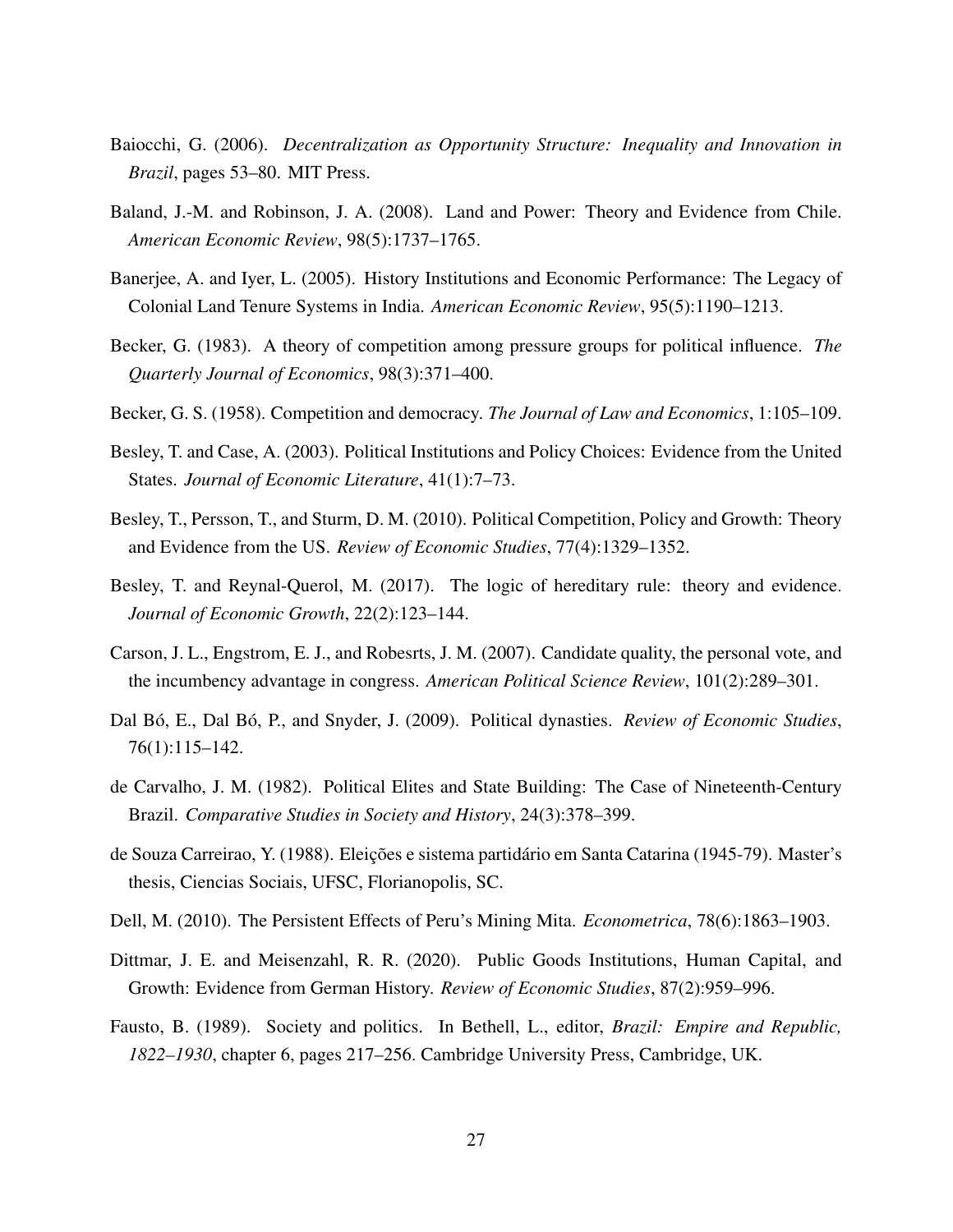Baiocchi, G. (2006). *Decentralization as Opportunity Structure: Inequality and Innovation in Brazil*, pages 53–80. MIT Press.

Baland, J.-M. and Robinson, J. A. (2008). Land and Power: Theory and Evidence from Chile. *American Economic Review*, 98(5):1737–1765.

Banerjee, A. and Iyer, L. (2005). History Institutions and Economic Performance: The Legacy of Colonial Land Tenure Systems in India. *American Economic Review*, 95(5):1190–1213.

Becker, G. (1983). A theory of competition among pressure groups for political influence. *The Quarterly Journal of Economics*, 98(3):371–400.

Becker, G. S. (1958). Competition and democracy. *The Journal of Law and Economics*, 1:105–109.

Besley, T. and Case, A. (2003). Political Institutions and Policy Choices: Evidence from the United States. *Journal of Economic Literature*, 41(1):7–73.

Besley, T., Persson, T., and Sturm, D. M. (2010). Political Competition, Policy and Growth: Theory and Evidence from the US. *Review of Economic Studies*, 77(4):1329–1352.

Besley, T. and Reynal-Querol, M. (2017). The logic of hereditary rule: theory and evidence. *Journal of Economic Growth*, 22(2):123–144.

Carson, J. L., Engstrom, E. J., and Robesrts, J. M. (2007). Candidate quality, the personal vote, and the incumbency advantage in congress. *American Political Science Review*, 101(2):289–301.

Dal Bó, E., Dal Bó, P., and Snyder, J. (2009). Political dynasties. *Review of Economic Studies*, 76(1):115–142.

de Carvalho, J. M. (1982). Political Elites and State Building: The Case of Nineteenth-Century Brazil. *Comparative Studies in Society and History*, 24(3):378–399.

de Souza Carreirao, Y. (1988). Eleições e sistema partidário em Santa Catarina (1945-79). Master's thesis, Ciencias Sociais, UFSC, Florianopolis, SC.

Dell, M. (2010). The Persistent Effects of Peru's Mining Mita. *Econometrica*, 78(6):1863–1903.

Dittmar, J. E. and Meisenzahl, R. R. (2020). Public Goods Institutions, Human Capital, and Growth: Evidence from German History. *Review of Economic Studies*, 87(2):959–996.

Fausto, B. (1989). Society and politics. In Bethell, L., editor, *Brazil: Empire and Republic, 1822–1930*, chapter 6, pages 217–256. Cambridge University Press, Cambridge, UK.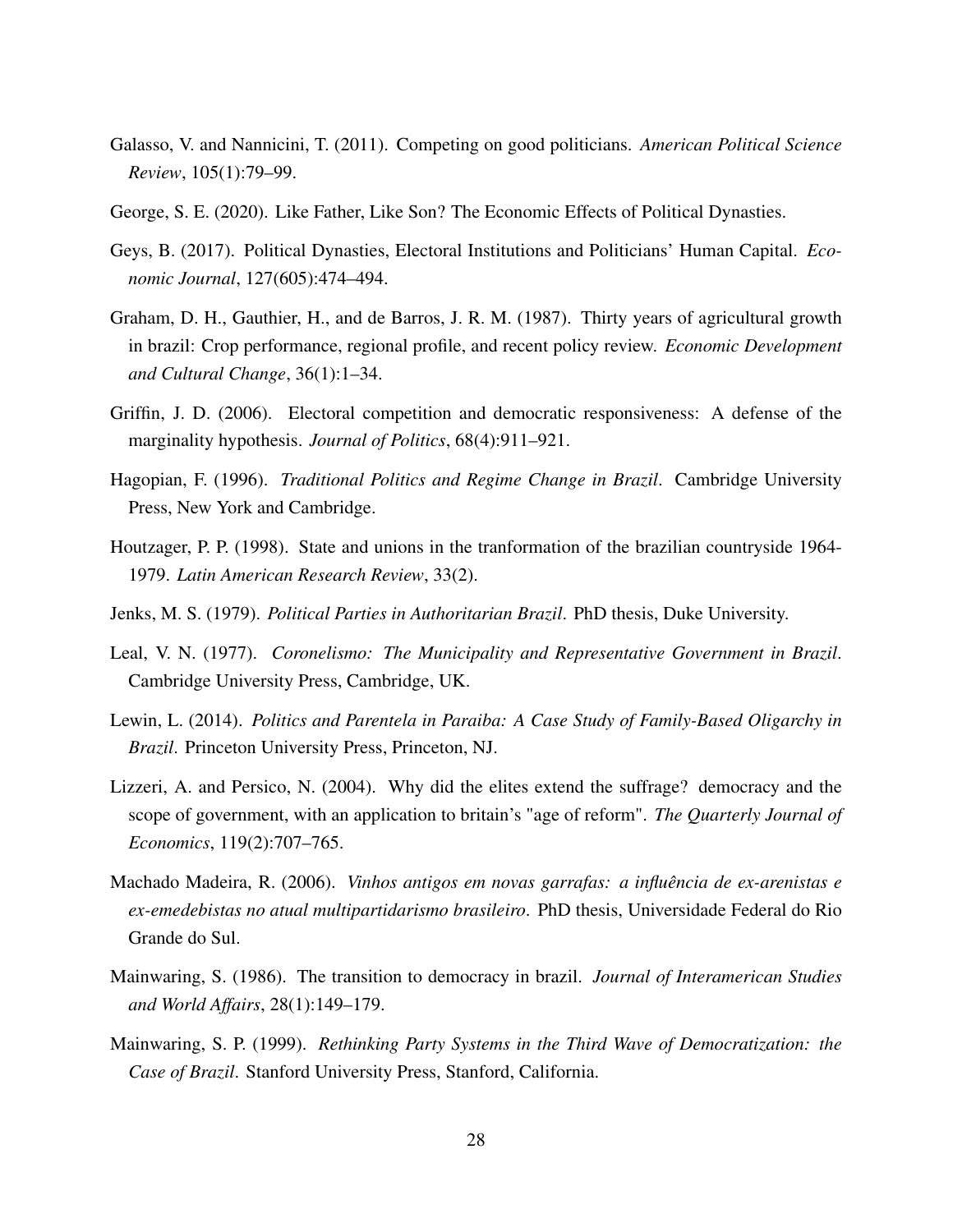Galasso, V. and Nannicini, T. (2011). Competing on good politicians. *American Political Science Review*, 105(1):79–99.

George, S. E. (2020). Like Father, Like Son? The Economic Effects of Political Dynasties.

Geys, B. (2017). Political Dynasties, Electoral Institutions and Politicians' Human Capital. *Economic Journal*, 127(605):474–494.

Graham, D. H., Gauthier, H., and de Barros, J. R. M. (1987). Thirty years of agricultural growth in brazil: Crop performance, regional profile, and recent policy review. *Economic Development and Cultural Change*, 36(1):1–34.

Griffin, J. D. (2006). Electoral competition and democratic responsiveness: A defense of the marginality hypothesis. *Journal of Politics*, 68(4):911–921.

Hagopian, F. (1996). *Traditional Politics and Regime Change in Brazil*. Cambridge University Press, New York and Cambridge.

Houtzager, P. P. (1998). State and unions in the tranformation of the brazilian countryside 1964-1979. *Latin American Research Review*, 33(2).

Jenks, M. S. (1979). *Political Parties in Authoritarian Brazil*. PhD thesis, Duke University.

Leal, V. N. (1977). *Coronelismo: The Municipality and Representative Government in Brazil*. Cambridge University Press, Cambridge, UK.

Lewin, L. (2014). *Politics and Parentela in Paraiba: A Case Study of Family-Based Oligarchy in Brazil*. Princeton University Press, Princeton, NJ.

Lizzeri, A. and Persico, N. (2004). Why did the elites extend the suffrage? democracy and the scope of government, with an application to britain's "age of reform". *The Quarterly Journal of Economics*, 119(2):707–765.

Machado Madeira, R. (2006). *Vinhos antigos em novas garrafas: a influência de ex-arenistas e ex-emedebistas no atual multipartidarismo brasileiro*. PhD thesis, Universidade Federal do Rio Grande do Sul.

Mainwaring, S. (1986). The transition to democracy in brazil. *Journal of Interamerican Studies and World Affairs*, 28(1):149–179.

Mainwaring, S. P. (1999). *Rethinking Party Systems in the Third Wave of Democratization: the Case of Brazil*. Stanford University Press, Stanford, California.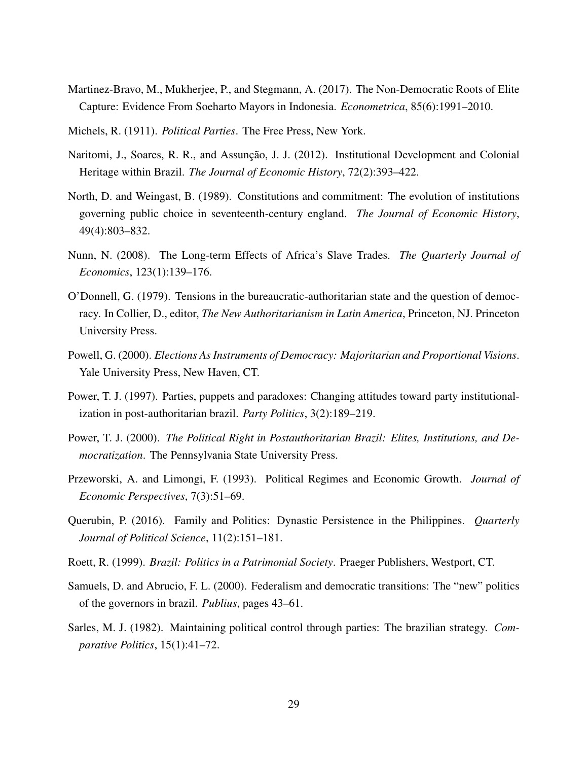Martinez-Bravo, M., Mukherjee, P., and Stegmann, A. (2017). The Non-Democratic Roots of Elite Capture: Evidence From Soeharto Mayors in Indonesia. *Econometrica*, 85(6):1991–2010.

Michels, R. (1911). *Political Parties*. The Free Press, New York.

Naritomi, J., Soares, R. R., and Assunção, J. J. (2012). Institutional Development and Colonial Heritage within Brazil. *The Journal of Economic History*, 72(2):393–422.

North, D. and Weingast, B. (1989). Constitutions and commitment: The evolution of institutions governing public choice in seventeenth-century england. *The Journal of Economic History*, 49(4):803–832.

Nunn, N. (2008). The Long-term Effects of Africa's Slave Trades. *The Quarterly Journal of Economics*, 123(1):139–176.

O'Donnell, G. (1979). Tensions in the bureaucratic-authoritarian state and the question of democracy. In Collier, D., editor, *The New Authoritarianism in Latin America*, Princeton, NJ. Princeton University Press.

Powell, G. (2000). *Elections As Instruments of Democracy: Majoritarian and Proportional Visions*. Yale University Press, New Haven, CT.

Power, T. J. (1997). Parties, puppets and paradoxes: Changing attitudes toward party institutionalization in post-authoritarian brazil. *Party Politics*, 3(2):189–219.

Power, T. J. (2000). *The Political Right in Postauthoritarian Brazil: Elites, Institutions, and Democratization*. The Pennsylvania State University Press.

Przeworski, A. and Limongi, F. (1993). Political Regimes and Economic Growth. *Journal of Economic Perspectives*, 7(3):51–69.

Querubin, P. (2016). Family and Politics: Dynastic Persistence in the Philippines. *Quarterly Journal of Political Science*, 11(2):151–181.

Roett, R. (1999). *Brazil: Politics in a Patrimonial Society*. Praeger Publishers, Westport, CT.

Samuels, D. and Abrucio, F. L. (2000). Federalism and democratic transitions: The "new" politics of the governors in brazil. *Publius*, pages 43–61.

Sarles, M. J. (1982). Maintaining political control through parties: The brazilian strategy. *Comparative Politics*, 15(1):41–72.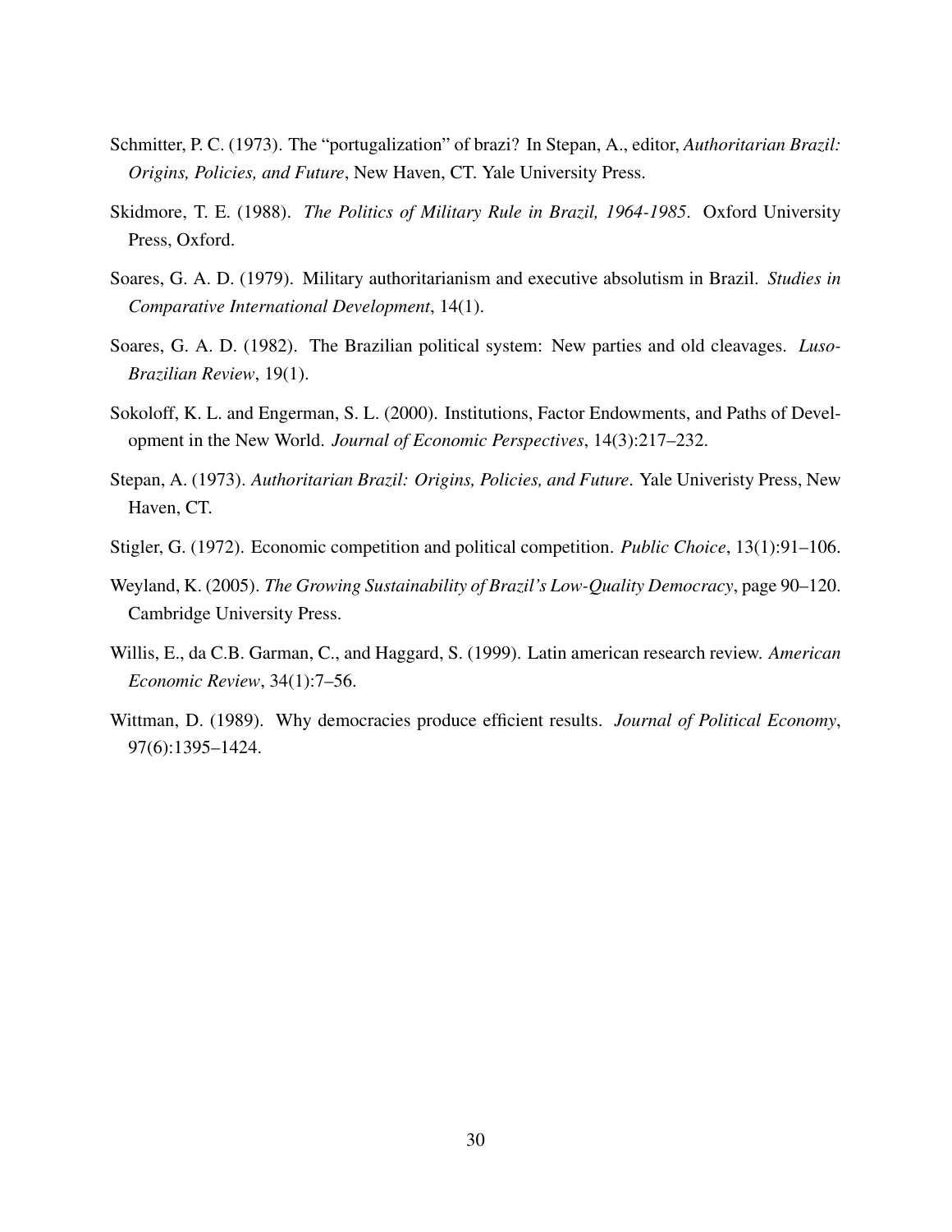Schmitter, P. C. (1973). The "portugalization" of brazi? In Stepan, A., editor, *Authoritarian Brazil: Origins, Policies, and Future*, New Haven, CT. Yale University Press.

Skidmore, T. E. (1988). *The Politics of Military Rule in Brazil, 1964-1985*. Oxford University Press, Oxford.

Soares, G. A. D. (1979). Military authoritarianism and executive absolutism in Brazil. *Studies in Comparative International Development*, 14(1).

Soares, G. A. D. (1982). The Brazilian political system: New parties and old cleavages. *Luso-Brazilian Review*, 19(1).

Sokoloff, K. L. and Engerman, S. L. (2000). Institutions, Factor Endowments, and Paths of Development in the New World. *Journal of Economic Perspectives*, 14(3):217–232.

Stepan, A. (1973). *Authoritarian Brazil: Origins, Policies, and Future*. Yale Univeristy Press, New Haven, CT.

Stigler, G. (1972). Economic competition and political competition. *Public Choice*, 13(1):91–106.

Weyland, K. (2005). *The Growing Sustainability of Brazil's Low-Quality Democracy*, page 90–120. Cambridge University Press.

Willis, E., da C.B. Garman, C., and Haggard, S. (1999). Latin american research review. *American Economic Review*, 34(1):7–56.

Wittman, D. (1989). Why democracies produce efficient results. *Journal of Political Economy*, 97(6):1395–1424.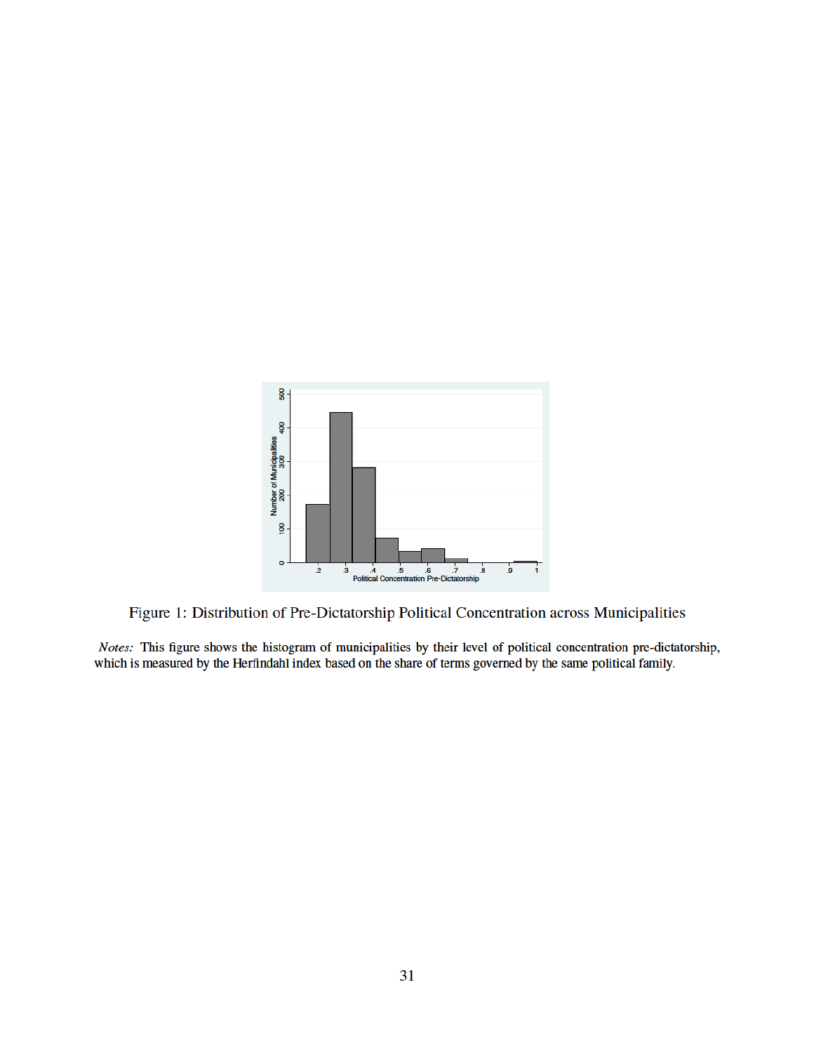Figure 1: Distribution of Pre-Dictatorship Political Concentration across Municipalities

*Notes:* This figure shows the histogram of municipalities by their level of political concentration pre-dictatorship, which is measured by the Herfindahl index based on the share of terms governed by the same political family.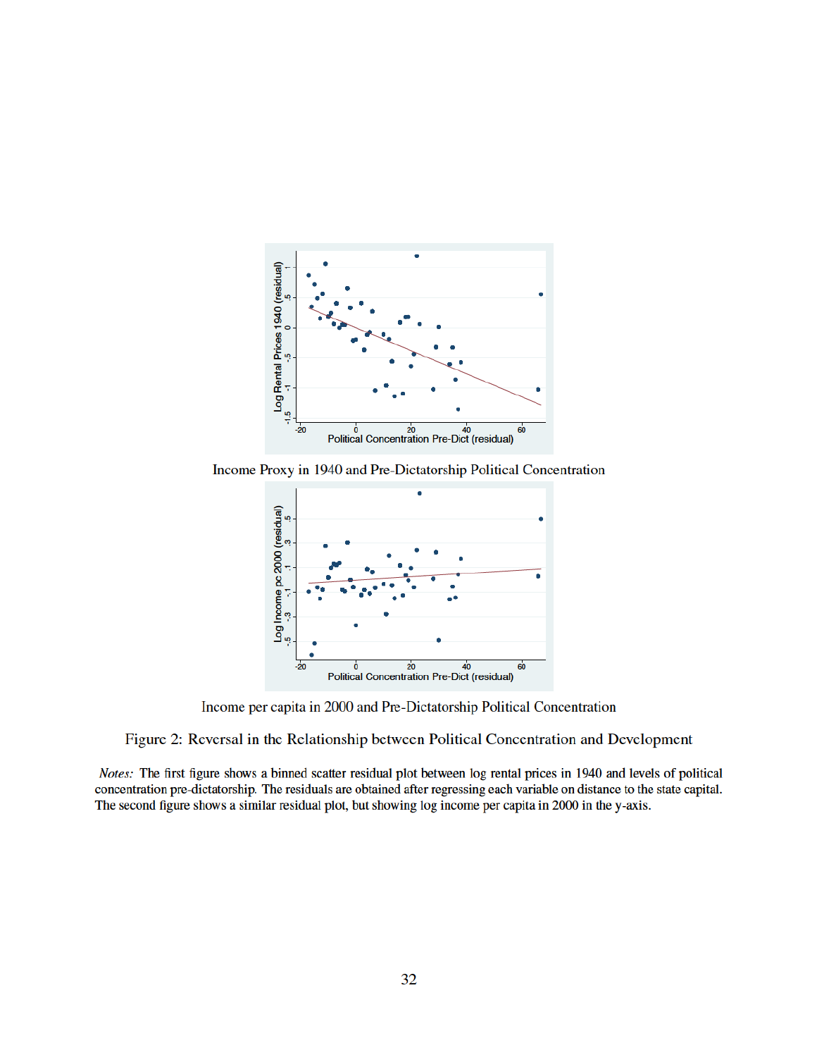Income Proxy in 1940 and Pre-Dictatorship Political Concentration

Income per capita in 2000 and Pre-Dictatorship Political Concentration

Figure 2: Reversal in the Relationship between Political Concentration and Development

*Notes:* The first figure shows a binned scatter residual plot between log rental prices in 1940 and levels of political concentration pre-dictatorship. The residuals are obtained after regressing each variable on distance to the state capital. The second figure shows a similar residual plot, but showing log income per capita in 2000 in the y-axis.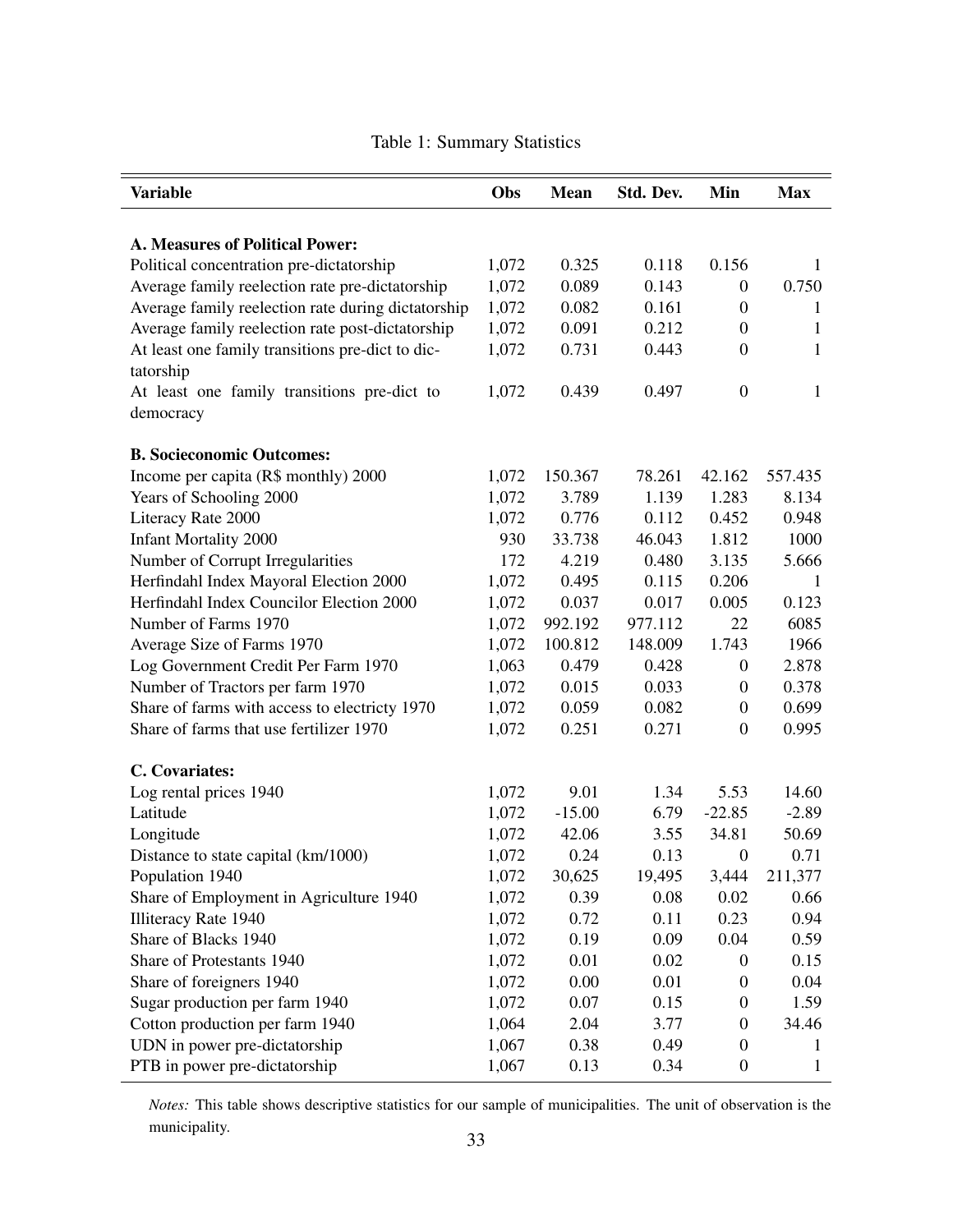Table 1: Summary Statistics

| Variable | Obs | Mean | Std. Dev. | Min | Max |
|---|---|---|---|---|---|
| **A. Measures of Political Power:** | | | | | |
| Political concentration pre-dictatorship | 1,072 | 0.325 | 0.118 | 0.156 | 1 |
| Average family reelection rate pre-dictatorship | 1,072 | 0.089 | 0.143 | 0 | 0.750 |
| Average family reelection rate during dictatorship | 1,072 | 0.082 | 0.161 | 0 | 1 |
| Average family reelection rate post-dictatorship | 1,072 | 0.091 | 0.212 | 0 | 1 |
| At least one family transitions pre-dict to dictatorship | 1,072 | 0.731 | 0.443 | 0 | 1 |
| At least one family transitions pre-dict to democracy | 1,072 | 0.439 | 0.497 | 0 | 1 |
| **B. Socieconomic Outcomes:** | | | | | |
| Income per capita (R$ monthly) 2000 | 1,072 | 150.367 | 78.261 | 42.162 | 557.435 |
| Years of Schooling 2000 | 1,072 | 3.789 | 1.139 | 1.283 | 8.134 |
| Literacy Rate 2000 | 1,072 | 0.776 | 0.112 | 0.452 | 0.948 |
| Infant Mortality 2000 | 930 | 33.738 | 46.043 | 1.812 | 1000 |
| Number of Corrupt Irregularities | 172 | 4.219 | 0.480 | 3.135 | 5.666 |
| Herfindahl Index Mayoral Election 2000 | 1,072 | 0.495 | 0.115 | 0.206 | 1 |
| Herfindahl Index Councilor Election 2000 | 1,072 | 0.037 | 0.017 | 0.005 | 0.123 |
| Number of Farms 1970 | 1,072 | 992.192 | 977.112 | 22 | 6085 |
| Average Size of Farms 1970 | 1,072 | 100.812 | 148.009 | 1.743 | 1966 |
| Log Government Credit Per Farm 1970 | 1,063 | 0.479 | 0.428 | 0 | 2.878 |
| Number of Tractors per farm 1970 | 1,072 | 0.015 | 0.033 | 0 | 0.378 |
| Share of farms with access to electricty 1970 | 1,072 | 0.059 | 0.082 | 0 | 0.699 |
| Share of farms that use fertilizer 1970 | 1,072 | 0.251 | 0.271 | 0 | 0.995 |
| **C. Covariates:** | | | | | |
| Log rental prices 1940 | 1,072 | 9.01 | 1.34 | 5.53 | 14.60 |
| Latitude | 1,072 | -15.00 | 6.79 | -22.85 | -2.89 |
| Longitude | 1,072 | 42.06 | 3.55 | 34.81 | 50.69 |
| Distance to state capital (km/1000) | 1,072 | 0.24 | 0.13 | 0 | 0.71 |
| Population 1940 | 1,072 | 30,625 | 19,495 | 3,444 | 211,377 |
| Share of Employment in Agriculture 1940 | 1,072 | 0.39 | 0.08 | 0.02 | 0.66 |
| Illiteracy Rate 1940 | 1,072 | 0.72 | 0.11 | 0.23 | 0.94 |
| Share of Blacks 1940 | 1,072 | 0.19 | 0.09 | 0.04 | 0.59 |
| Share of Protestants 1940 | 1,072 | 0.01 | 0.02 | 0 | 0.15 |
| Share of foreigners 1940 | 1,072 | 0.00 | 0.01 | 0 | 0.04 |
| Sugar production per farm 1940 | 1,072 | 0.07 | 0.15 | 0 | 1.59 |
| Cotton production per farm 1940 | 1,064 | 2.04 | 3.77 | 0 | 34.46 |
| UDN in power pre-dictatorship | 1,067 | 0.38 | 0.49 | 0 | 1 |
| PTB in power pre-dictatorship | 1,067 | 0.13 | 0.34 | 0 | 1 |

*Notes:* This table shows descriptive statistics for our sample of municipalities. The unit of observation is the municipality.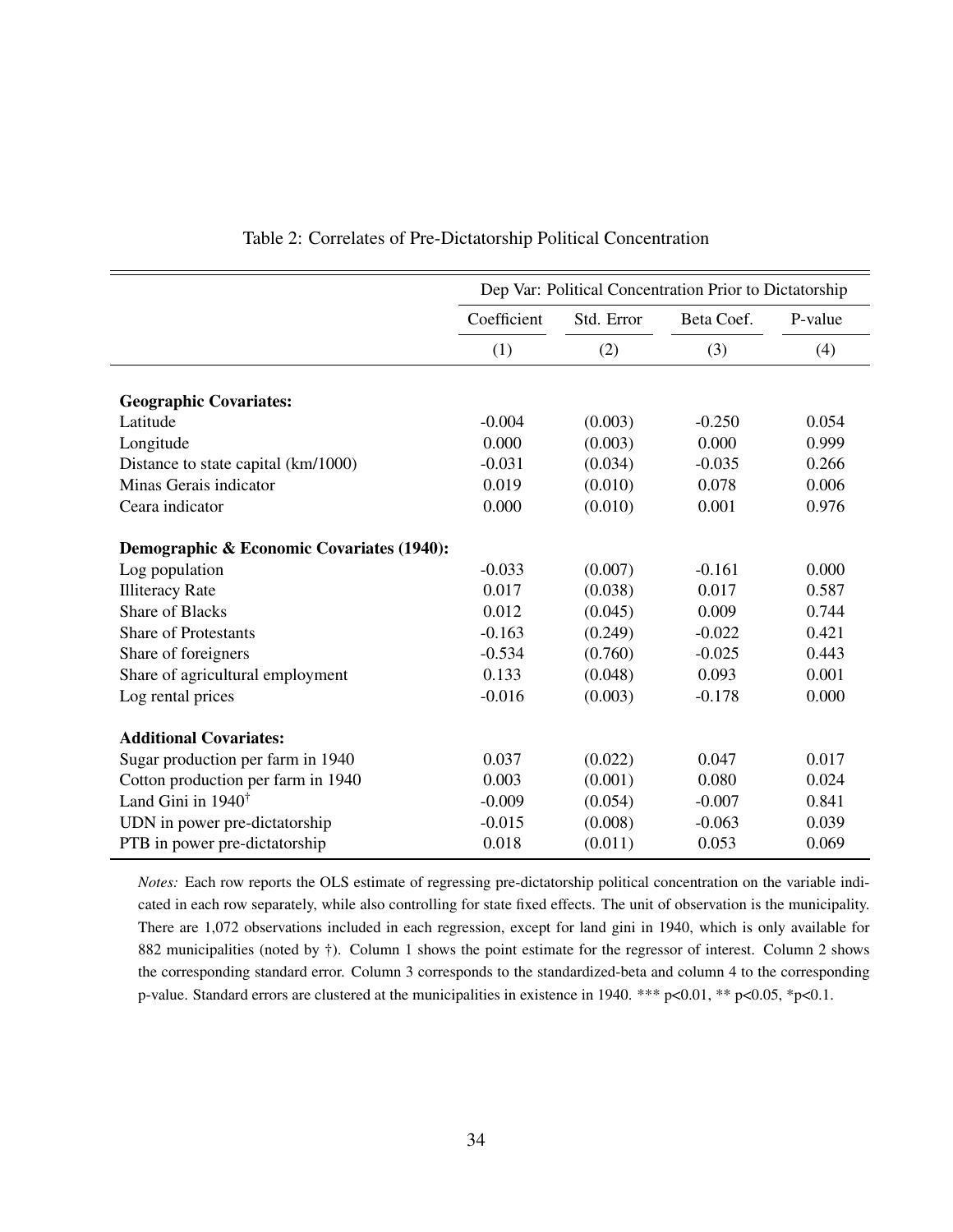Table 2: Correlates of Pre-Dictatorship Political Concentration

| | Dep Var: Political Concentration Prior to Dictatorship | | | |
|---|---|---|---|---|
| | Coefficient | Std. Error | Beta Coef. | P-value |
| | (1) | (2) | (3) | (4) |
| **Geographic Covariates:** | | | | |
| Latitude | -0.004 | (0.003) | -0.250 | 0.054 |
| Longitude | 0.000 | (0.003) | 0.000 | 0.999 |
| Distance to state capital (km/1000) | -0.031 | (0.034) | -0.035 | 0.266 |
| Minas Gerais indicator | 0.019 | (0.010) | 0.078 | 0.006 |
| Ceara indicator | 0.000 | (0.010) | 0.001 | 0.976 |
| **Demographic & Economic Covariates (1940):** | | | | |
| Log population | -0.033 | (0.007) | -0.161 | 0.000 |
| Illiteracy Rate | 0.017 | (0.038) | 0.017 | 0.587 |
| Share of Blacks | 0.012 | (0.045) | 0.009 | 0.744 |
| Share of Protestants | -0.163 | (0.249) | -0.022 | 0.421 |
| Share of foreigners | -0.534 | (0.760) | -0.025 | 0.443 |
| Share of agricultural employment | 0.133 | (0.048) | 0.093 | 0.001 |
| Log rental prices | -0.016 | (0.003) | -0.178 | 0.000 |
| **Additional Covariates:** | | | | |
| Sugar production per farm in 1940 | 0.037 | (0.022) | 0.047 | 0.017 |
| Cotton production per farm in 1940 | 0.003 | (0.001) | 0.080 | 0.024 |
| Land Gini in 1940† | -0.009 | (0.054) | -0.007 | 0.841 |
| UDN in power pre-dictatorship | -0.015 | (0.008) | -0.063 | 0.039 |
| PTB in power pre-dictatorship | 0.018 | (0.011) | 0.053 | 0.069 |

*Notes:* Each row reports the OLS estimate of regressing pre-dictatorship political concentration on the variable indicated in each row separately, while also controlling for state fixed effects. The unit of observation is the municipality. There are 1,072 observations included in each regression, except for land gini in 1940, which is only available for 882 municipalities (noted by †). Column 1 shows the point estimate for the regressor of interest. Column 2 shows the corresponding standard error. Column 3 corresponds to the standardized-beta and column 4 to the corresponding p-value. Standard errors are clustered at the municipalities in existence in 1940. *** $p<0.01$, ** $p<0.05$, * $p<0.1$.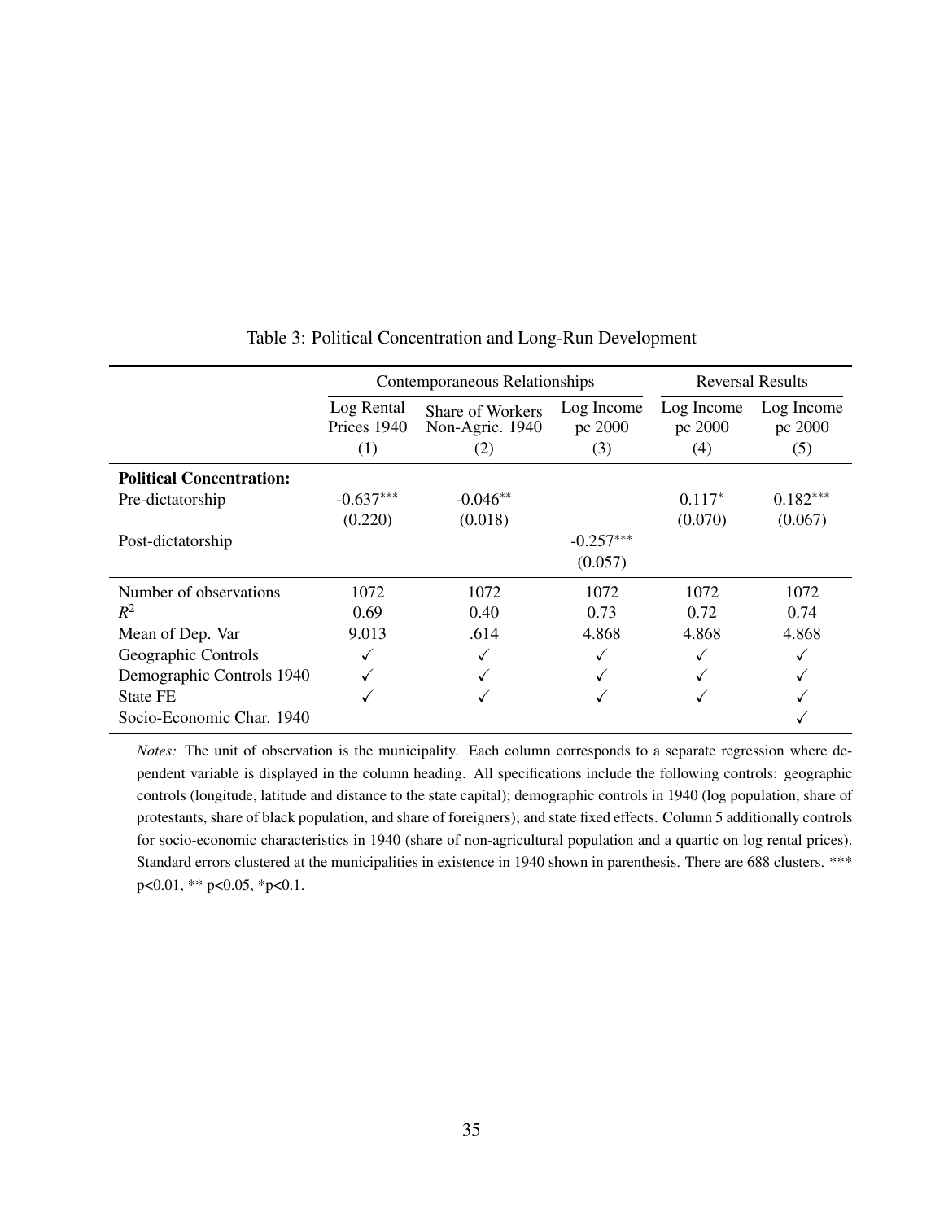Table 3: Political Concentration and Long-Run Development

| | Contemporaneous Relationships | | | Reversal Results | |
|---|---|---|---|---|---|
| | Log Rental Prices 1940 | Share of Workers Non-Agric. 1940 | Log Income pc 2000 | Log Income pc 2000 | Log Income pc 2000 |
| | (1) | (2) | (3) | (4) | (5) |
| **Political Concentration:** | | | | | |
| Pre-dictatorship | -0.637*** | -0.046** | | 0.117* | 0.182*** |
| | (0.220) | (0.018) | | (0.070) | (0.067) |
| Post-dictatorship | | | -0.257*** | | |
| | | | (0.057) | | |
| Number of observations | 1072 | 1072 | 1072 | 1072 | 1072 |
| $R^2$ | 0.69 | 0.40 | 0.73 | 0.72 | 0.74 |
| Mean of Dep. Var | 9.013 | .614 | 4.868 | 4.868 | 4.868 |
| Geographic Controls | ✓ | ✓ | ✓ | ✓ | ✓ |
| Demographic Controls 1940 | ✓ | ✓ | ✓ | ✓ | ✓ |
| State FE | ✓ | ✓ | ✓ | ✓ | ✓ |
| Socio-Economic Char. 1940 | | | | | ✓ |

*Notes:* The unit of observation is the municipality. Each column corresponds to a separate regression where dependent variable is displayed in the column heading. All specifications include the following controls: geographic controls (longitude, latitude and distance to the state capital); demographic controls in 1940 (log population, share of protestants, share of black population, and share of foreigners); and state fixed effects. Column 5 additionally controls for socio-economic characteristics in 1940 (share of non-agricultural population and a quartic on log rental prices). Standard errors clustered at the municipalities in existence in 1940 shown in parenthesis. There are 688 clusters. *** $p<0.01$, ** $p<0.05$, * $p<0.1$.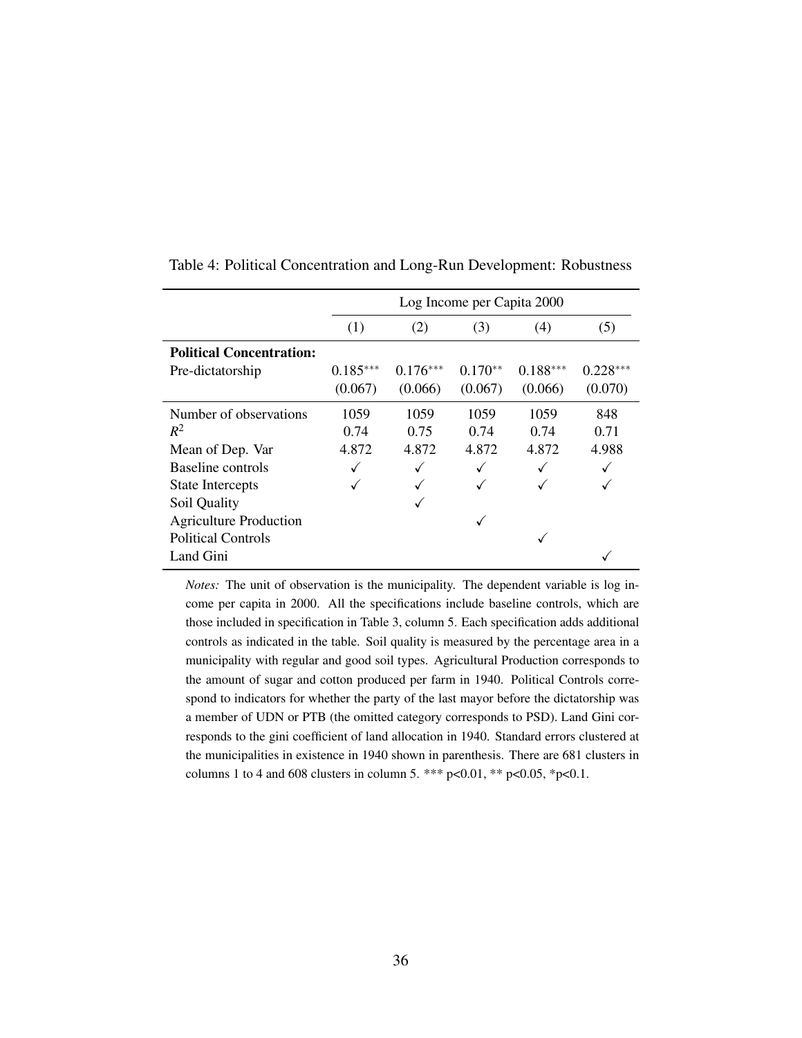Table 4: Political Concentration and Long-Run Development: Robustness

| | Log Income per Capita 2000 | | | | |
|---|---|---|---|---|---|
| | (1) | (2) | (3) | (4) | (5) |
| **Political Concentration:** | | | | | |
| Pre-dictatorship | 0.185*** | 0.176*** | 0.170** | 0.188*** | 0.228*** |
| | (0.067) | (0.066) | (0.067) | (0.066) | (0.070) |
| Number of observations | 1059 | 1059 | 1059 | 1059 | 848 |
| $R^2$ | 0.74 | 0.75 | 0.74 | 0.74 | 0.71 |
| Mean of Dep. Var | 4.872 | 4.872 | 4.872 | 4.872 | 4.988 |
| Baseline controls | ✓ | ✓ | ✓ | ✓ | ✓ |
| State Intercepts | ✓ | ✓ | ✓ | ✓ | ✓ |
| Soil Quality | | ✓ | | | |
| Agriculture Production | | | ✓ | | |
| Political Controls | | | | ✓ | |
| Land Gini | | | | | ✓ |

*Notes:* The unit of observation is the municipality. The dependent variable is log income per capita in 2000. All the specifications include baseline controls, which are those included in specification in Table 3, column 5. Each specification adds additional controls as indicated in the table. Soil quality is measured by the percentage area in a municipality with regular and good soil types. Agricultural Production corresponds to the amount of sugar and cotton produced per farm in 1940. Political Controls correspond to indicators for whether the party of the last mayor before the dictatorship was a member of UDN or PTB (the omitted category corresponds to PSD). Land Gini corresponds to the gini coefficient of land allocation in 1940. Standard errors clustered at the municipalities in existence in 1940 shown in parenthesis. There are 681 clusters in columns 1 to 4 and 608 clusters in column 5. *** p<0.01, ** p<0.05, *p<0.1.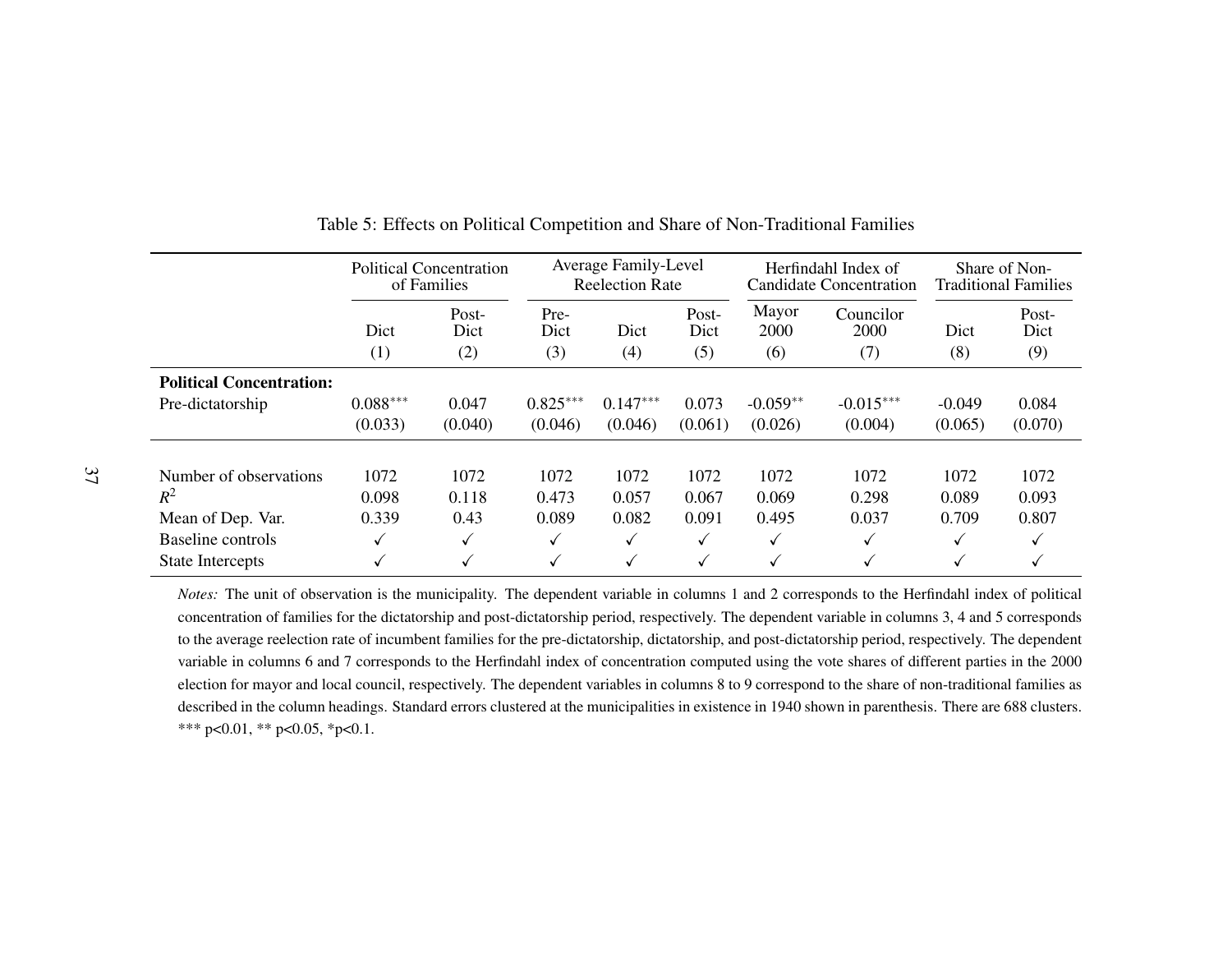Table 5: Effects on Political Competition and Share of Non-Traditional Families

| | Political Concentration of Families | | Average Family-Level Reelection Rate | | | Herfindahl Index of Candidate Concentration | | Share of Non-Traditional Families | |
|---|---|---|---|---|---|---|---|---|---|
| | Dict | Post-Dict | Pre-Dict | Dict | Post-Dict | Mayor 2000 | Councilor 2000 | Dict | Post-Dict |
| | (1) | (2) | (3) | (4) | (5) | (6) | (7) | (8) | (9) |
| **Political Concentration:** | | | | | | | | | |
| Pre-dictatorship | 0.088*** | 0.047 | 0.825*** | 0.147*** | 0.073 | -0.059** | -0.015*** | -0.049 | 0.084 |
| | (0.033) | (0.040) | (0.046) | (0.046) | (0.061) | (0.026) | (0.004) | (0.065) | (0.070) |
| Number of observations | 1072 | 1072 | 1072 | 1072 | 1072 | 1072 | 1072 | 1072 | 1072 |
| $R^2$ | 0.098 | 0.118 | 0.473 | 0.057 | 0.067 | 0.069 | 0.298 | 0.089 | 0.093 |
| Mean of Dep. Var. | 0.339 | 0.43 | 0.089 | 0.082 | 0.091 | 0.495 | 0.037 | 0.709 | 0.807 |
| Baseline controls | ✓ | ✓ | ✓ | ✓ | ✓ | ✓ | ✓ | ✓ | ✓ |
| State Intercepts | ✓ | ✓ | ✓ | ✓ | ✓ | ✓ | ✓ | ✓ | ✓ |

*Notes:* The unit of observation is the municipality. The dependent variable in columns 1 and 2 corresponds to the Herfindahl index of political concentration of families for the dictatorship and post-dictatorship period, respectively. The dependent variable in columns 3, 4 and 5 corresponds to the average reelection rate of incumbent families for the pre-dictatorship, dictatorship, and post-dictatorship period, respectively. The dependent variable in columns 6 and 7 corresponds to the Herfindahl index of concentration computed using the vote shares of different parties in the 2000 election for mayor and local council, respectively. The dependent variables in columns 8 to 9 correspond to the share of non-traditional families as described in the column headings. Standard errors clustered at the municipalities in existence in 1940 shown in parenthesis. There are 688 clusters. *** p<0.01, ** p<0.05, *p<0.1.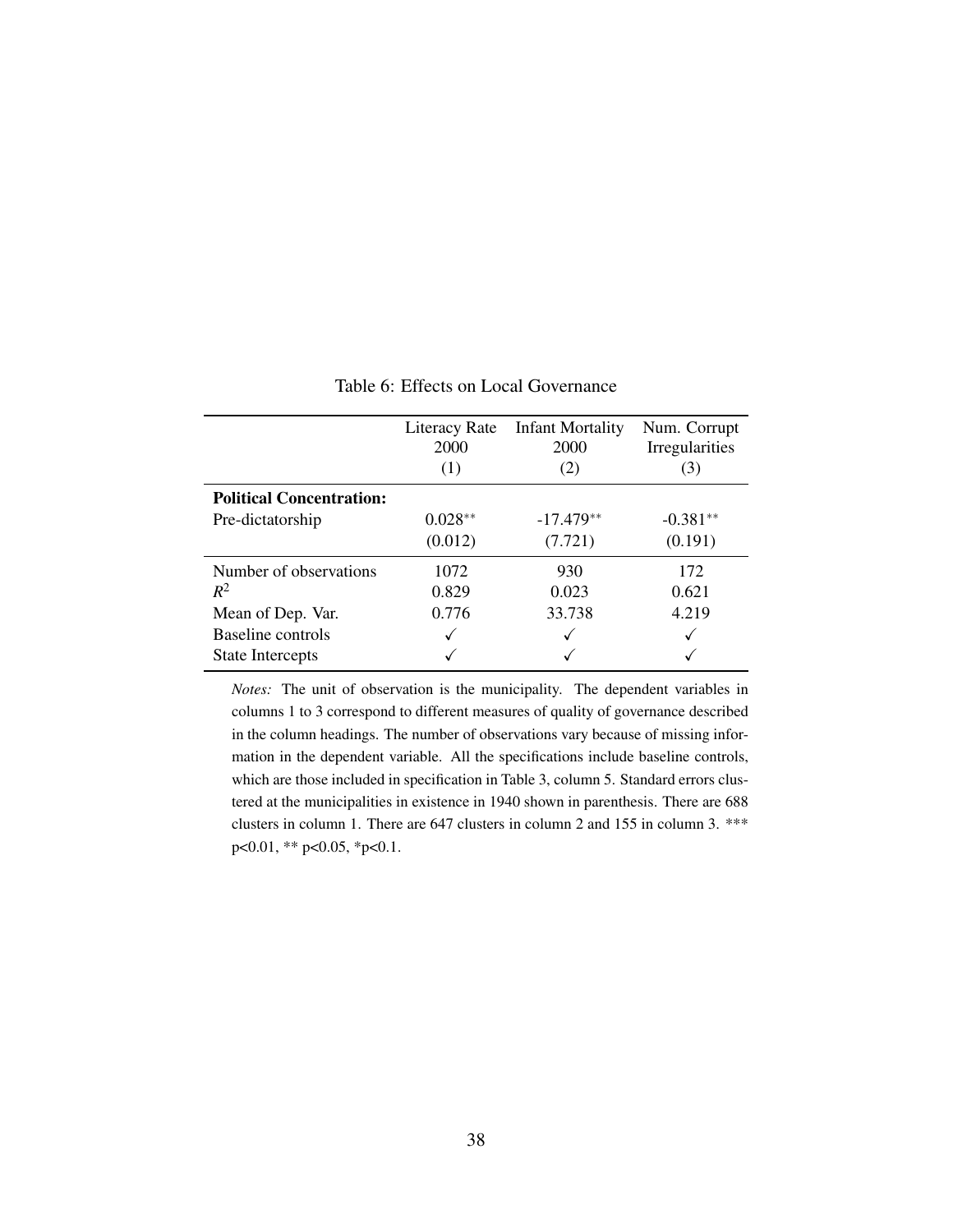Table 6: Effects on Local Governance

| | Literacy Rate 2000 (1) | Infant Mortality 2000 (2) | Num. Corrupt Irregularities (3) |
|---|---|---|---|
| **Political Concentration:** | | | |
| Pre-dictatorship | 0.028** | -17.479** | -0.381** |
| | (0.012) | (7.721) | (0.191) |
| Number of observations | 1072 | 930 | 172 |
| $R^2$ | 0.829 | 0.023 | 0.621 |
| Mean of Dep. Var. | 0.776 | 33.738 | 4.219 |
| Baseline controls | ✓ | ✓ | ✓ |
| State Intercepts | ✓ | ✓ | ✓ |

*Notes:* The unit of observation is the municipality. The dependent variables in columns 1 to 3 correspond to different measures of quality of governance described in the column headings. The number of observations vary because of missing information in the dependent variable. All the specifications include baseline controls, which are those included in specification in Table 3, column 5. Standard errors clustered at the municipalities in existence in 1940 shown in parenthesis. There are 688 clusters in column 1. There are 647 clusters in column 2 and 155 in column 3. *** p<0.01, ** p<0.05, *p<0.1.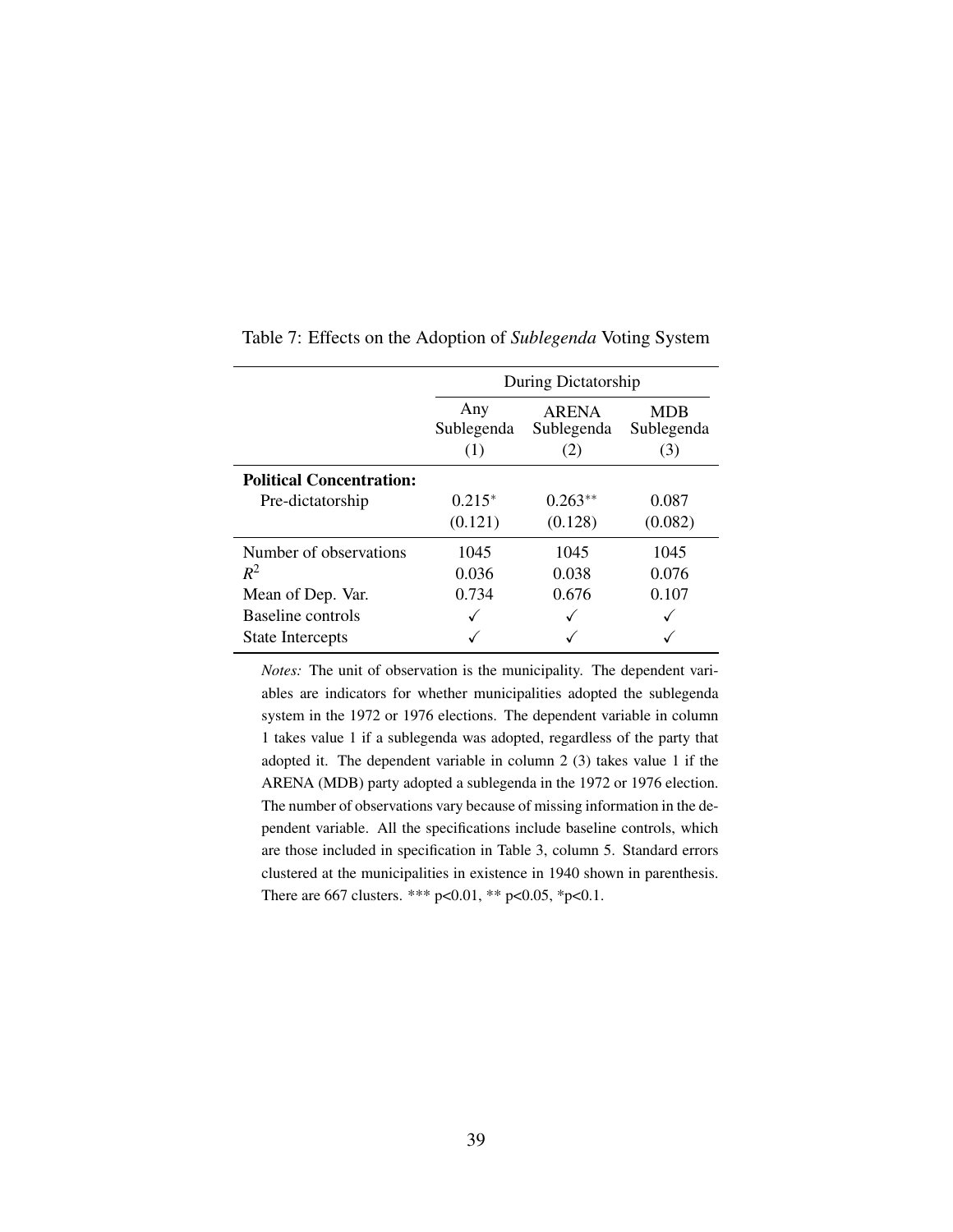Table 7: Effects on the Adoption of *Sublegenda* Voting System

| | During Dictatorship | | |
|---|---|---|---|
| | Any Sublegenda | ARENA Sublegenda | MDB Sublegenda |
| | (1) | (2) | (3) |
| **Political Concentration:** | | | |
| Pre-dictatorship | $0.215^{*}$ | $0.263^{**}$ | 0.087 |
| | (0.121) | (0.128) | (0.082) |
| Number of observations | 1045 | 1045 | 1045 |
| $R^2$ | 0.036 | 0.038 | 0.076 |
| Mean of Dep. Var. | 0.734 | 0.676 | 0.107 |
| Baseline controls | ✓ | ✓ | ✓ |
| State Intercepts | ✓ | ✓ | ✓ |

*Notes:* The unit of observation is the municipality. The dependent variables are indicators for whether municipalities adopted the sublegenda system in the 1972 or 1976 elections. The dependent variable in column 1 takes value 1 if a sublegenda was adopted, regardless of the party that adopted it. The dependent variable in column 2 (3) takes value 1 if the ARENA (MDB) party adopted a sublegenda in the 1972 or 1976 election. The number of observations vary because of missing information in the dependent variable. All the specifications include baseline controls, which are those included in specification in Table 3, column 5. Standard errors clustered at the municipalities in existence in 1940 shown in parenthesis. There are 667 clusters. *** p<0.01, ** p<0.05, *p<0.1.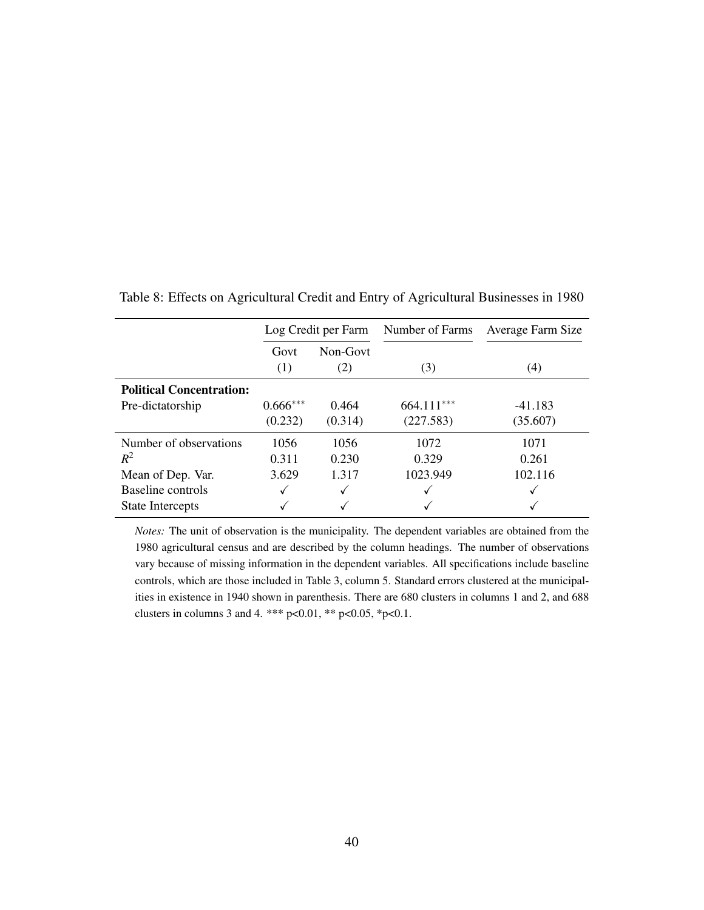Table 8: Effects on Agricultural Credit and Entry of Agricultural Businesses in 1980

| | Log Credit per Farm | | Number of Farms | Average Farm Size |
|---|---|---|---|---|
| | Govt | Non-Govt | | |
| | (1) | (2) | (3) | (4) |
| **Political Concentration:** | | | | |
| Pre-dictatorship | $0.666^{***}$ | 0.464 | $664.111^{***}$ | -41.183 |
| | (0.232) | (0.314) | (227.583) | (35.607) |
| Number of observations | 1056 | 1056 | 1072 | 1071 |
| $R^2$ | 0.311 | 0.230 | 0.329 | 0.261 |
| Mean of Dep. Var. | 3.629 | 1.317 | 1023.949 | 102.116 |
| Baseline controls | ✓ | ✓ | ✓ | ✓ |
| State Intercepts | ✓ | ✓ | ✓ | ✓ |

*Notes:* The unit of observation is the municipality. The dependent variables are obtained from the 1980 agricultural census and are described by the column headings. The number of observations vary because of missing information in the dependent variables. All specifications include baseline controls, which are those included in Table 3, column 5. Standard errors clustered at the municipalities in existence in 1940 shown in parenthesis. There are 680 clusters in columns 1 and 2, and 688 clusters in columns 3 and 4. *** p<0.01, ** p<0.05, *p<0.1.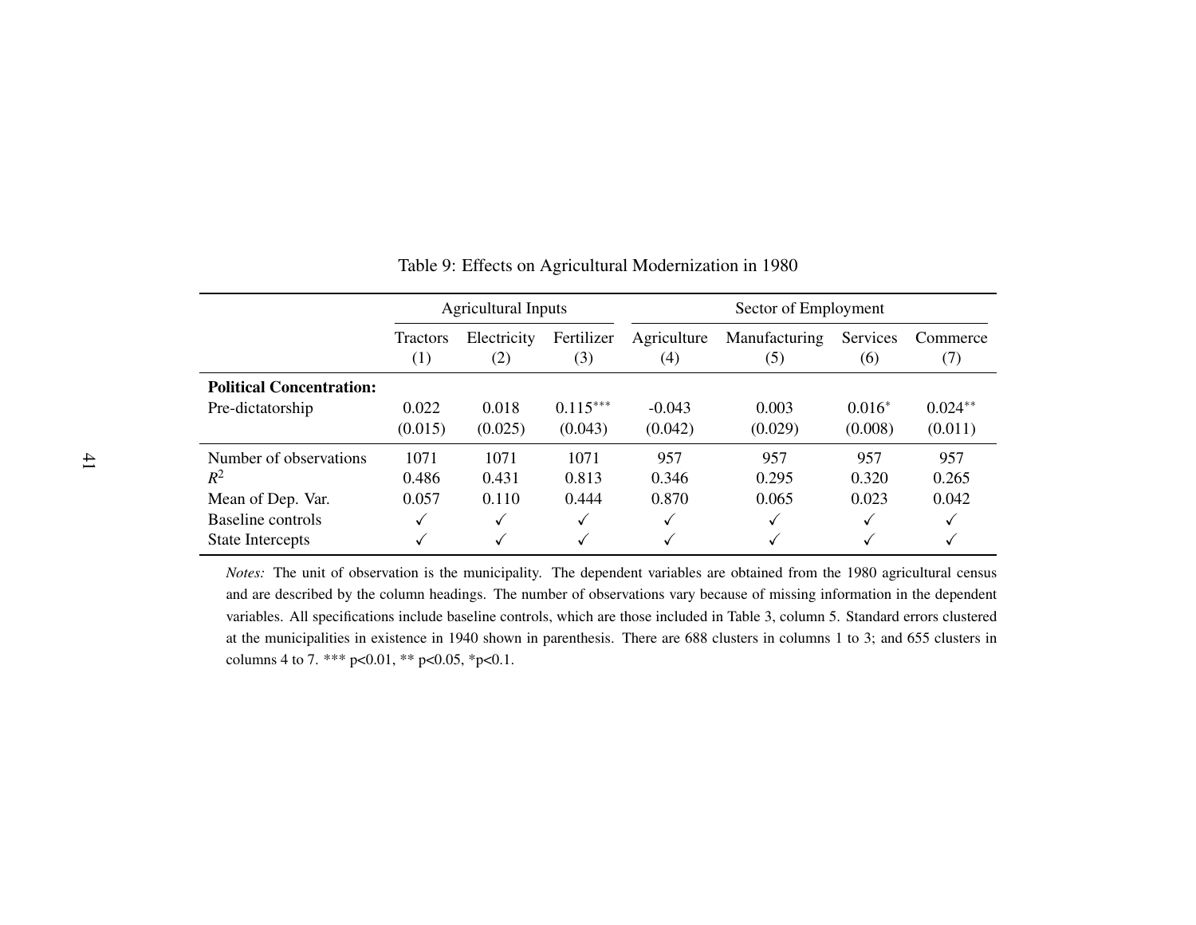Table 9: Effects on Agricultural Modernization in 1980

| | Agricultural Inputs | | | Sector of Employment | | | |
|---|---|---|---|---|---|---|---|
| | Tractors (1) | Electricity (2) | Fertilizer (3) | Agriculture (4) | Manufacturing (5) | Services (6) | Commerce (7) |
| **Political Concentration:** | | | | | | | |
| Pre-dictatorship | 0.022 | 0.018 | 0.115*** | -0.043 | 0.003 | 0.016* | 0.024** |
| | (0.015) | (0.025) | (0.043) | (0.042) | (0.029) | (0.008) | (0.011) |
| Number of observations | 1071 | 1071 | 1071 | 957 | 957 | 957 | 957 |
| $R^2$ | 0.486 | 0.431 | 0.813 | 0.346 | 0.295 | 0.320 | 0.265 |
| Mean of Dep. Var. | 0.057 | 0.110 | 0.444 | 0.870 | 0.065 | 0.023 | 0.042 |
| Baseline controls | ✓ | ✓ | ✓ | ✓ | ✓ | ✓ | ✓ |
| State Intercepts | ✓ | ✓ | ✓ | ✓ | ✓ | ✓ | ✓ |

*Notes:* The unit of observation is the municipality. The dependent variables are obtained from the 1980 agricultural census and are described by the column headings. The number of observations vary because of missing information in the dependent variables. All specifications include baseline controls, which are those included in Table 3, column 5. Standard errors clustered at the municipalities in existence in 1940 shown in parenthesis. There are 688 clusters in columns 1 to 3; and 655 clusters in columns 4 to 7. *** p<0.01, ** p<0.05, *p<0.1.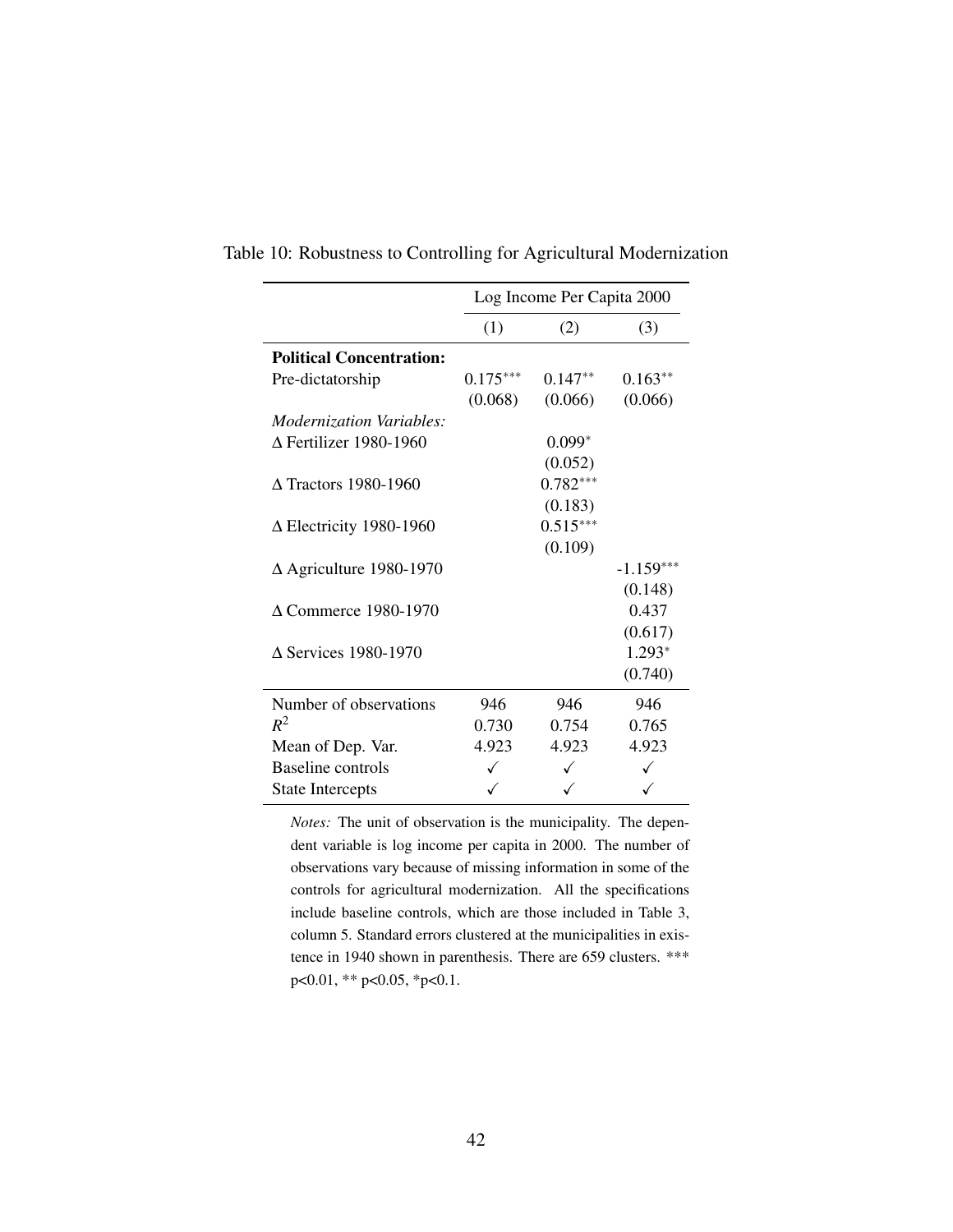Table 10: Robustness to Controlling for Agricultural Modernization

| | Log Income Per Capita 2000 | | |
|---|---|---|---|
| | (1) | (2) | (3) |
| **Political Concentration:** | | | |
| Pre-dictatorship | 0.175*** | 0.147** | 0.163** |
| | (0.068) | (0.066) | (0.066) |
| *Modernization Variables:* | | | |
| Δ Fertilizer 1980-1960 | | 0.099* | |
| | | (0.052) | |
| Δ Tractors 1980-1960 | | 0.782*** | |
| | | (0.183) | |
| Δ Electricity 1980-1960 | | 0.515*** | |
| | | (0.109) | |
| Δ Agriculture 1980-1970 | | | -1.159*** |
| | | | (0.148) |
| Δ Commerce 1980-1970 | | | 0.437 |
| | | | (0.617) |
| Δ Services 1980-1970 | | | 1.293* |
| | | | (0.740) |
| Number of observations | 946 | 946 | 946 |
| $R^2$ | 0.730 | 0.754 | 0.765 |
| Mean of Dep. Var. | 4.923 | 4.923 | 4.923 |
| Baseline controls | ✓ | ✓ | ✓ |
| State Intercepts | ✓ | ✓ | ✓ |

*Notes:* The unit of observation is the municipality. The dependent variable is log income per capita in 2000. The number of observations vary because of missing information in some of the controls for agricultural modernization. All the specifications include baseline controls, which are those included in Table 3, column 5. Standard errors clustered at the municipalities in existence in 1940 shown in parenthesis. There are 659 clusters. *** p<0.01, ** p<0.05, *p<0.1.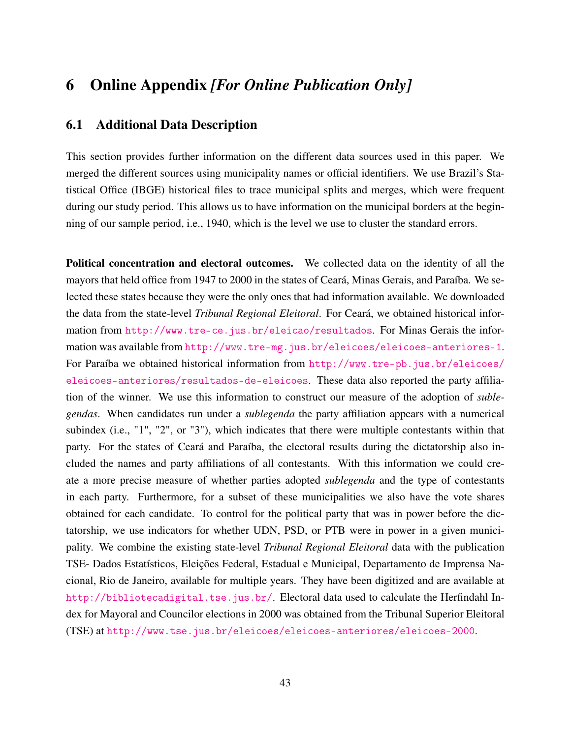# 6 Online Appendix *[For Online Publication Only]*

## 6.1 Additional Data Description

This section provides further information on the different data sources used in this paper. We merged the different sources using municipality names or official identifiers. We use Brazil's Statistical Office (IBGE) historical files to trace municipal splits and merges, which were frequent during our study period. This allows us to have information on the municipal borders at the beginning of our sample period, i.e., 1940, which is the level we use to cluster the standard errors.

**Political concentration and electoral outcomes.** We collected data on the identity of all the mayors that held office from 1947 to 2000 in the states of Ceará, Minas Gerais, and Paraíba. We selected these states because they were the only ones that had information available. We downloaded the data from the state-level *Tribunal Regional Eleitoral*. For Ceará, we obtained historical information from http://www.tre-ce.jus.br/eleicao/resultados. For Minas Gerais the information was available from http://www.tre-mg.jus.br/eleicoes/eleicoes-anteriores-1. For Paraíba we obtained historical information from http://www.tre-pb.jus.br/eleicoes/eleicoes-anteriores/resultados-de-eleicoes. These data also reported the party affiliation of the winner. We use this information to construct our measure of the adoption of *sublegendas*. When candidates run under a *sublegenda* the party affiliation appears with a numerical subindex (i.e., "1", "2", or "3"), which indicates that there were multiple contestants within that party. For the states of Ceará and Paraíba, the electoral results during the dictatorship also included the names and party affiliations of all contestants. With this information we could create a more precise measure of whether parties adopted *sublegenda* and the type of contestants in each party. Furthermore, for a subset of these municipalities we also have the vote shares obtained for each candidate. To control for the political party that was in power before the dictatorship, we use indicators for whether UDN, PSD, or PTB were in power in a given municipality. We combine the existing state-level *Tribunal Regional Eleitoral* data with the publication TSE- Dados Estatísticos, Eleições Federal, Estadual e Municipal, Departamento de Imprensa Nacional, Rio de Janeiro, available for multiple years. They have been digitized and are available at http://bibliotecadigital.tse.jus.br/. Electoral data used to calculate the Herfindahl Index for Mayoral and Councilor elections in 2000 was obtained from the Tribunal Superior Eleitoral (TSE) at http://www.tse.jus.br/eleicoes/eleicoes-anteriores/eleicoes-2000.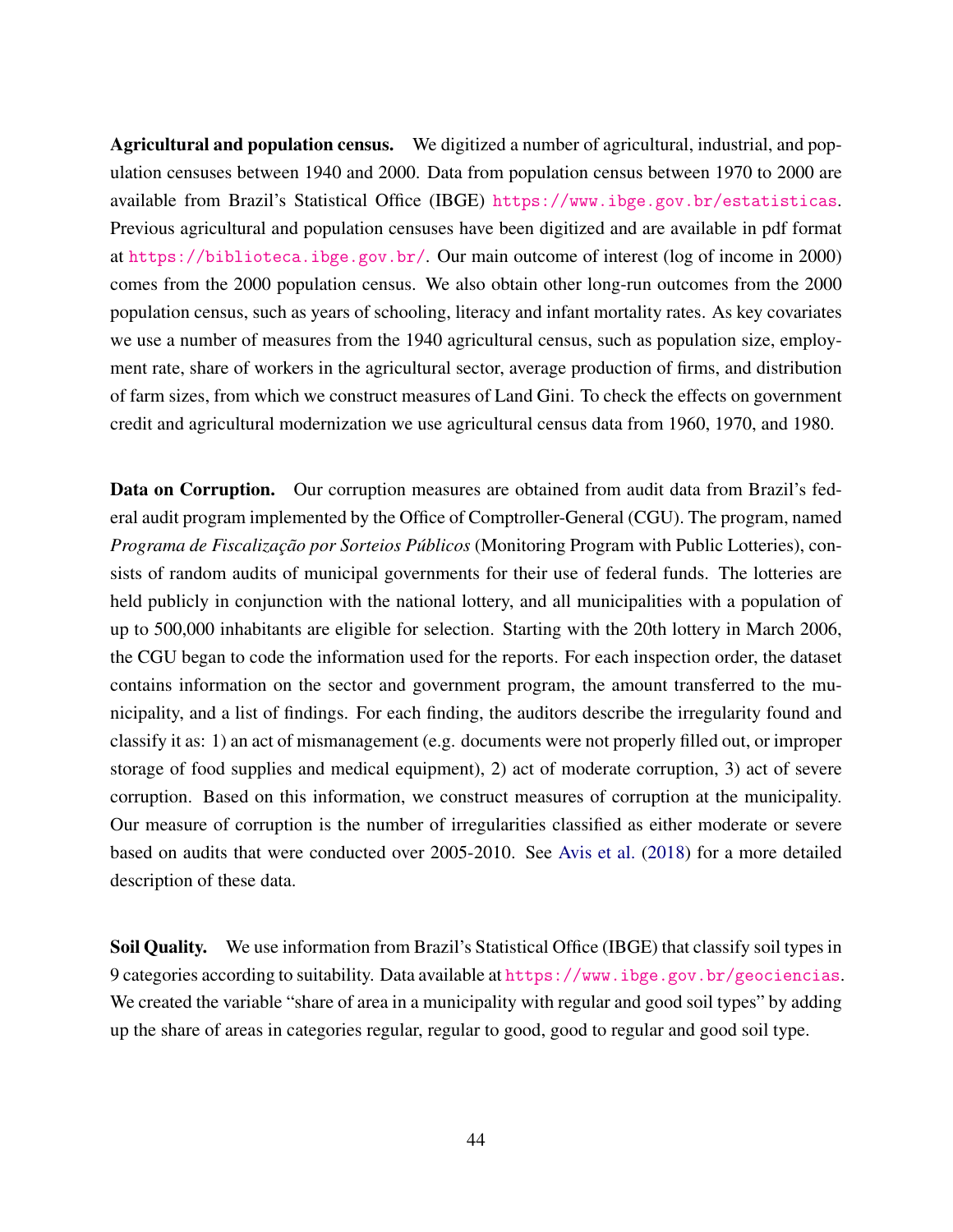**Agricultural and population census.** We digitized a number of agricultural, industrial, and population censuses between 1940 and 2000. Data from population census between 1970 to 2000 are available from Brazil's Statistical Office (IBGE) `https://www.ibge.gov.br/estatisticas`. Previous agricultural and population censuses have been digitized and are available in pdf format at `https://biblioteca.ibge.gov.br/`. Our main outcome of interest (log of income in 2000) comes from the 2000 population census. We also obtain other long-run outcomes from the 2000 population census, such as years of schooling, literacy and infant mortality rates. As key covariates we use a number of measures from the 1940 agricultural census, such as population size, employment rate, share of workers in the agricultural sector, average production of firms, and distribution of farm sizes, from which we construct measures of Land Gini. To check the effects on government credit and agricultural modernization we use agricultural census data from 1960, 1970, and 1980.

**Data on Corruption.** Our corruption measures are obtained from audit data from Brazil's federal audit program implemented by the Office of Comptroller-General (CGU). The program, named *Programa de Fiscalização por Sorteios Públicos* (Monitoring Program with Public Lotteries), consists of random audits of municipal governments for their use of federal funds. The lotteries are held publicly in conjunction with the national lottery, and all municipalities with a population of up to 500,000 inhabitants are eligible for selection. Starting with the 20th lottery in March 2006, the CGU began to code the information used for the reports. For each inspection order, the dataset contains information on the sector and government program, the amount transferred to the municipality, and a list of findings. For each finding, the auditors describe the irregularity found and classify it as: 1) an act of mismanagement (e.g. documents were not properly filled out, or improper storage of food supplies and medical equipment), 2) act of moderate corruption, 3) act of severe corruption. Based on this information, we construct measures of corruption at the municipality. Our measure of corruption is the number of irregularities classified as either moderate or severe based on audits that were conducted over 2005-2010. See Avis et al. (2018) for a more detailed description of these data.

**Soil Quality.** We use information from Brazil's Statistical Office (IBGE) that classify soil types in 9 categories according to suitability. Data available at `https://www.ibge.gov.br/geociencias`. We created the variable "share of area in a municipality with regular and good soil types" by adding up the share of areas in categories regular, regular to good, good to regular and good soil type.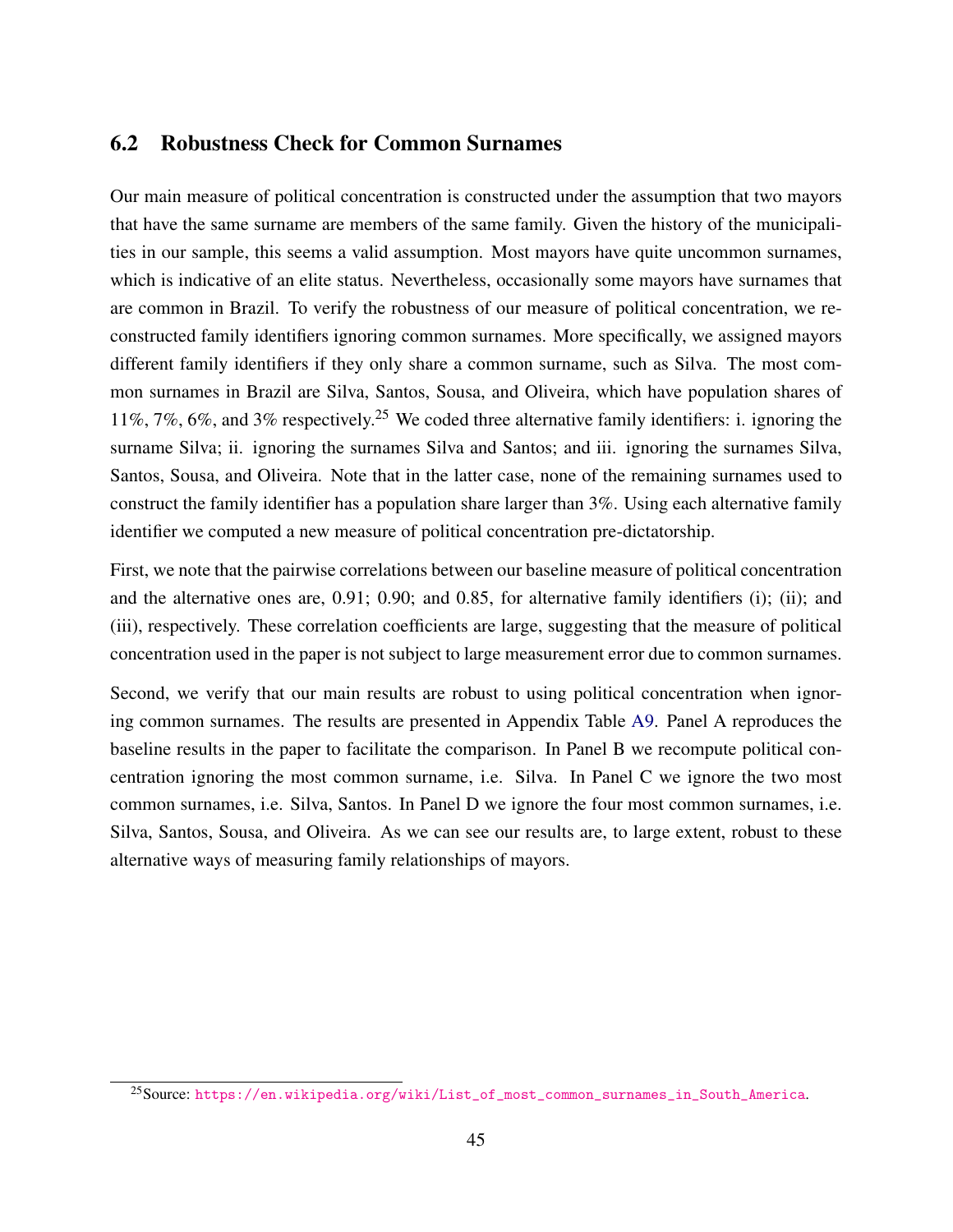## 6.2 Robustness Check for Common Surnames

Our main measure of political concentration is constructed under the assumption that two mayors that have the same surname are members of the same family. Given the history of the municipalities in our sample, this seems a valid assumption. Most mayors have quite uncommon surnames, which is indicative of an elite status. Nevertheless, occasionally some mayors have surnames that are common in Brazil. To verify the robustness of our measure of political concentration, we reconstructed family identifiers ignoring common surnames. More specifically, we assigned mayors different family identifiers if they only share a common surname, such as Silva. The most common surnames in Brazil are Silva, Santos, Sousa, and Oliveira, which have population shares of 11%, 7%, 6%, and 3% respectively.[25] We coded three alternative family identifiers: i. ignoring the surname Silva; ii. ignoring the surnames Silva and Santos; and iii. ignoring the surnames Silva, Santos, Sousa, and Oliveira. Note that in the latter case, none of the remaining surnames used to construct the family identifier has a population share larger than 3%. Using each alternative family identifier we computed a new measure of political concentration pre-dictatorship.

First, we note that the pairwise correlations between our baseline measure of political concentration and the alternative ones are, 0.91; 0.90; and 0.85, for alternative family identifiers (i); (ii); and (iii), respectively. These correlation coefficients are large, suggesting that the measure of political concentration used in the paper is not subject to large measurement error due to common surnames.

Second, we verify that our main results are robust to using political concentration when ignoring common surnames. The results are presented in Appendix Table A9. Panel A reproduces the baseline results in the paper to facilitate the comparison. In Panel B we recompute political concentration ignoring the most common surname, i.e. Silva. In Panel C we ignore the two most common surnames, i.e. Silva, Santos. In Panel D we ignore the four most common surnames, i.e. Silva, Santos, Sousa, and Oliveira. As we can see our results are, to large extent, robust to these alternative ways of measuring family relationships of mayors.

[25] Source: https://en.wikipedia.org/wiki/List_of_most_common_surnames_in_South_America.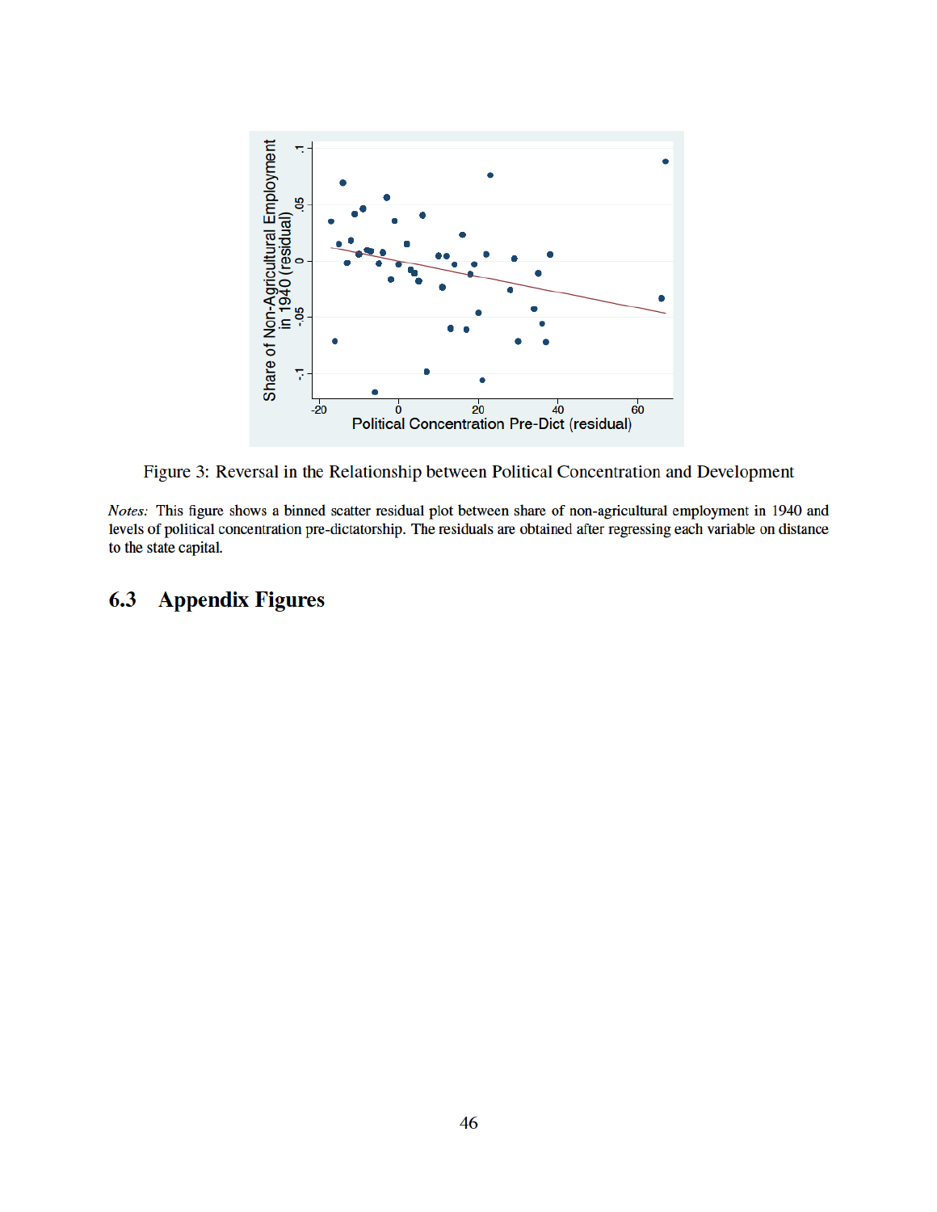Figure 3: Reversal in the Relationship between Political Concentration and Development

*Notes:* This figure shows a binned scatter residual plot between share of non-agricultural employment in 1940 and levels of political concentration pre-dictatorship. The residuals are obtained after regressing each variable on distance to the state capital.

## 6.3 Appendix Figures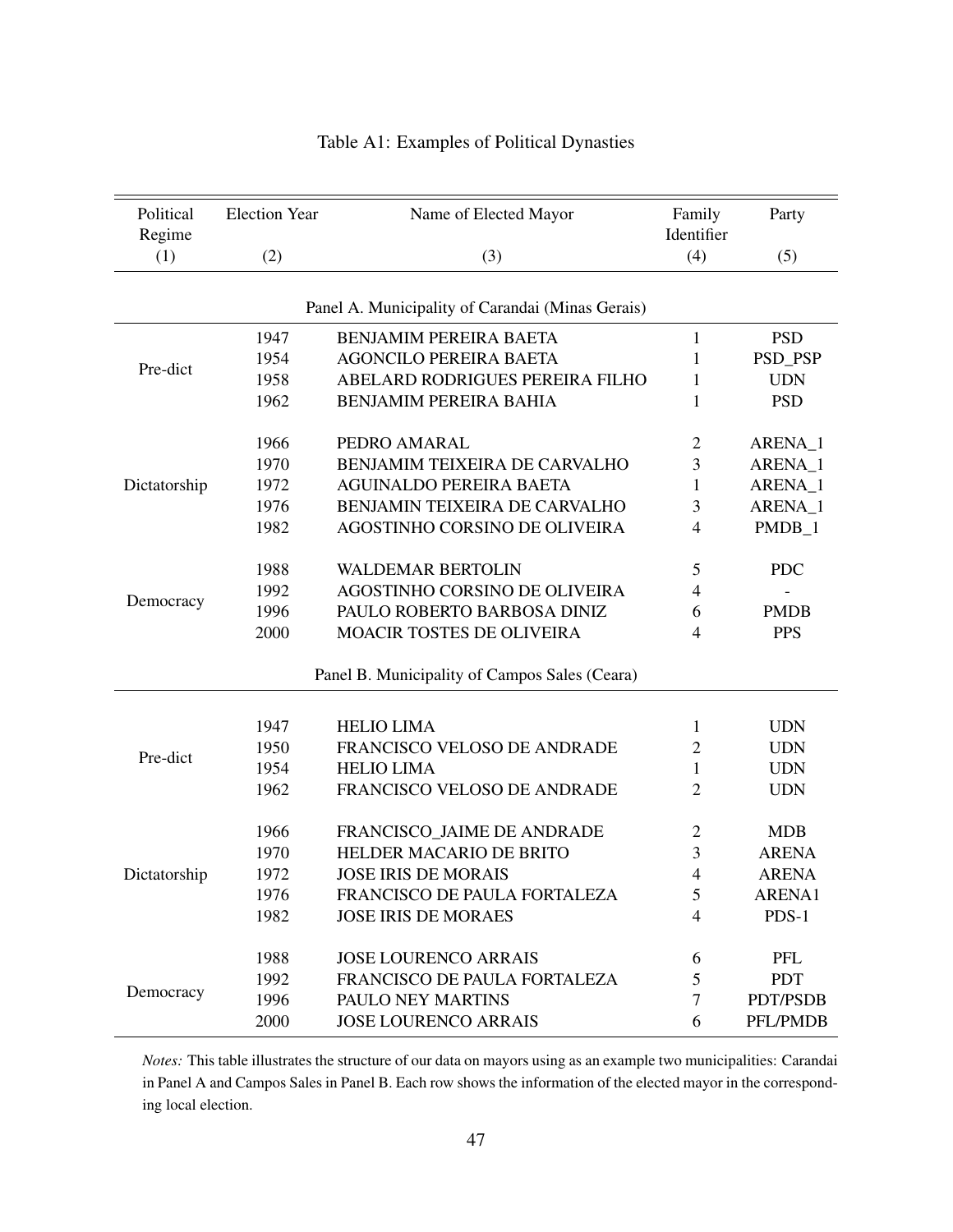Table A1: Examples of Political Dynasties

| Political Regime | Election Year | Name of Elected Mayor | Family Identifier | Party |
|---|---|---|---|---|
| (1) | (2) | (3) | (4) | (5) |
| | | **Panel A. Municipality of Carandai (Minas Gerais)** | | |
| Pre-dict | 1947 | BENJAMIM PEREIRA BAETA | 1 | PSD |
| | 1954 | AGONCILO PEREIRA BAETA | 1 | PSD_PSP |
| | 1958 | ABELARD RODRIGUES PEREIRA FILHO | 1 | UDN |
| | 1962 | BENJAMIM PEREIRA BAHIA | 1 | PSD |
| Dictatorship | 1966 | PEDRO AMARAL | 2 | ARENA_1 |
| | 1970 | BENJAMIM TEIXEIRA DE CARVALHO | 3 | ARENA_1 |
| | 1972 | AGUINALDO PEREIRA BAETA | 1 | ARENA_1 |
| | 1976 | BENJAMIN TEIXEIRA DE CARVALHO | 3 | ARENA_1 |
| | 1982 | AGOSTINHO CORSINO DE OLIVEIRA | 4 | PMDB_1 |
| Democracy | 1988 | WALDEMAR BERTOLIN | 5 | PDC |
| | 1992 | AGOSTINHO CORSINO DE OLIVEIRA | 4 | - |
| | 1996 | PAULO ROBERTO BARBOSA DINIZ | 6 | PMDB |
| | 2000 | MOACIR TOSTES DE OLIVEIRA | 4 | PPS |
| | | **Panel B. Municipality of Campos Sales (Ceara)** | | |
| Pre-dict | 1947 | HELIO LIMA | 1 | UDN |
| | 1950 | FRANCISCO VELOSO DE ANDRADE | 2 | UDN |
| | 1954 | HELIO LIMA | 1 | UDN |
| | 1962 | FRANCISCO VELOSO DE ANDRADE | 2 | UDN |
| Dictatorship | 1966 | FRANCISCO_JAIME DE ANDRADE | 2 | MDB |
| | 1970 | HELDER MACARIO DE BRITO | 3 | ARENA |
| | 1972 | JOSE IRIS DE MORAIS | 4 | ARENA |
| | 1976 | FRANCISCO DE PAULA FORTALEZA | 5 | ARENA1 |
| | 1982 | JOSE IRIS DE MORAES | 4 | PDS-1 |
| Democracy | 1988 | JOSE LOURENCO ARRAIS | 6 | PFL |
| | 1992 | FRANCISCO DE PAULA FORTALEZA | 5 | PDT |
| | 1996 | PAULO NEY MARTINS | 7 | PDT/PSDB |
| | 2000 | JOSE LOURENCO ARRAIS | 6 | PFL/PMDB |

*Notes:* This table illustrates the structure of our data on mayors using as an example two municipalities: Carandai in Panel A and Campos Sales in Panel B. Each row shows the information of the elected mayor in the corresponding local election.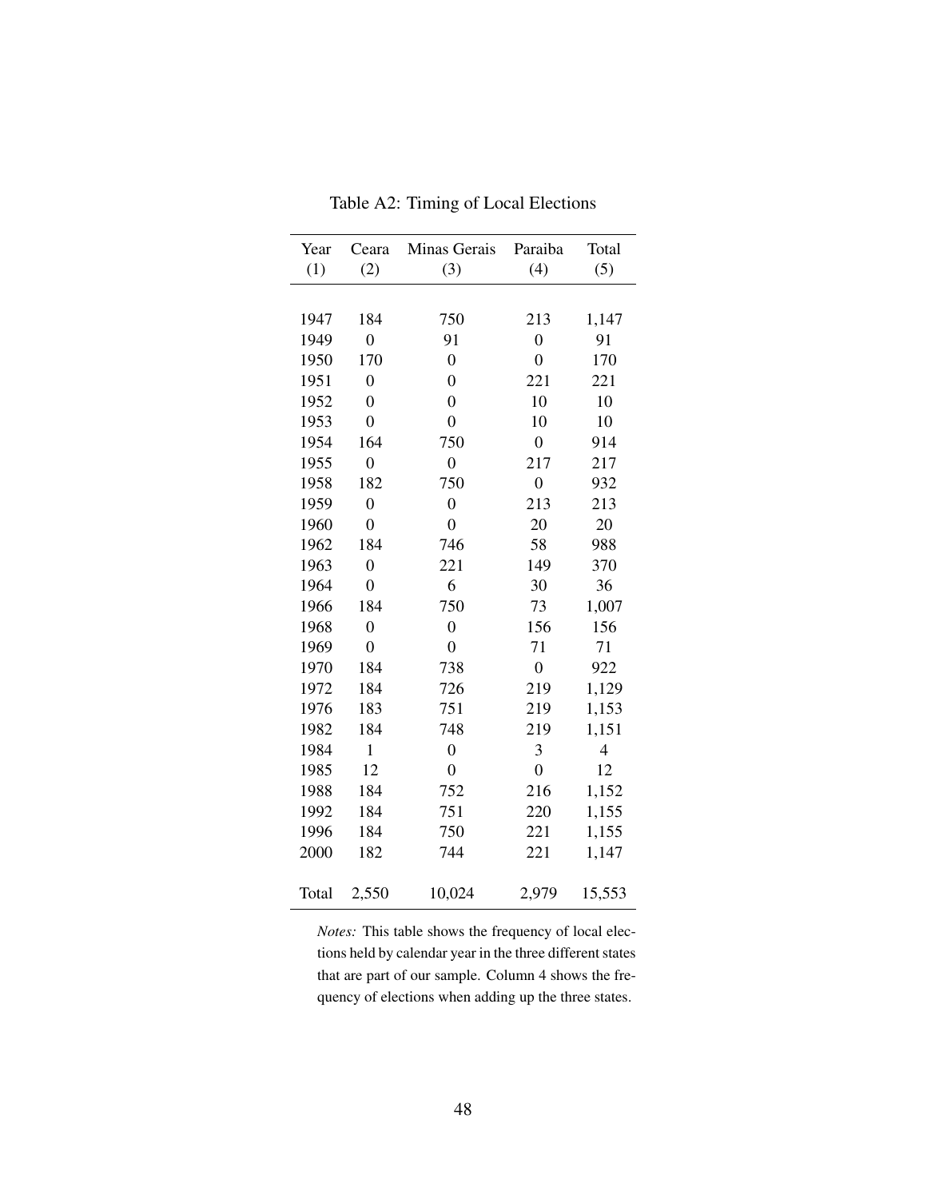Table A2: Timing of Local Elections

| Year (1) | Ceara (2) | Minas Gerais (3) | Paraiba (4) | Total (5) |
|---|---|---|---|---|
| 1947 | 184 | 750 | 213 | 1,147 |
| 1949 | 0 | 91 | 0 | 91 |
| 1950 | 170 | 0 | 0 | 170 |
| 1951 | 0 | 0 | 221 | 221 |
| 1952 | 0 | 0 | 10 | 10 |
| 1953 | 0 | 0 | 10 | 10 |
| 1954 | 164 | 750 | 0 | 914 |
| 1955 | 0 | 0 | 217 | 217 |
| 1958 | 182 | 750 | 0 | 932 |
| 1959 | 0 | 0 | 213 | 213 |
| 1960 | 0 | 0 | 20 | 20 |
| 1962 | 184 | 746 | 58 | 988 |
| 1963 | 0 | 221 | 149 | 370 |
| 1964 | 0 | 6 | 30 | 36 |
| 1966 | 184 | 750 | 73 | 1,007 |
| 1968 | 0 | 0 | 156 | 156 |
| 1969 | 0 | 0 | 71 | 71 |
| 1970 | 184 | 738 | 0 | 922 |
| 1972 | 184 | 726 | 219 | 1,129 |
| 1976 | 183 | 751 | 219 | 1,153 |
| 1982 | 184 | 748 | 219 | 1,151 |
| 1984 | 1 | 0 | 3 | 4 |
| 1985 | 12 | 0 | 0 | 12 |
| 1988 | 184 | 752 | 216 | 1,152 |
| 1992 | 184 | 751 | 220 | 1,155 |
| 1996 | 184 | 750 | 221 | 1,155 |
| 2000 | 182 | 744 | 221 | 1,147 |
| Total | 2,550 | 10,024 | 2,979 | 15,553 |

*Notes:* This table shows the frequency of local elections held by calendar year in the three different states that are part of our sample. Column 4 shows the frequency of elections when adding up the three states.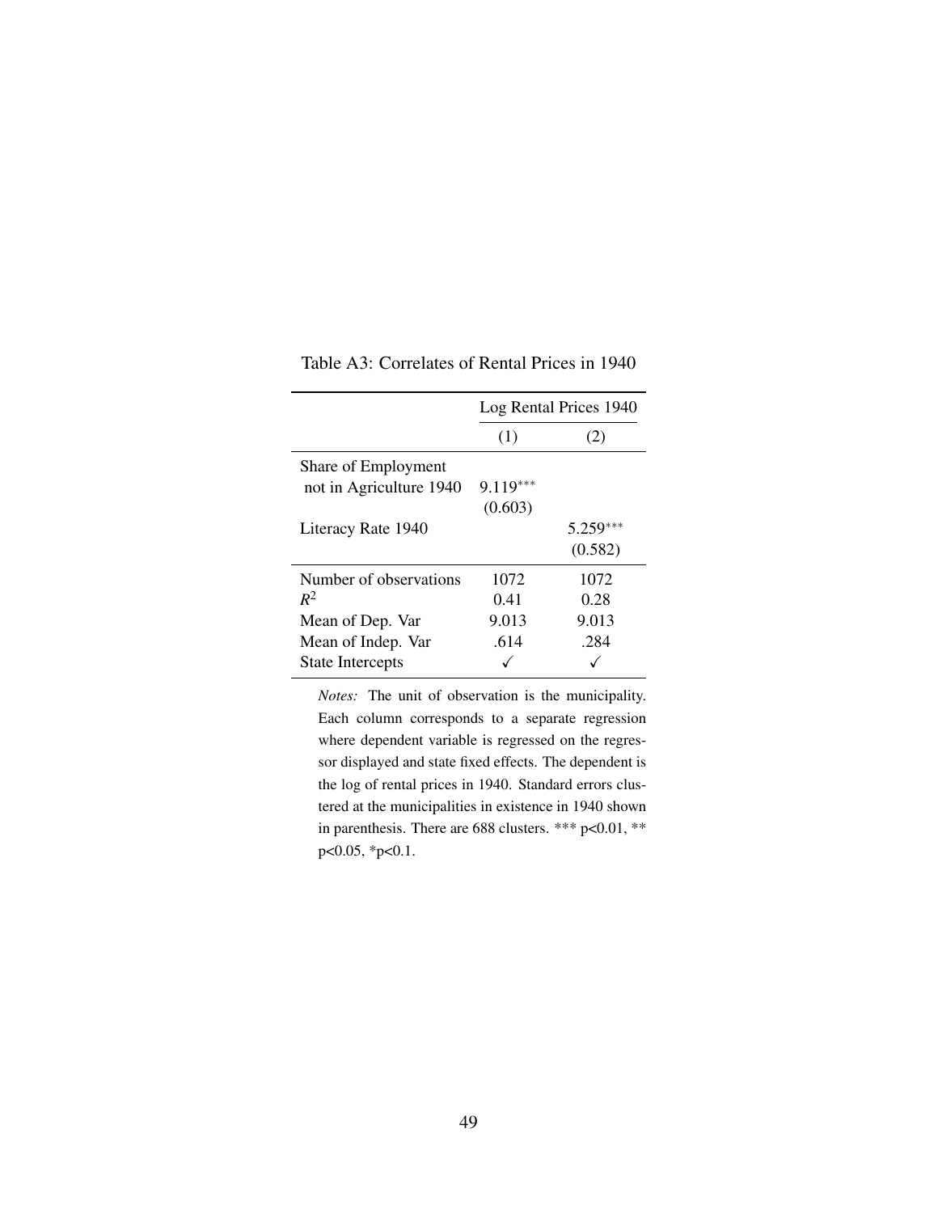Table A3: Correlates of Rental Prices in 1940

| | Log Rental Prices 1940 | |
|---|---|---|
| | (1) | (2) |
| Share of Employment not in Agriculture 1940 | 9.119*** | |
| | (0.603) | |
| Literacy Rate 1940 | | 5.259*** |
| | | (0.582) |
| Number of observations | 1072 | 1072 |
| $R^2$ | 0.41 | 0.28 |
| Mean of Dep. Var | 9.013 | 9.013 |
| Mean of Indep. Var | .614 | .284 |
| State Intercepts | ✓ | ✓ |

*Notes:* The unit of observation is the municipality. Each column corresponds to a separate regression where dependent variable is regressed on the regressor displayed and state fixed effects. The dependent is the log of rental prices in 1940. Standard errors clustered at the municipalities in existence in 1940 shown in parenthesis. There are 688 clusters. *** p<0.01, ** p<0.05, *p<0.1.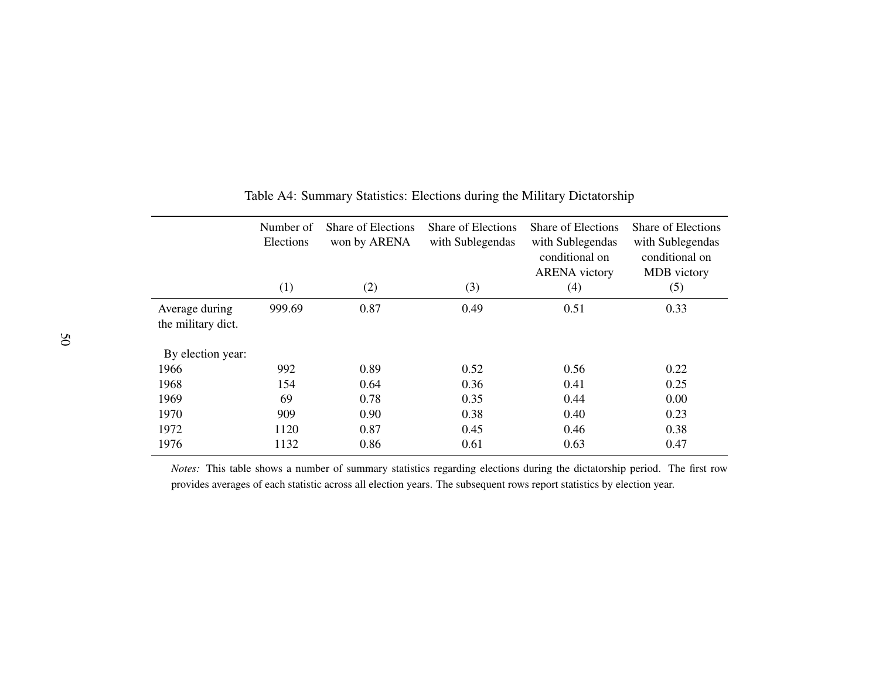Table A4: Summary Statistics: Elections during the Military Dictatorship

| | Number of Elections | Share of Elections won by ARENA | Share of Elections with Sublegendas | Share of Elections with Sublegendas conditional on ARENA victory | Share of Elections with Sublegendas conditional on MDB victory |
|---|---|---|---|---|---|
| | (1) | (2) | (3) | (4) | (5) |
| Average during the military dict. | 999.69 | 0.87 | 0.49 | 0.51 | 0.33 |
| By election year: | | | | | |
| 1966 | 992 | 0.89 | 0.52 | 0.56 | 0.22 |
| 1968 | 154 | 0.64 | 0.36 | 0.41 | 0.25 |
| 1969 | 69 | 0.78 | 0.35 | 0.44 | 0.00 |
| 1970 | 909 | 0.90 | 0.38 | 0.40 | 0.23 |
| 1972 | 1120 | 0.87 | 0.45 | 0.46 | 0.38 |
| 1976 | 1132 | 0.86 | 0.61 | 0.63 | 0.47 |

*Notes:* This table shows a number of summary statistics regarding elections during the dictatorship period. The first row provides averages of each statistic across all election years. The subsequent rows report statistics by election year.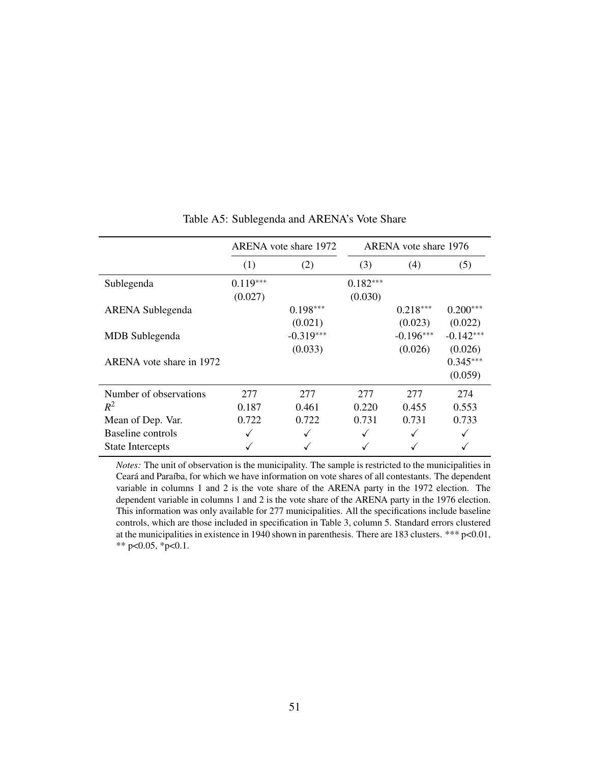Table A5: Sublegenda and ARENA's Vote Share

| | ARENA vote share 1972 | | ARENA vote share 1976 | | |
|---|---|---|---|---|---|
| | (1) | (2) | (3) | (4) | (5) |
| Sublegenda | 0.119*** | | 0.182*** | | |
| | (0.027) | | (0.030) | | |
| ARENA Sublegenda | | 0.198*** | | 0.218*** | 0.200*** |
| | | (0.021) | | (0.023) | (0.022) |
| MDB Sublegenda | | -0.319*** | | -0.196*** | -0.142*** |
| | | (0.033) | | (0.026) | (0.026) |
| ARENA vote share in 1972 | | | | | 0.345*** |
| | | | | | (0.059) |
| Number of observations | 277 | 277 | 277 | 277 | 274 |
| $R^2$ | 0.187 | 0.461 | 0.220 | 0.455 | 0.553 |
| Mean of Dep. Var. | 0.722 | 0.722 | 0.731 | 0.731 | 0.733 |
| Baseline controls | ✓ | ✓ | ✓ | ✓ | ✓ |
| State Intercepts | ✓ | ✓ | ✓ | ✓ | ✓ |

*Notes:* The unit of observation is the municipality. The sample is restricted to the municipalities in Ceará and Paraíba, for which we have information on vote shares of all contestants. The dependent variable in columns 1 and 2 is the vote share of the ARENA party in the 1972 election. The dependent variable in columns 1 and 2 is the vote share of the ARENA party in the 1976 election. This information was only available for 277 municipalities. All the specifications include baseline controls, which are those included in specification in Table 3, column 5. Standard errors clustered at the municipalities in existence in 1940 shown in parenthesis. There are 183 clusters. *** p<0.01, ** p<0.05, *p<0.1.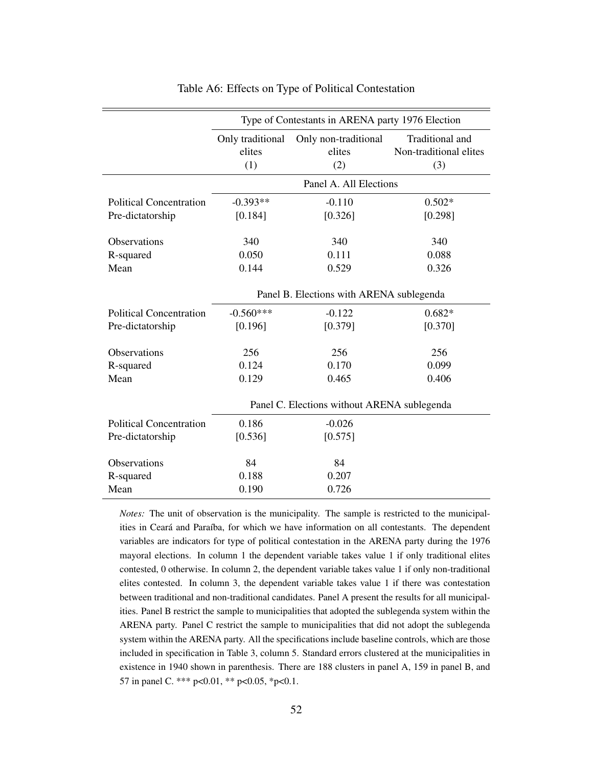Table A6: Effects on Type of Political Contestation

| | Type of Contestants in ARENA party 1976 Election | | |
|---|---|---|---|
| | Only traditional elites (1) | Only non-traditional elites (2) | Traditional and Non-traditional elites (3) |
| | Panel A. All Elections | | |
| Political Concentration Pre-dictatorship | -0.393** | -0.110 | 0.502* |
| | [0.184] | [0.326] | [0.298] |
| Observations | 340 | 340 | 340 |
| R-squared | 0.050 | 0.111 | 0.088 |
| Mean | 0.144 | 0.529 | 0.326 |
| | Panel B. Elections with ARENA sublegenda | | |
| Political Concentration Pre-dictatorship | -0.560*** | -0.122 | 0.682* |
| | [0.196] | [0.379] | [0.370] |
| Observations | 256 | 256 | 256 |
| R-squared | 0.124 | 0.170 | 0.099 |
| Mean | 0.129 | 0.465 | 0.406 |
| | Panel C. Elections without ARENA sublegenda | | |
| Political Concentration Pre-dictatorship | 0.186 | -0.026 | |
| | [0.536] | [0.575] | |
| Observations | 84 | 84 | |
| R-squared | 0.188 | 0.207 | |
| Mean | 0.190 | 0.726 | |

*Notes:* The unit of observation is the municipality. The sample is restricted to the municipalities in Ceará and Paraíba, for which we have information on all contestants. The dependent variables are indicators for type of political contestation in the ARENA party during the 1976 mayoral elections. In column 1 the dependent variable takes value 1 if only traditional elites contested, 0 otherwise. In column 2, the dependent variable takes value 1 if only non-traditional elites contested. In column 3, the dependent variable takes value 1 if there was contestation between traditional and non-traditional candidates. Panel A present the results for all municipalities. Panel B restrict the sample to municipalities that adopted the sublegenda system within the ARENA party. Panel C restrict the sample to municipalities that did not adopt the sublegenda system within the ARENA party. All the specifications include baseline controls, which are those included in specification in Table 3, column 5. Standard errors clustered at the municipalities in existence in 1940 shown in parenthesis. There are 188 clusters in panel A, 159 in panel B, and 57 in panel C. *** p<0.01, ** p<0.05, *p<0.1.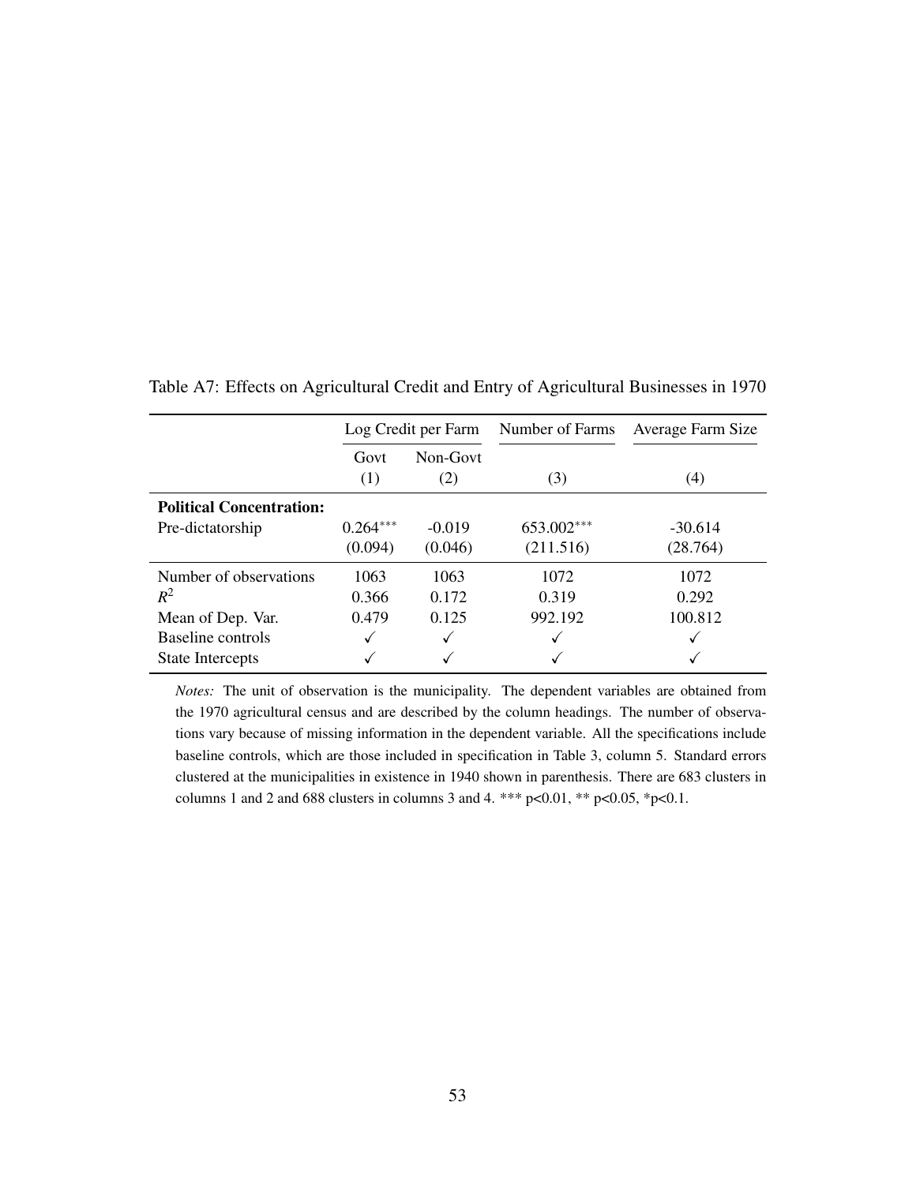Table A7: Effects on Agricultural Credit and Entry of Agricultural Businesses in 1970

| | Log Credit per Farm | | Number of Farms | Average Farm Size |
|---|---|---|---|---|
| | Govt | Non-Govt | | |
| | (1) | (2) | (3) | (4) |
| **Political Concentration:** | | | | |
| Pre-dictatorship | 0.264*** | -0.019 | 653.002*** | -30.614 |
| | (0.094) | (0.046) | (211.516) | (28.764) |
| Number of observations | 1063 | 1063 | 1072 | 1072 |
| $R^2$ | 0.366 | 0.172 | 0.319 | 0.292 |
| Mean of Dep. Var. | 0.479 | 0.125 | 992.192 | 100.812 |
| Baseline controls | ✓ | ✓ | ✓ | ✓ |
| State Intercepts | ✓ | ✓ | ✓ | ✓ |

*Notes:* The unit of observation is the municipality. The dependent variables are obtained from the 1970 agricultural census and are described by the column headings. The number of observations vary because of missing information in the dependent variable. All the specifications include baseline controls, which are those included in specification in Table 3, column 5. Standard errors clustered at the municipalities in existence in 1940 shown in parenthesis. There are 683 clusters in columns 1 and 2 and 688 clusters in columns 3 and 4. *** p<0.01, ** p<0.05, *p<0.1.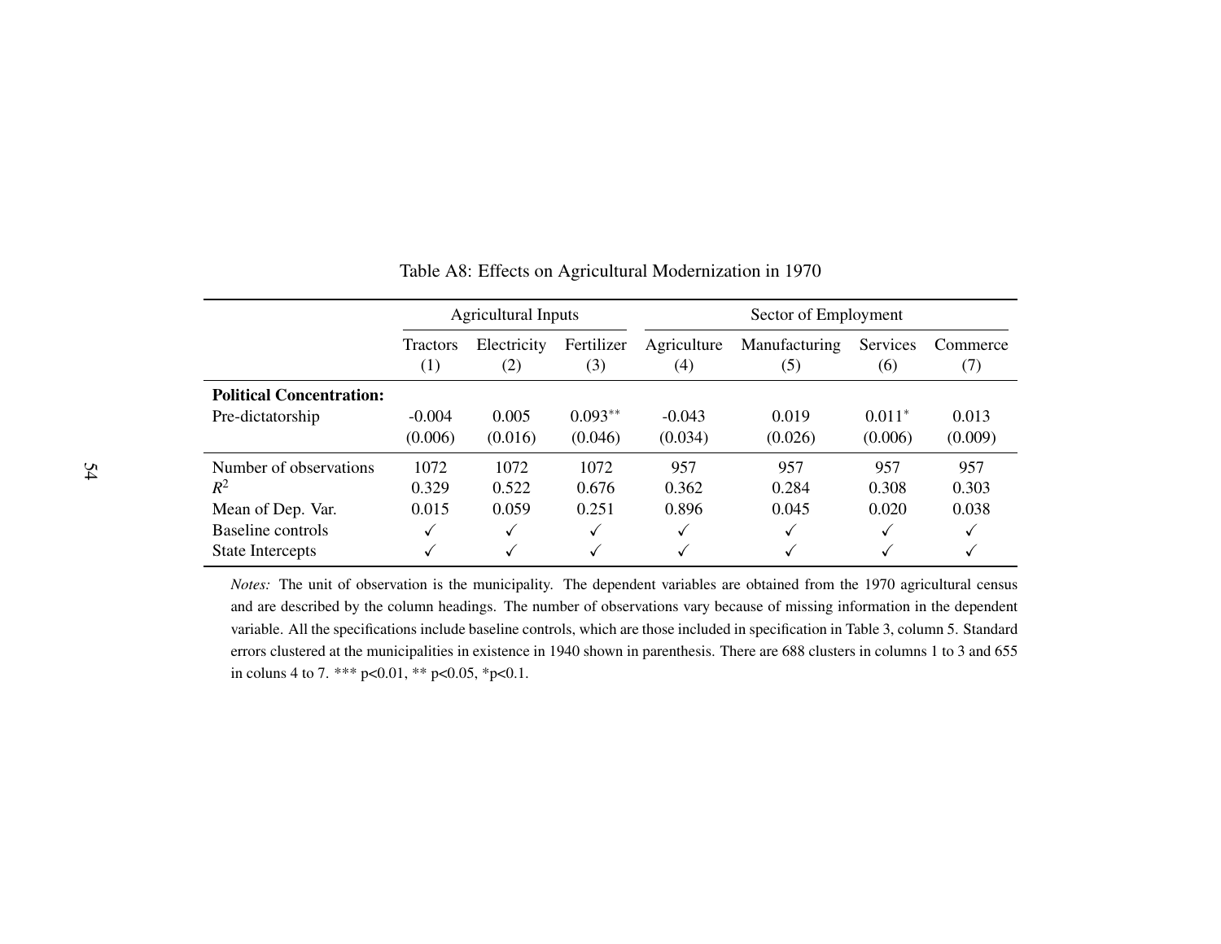Table A8: Effects on Agricultural Modernization in 1970

| | Agricultural Inputs | | | Sector of Employment | | | |
|---|---|---|---|---|---|---|---|
| | Tractors (1) | Electricity (2) | Fertilizer (3) | Agriculture (4) | Manufacturing (5) | Services (6) | Commerce (7) |
| **Political Concentration:** | | | | | | | |
| Pre-dictatorship | -0.004 | 0.005 | 0.093** | -0.043 | 0.019 | 0.011* | 0.013 |
| | (0.006) | (0.016) | (0.046) | (0.034) | (0.026) | (0.006) | (0.009) |
| Number of observations | 1072 | 1072 | 1072 | 957 | 957 | 957 | 957 |
| $R^2$ | 0.329 | 0.522 | 0.676 | 0.362 | 0.284 | 0.308 | 0.303 |
| Mean of Dep. Var. | 0.015 | 0.059 | 0.251 | 0.896 | 0.045 | 0.020 | 0.038 |
| Baseline controls | ✓ | ✓ | ✓ | ✓ | ✓ | ✓ | ✓ |
| State Intercepts | ✓ | ✓ | ✓ | ✓ | ✓ | ✓ | ✓ |

*Notes:* The unit of observation is the municipality. The dependent variables are obtained from the 1970 agricultural census and are described by the column headings. The number of observations vary because of missing information in the dependent variable. All the specifications include baseline controls, which are those included in specification in Table 3, column 5. Standard errors clustered at the municipalities in existence in 1940 shown in parenthesis. There are 688 clusters in columns 1 to 3 and 655 in coluns 4 to 7. *** p<0.01, ** p<0.05, *p<0.1.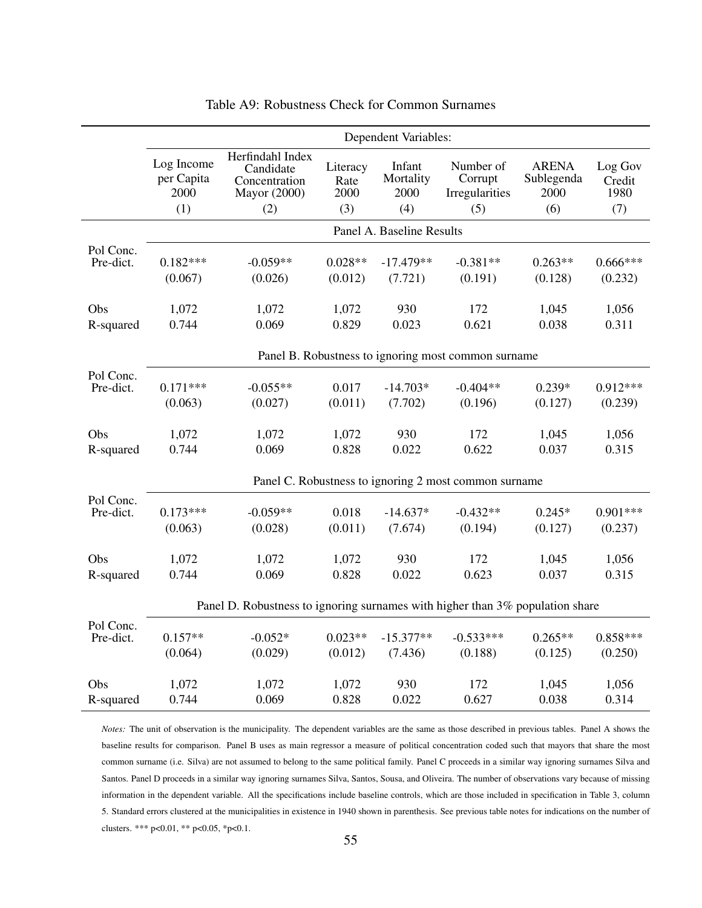Table A9: Robustness Check for Common Surnames

| | Dependent Variables: | | | | | | |
|---|---|---|---|---|---|---|---|
| | Log Income per Capita 2000 | Herfindahl Index Candidate Concentration Mayor (2000) | Literacy Rate 2000 | Infant Mortality 2000 | Number of Corrupt Irregularities | ARENA Sublegenda 2000 | Log Gov Credit 1980 |
| | (1) | (2) | (3) | (4) | (5) | (6) | (7) |
| | Panel A. Baseline Results | | | | | | |
| Pol Conc. Pre-dict. | 0.182*** | -0.059** | 0.028** | -17.479** | -0.381** | 0.263** | 0.666*** |
| | (0.067) | (0.026) | (0.012) | (7.721) | (0.191) | (0.128) | (0.232) |
| Obs | 1,072 | 1,072 | 1,072 | 930 | 172 | 1,045 | 1,056 |
| R-squared | 0.744 | 0.069 | 0.829 | 0.023 | 0.621 | 0.038 | 0.311 |
| | Panel B. Robustness to ignoring most common surname | | | | | | |
| Pol Conc. Pre-dict. | 0.171*** | -0.055** | 0.017 | -14.703* | -0.404** | 0.239* | 0.912*** |
| | (0.063) | (0.027) | (0.011) | (7.702) | (0.196) | (0.127) | (0.239) |
| Obs | 1,072 | 1,072 | 1,072 | 930 | 172 | 1,045 | 1,056 |
| R-squared | 0.744 | 0.069 | 0.828 | 0.022 | 0.622 | 0.037 | 0.315 |
| | Panel C. Robustness to ignoring 2 most common surname | | | | | | |
| Pol Conc. Pre-dict. | 0.173*** | -0.059** | 0.018 | -14.637* | -0.432** | 0.245* | 0.901*** |
| | (0.063) | (0.028) | (0.011) | (7.674) | (0.194) | (0.127) | (0.237) |
| Obs | 1,072 | 1,072 | 1,072 | 930 | 172 | 1,045 | 1,056 |
| R-squared | 0.744 | 0.069 | 0.828 | 0.022 | 0.623 | 0.037 | 0.315 |
| | Panel D. Robustness to ignoring surnames with higher than 3% population share | | | | | | |
| Pol Conc. Pre-dict. | 0.157** | -0.052* | 0.023** | -15.377** | -0.533*** | 0.265** | 0.858*** |
| | (0.064) | (0.029) | (0.012) | (7.436) | (0.188) | (0.125) | (0.250) |
| Obs | 1,072 | 1,072 | 1,072 | 930 | 172 | 1,045 | 1,056 |
| R-squared | 0.744 | 0.069 | 0.828 | 0.022 | 0.627 | 0.038 | 0.314 |

*Notes:* The unit of observation is the municipality. The dependent variables are the same as those described in previous tables. Panel A shows the baseline results for comparison. Panel B uses as main regressor a measure of political concentration coded such that mayors that share the most common surname (i.e. Silva) are not assumed to belong to the same political family. Panel C proceeds in a similar way ignoring surnames Silva and Santos. Panel D proceeds in a similar way ignoring surnames Silva, Santos, Sousa, and Oliveira. The number of observations vary because of missing information in the dependent variable. All the specifications include baseline controls, which are those included in specification in Table 3, column 5. Standard errors clustered at the municipalities in existence in 1940 shown in parenthesis. See previous table notes for indications on the number of clusters. *** p<0.01, ** p<0.05, *p<0.1.